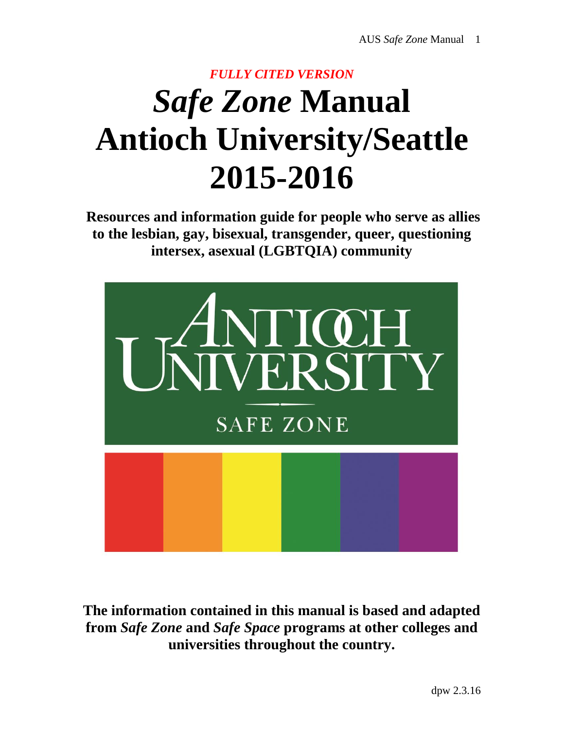*FULLY CITED VERSION*

# *Safe Zone* Manual Antioch University/Seattle 2015-2016

**Resources and information guide for people who serve as allies to the lesbian, gay, bisexual, transgender, queer, questioning intersex, asexual (LGBTQIA) community**

ANTIOCH UNIVERSITY

SAFE ZONE

**The information contained in this manual is based and adapted from *Safe Zone* and *Safe Space* programs at other colleges and universities throughout the country.**

dpw 2.3.16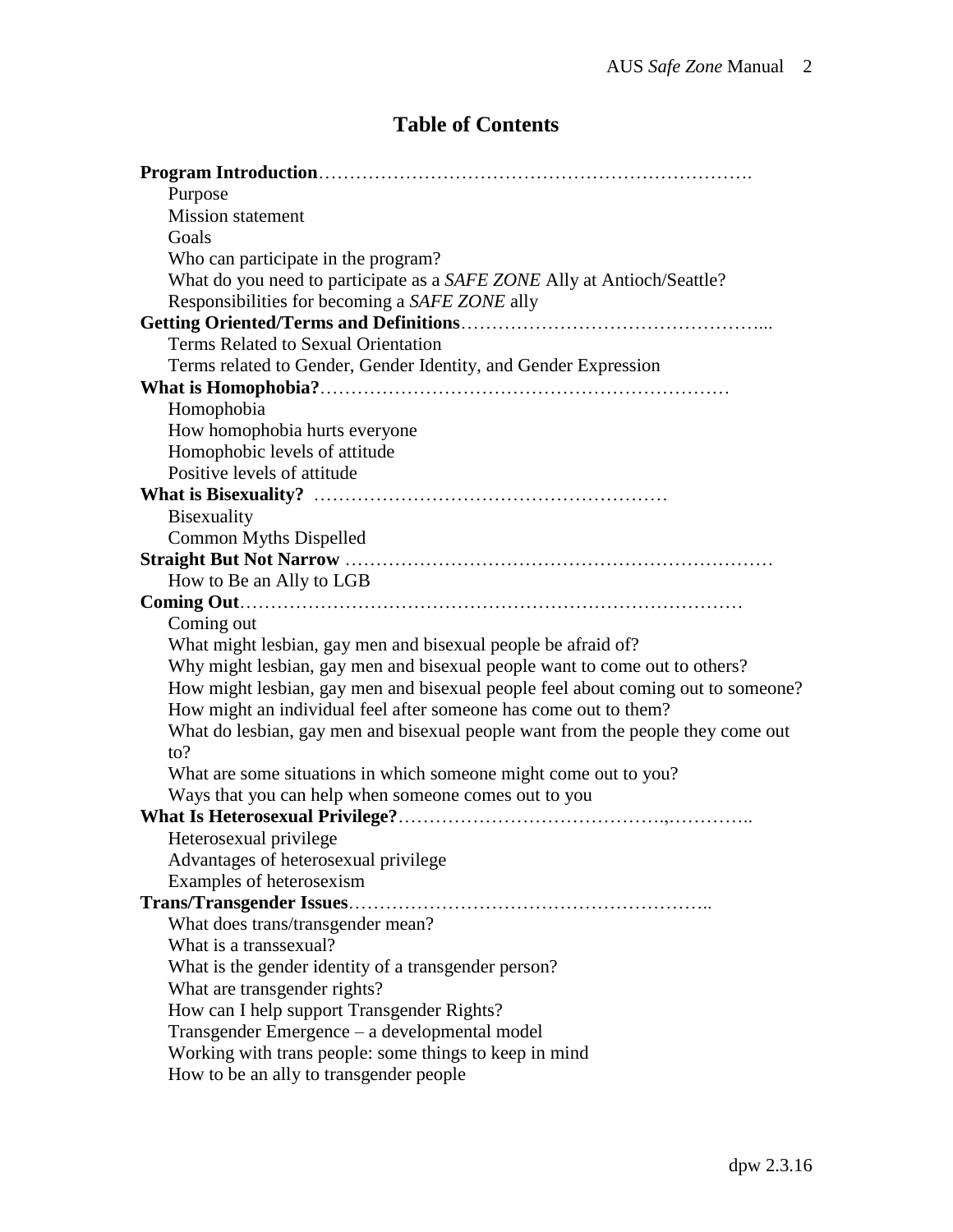# Table of Contents

**Program Introduction**……………………………………………………………….
- Purpose
- Mission statement
- Goals
- Who can participate in the program?
- What do you need to participate as a *SAFE ZONE* Ally at Antioch/Seattle?
- Responsibilities for becoming a *SAFE ZONE* ally

**Getting Oriented/Terms and Definitions**………………………………………...
- Terms Related to Sexual Orientation
- Terms related to Gender, Gender Identity, and Gender Expression

**What is Homophobia?**…………………………………………………………
- Homophobia
- How homophobia hurts everyone
- Homophobic levels of attitude
- Positive levels of attitude

**What is Bisexuality?** …………………………………………………
- Bisexuality
- Common Myths Dispelled

**Straight But Not Narrow** ……………………………………………………………
- How to Be an Ally to LGB

**Coming Out**……………………………………………………………………
- Coming out
- What might lesbian, gay men and bisexual people be afraid of?
- Why might lesbian, gay men and bisexual people want to come out to others?
- How might lesbian, gay men and bisexual people feel about coming out to someone?
- How might an individual feel after someone has come out to them?
- What do lesbian, gay men and bisexual people want from the people they come out to?
- What are some situations in which someone might come out to you?
- Ways that you can help when someone comes out to you

**What Is Heterosexual Privilege?**…………………………………….…………..
- Heterosexual privilege
- Advantages of heterosexual privilege
- Examples of heterosexism

**Trans/Transgender Issues**…………………………………………………..
- What does trans/transgender mean?
- What is a transsexual?
- What is the gender identity of a transgender person?
- What are transgender rights?
- How can I help support Transgender Rights?
- Transgender Emergence – a developmental model
- Working with trans people: some things to keep in mind
- How to be an ally to transgender people

dpw 2.3.16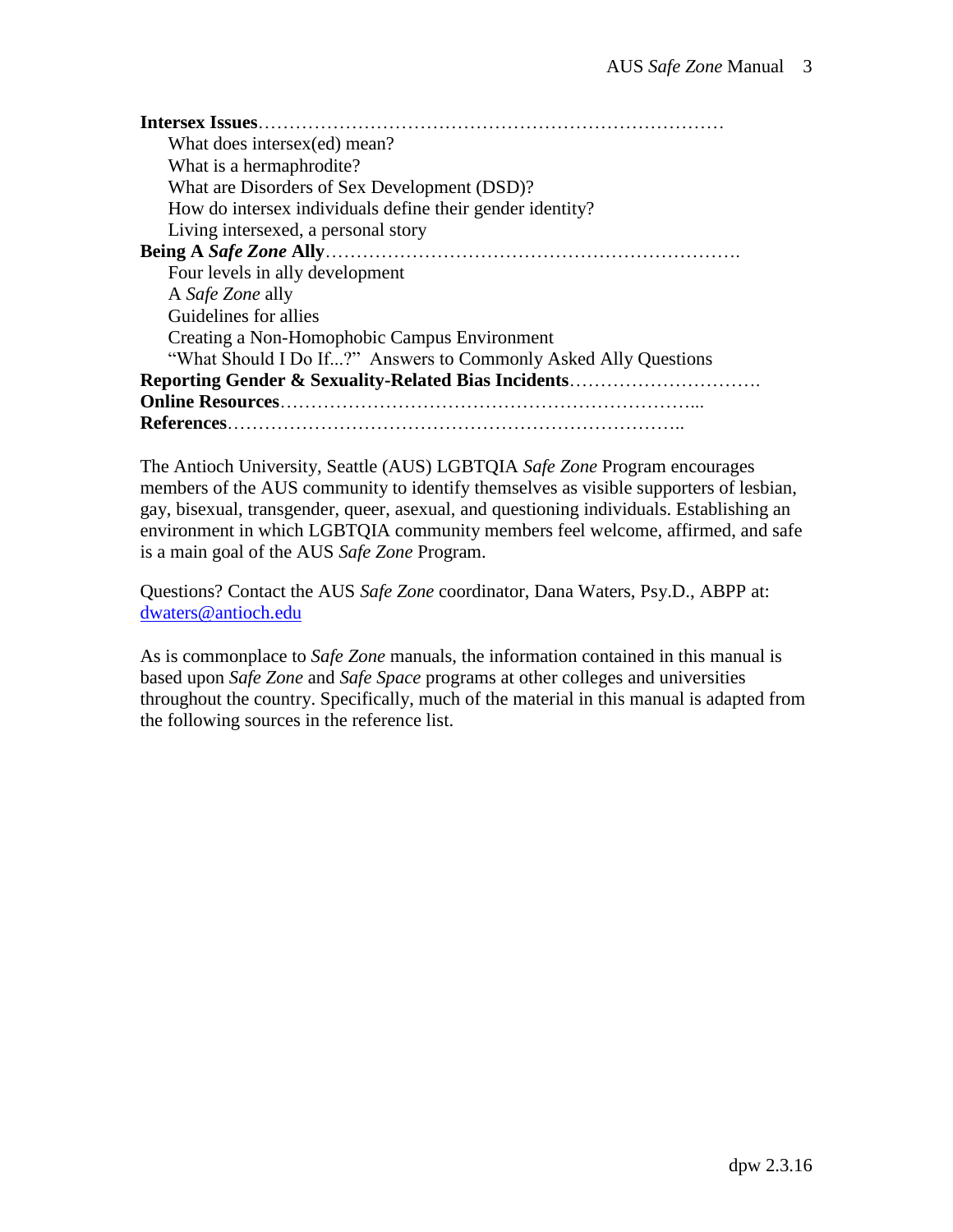**Intersex Issues**…………………………………………………………………

What does intersex(ed) mean?

What is a hermaphrodite?

What are Disorders of Sex Development (DSD)?

How do intersex individuals define their gender identity?

Living intersexed, a personal story

**Being A *Safe Zone* Ally**……………………………………………………….

Four levels in ally development

A *Safe Zone* ally

Guidelines for allies

Creating a Non-Homophobic Campus Environment

"What Should I Do If...?" Answers to Commonly Asked Ally Questions

**Reporting Gender & Sexuality-Related Bias Incidents**………………………….

**Online Resources**…………………………………………………………...

**References**……………………………………………………………..

The Antioch University, Seattle (AUS) LGBTQIA *Safe Zone* Program encourages members of the AUS community to identify themselves as visible supporters of lesbian, gay, bisexual, transgender, queer, asexual, and questioning individuals. Establishing an environment in which LGBTQIA community members feel welcome, affirmed, and safe is a main goal of the AUS *Safe Zone* Program.

Questions? Contact the AUS *Safe Zone* coordinator, Dana Waters, Psy.D., ABPP at: dwaters@antioch.edu

As is commonplace to *Safe Zone* manuals, the information contained in this manual is based upon *Safe Zone* and *Safe Space* programs at other colleges and universities throughout the country. Specifically, much of the material in this manual is adapted from the following sources in the reference list.

dpw 2.3.16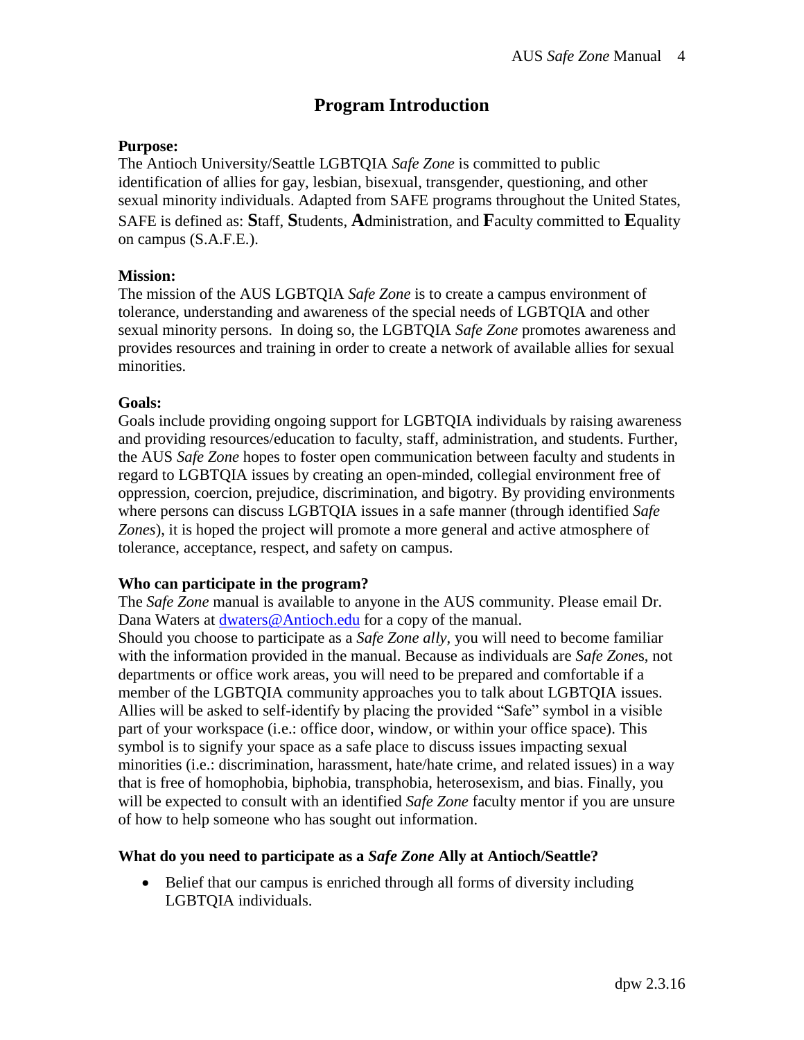# Program Introduction

**Purpose:**
The Antioch University/Seattle LGBTQIA *Safe Zone* is committed to public identification of allies for gay, lesbian, bisexual, transgender, questioning, and other sexual minority individuals. Adapted from SAFE programs throughout the United States, SAFE is defined as: **S**taff, **S**tudents, **A**dministration, and **F**aculty committed to **E**quality on campus (S.A.F.E.).

**Mission:**
The mission of the AUS LGBTQIA *Safe Zone* is to create a campus environment of tolerance, understanding and awareness of the special needs of LGBTQIA and other sexual minority persons. In doing so, the LGBTQIA *Safe Zone* promotes awareness and provides resources and training in order to create a network of available allies for sexual minorities.

**Goals:**
Goals include providing ongoing support for LGBTQIA individuals by raising awareness and providing resources/education to faculty, staff, administration, and students. Further, the AUS *Safe Zone* hopes to foster open communication between faculty and students in regard to LGBTQIA issues by creating an open-minded, collegial environment free of oppression, coercion, prejudice, discrimination, and bigotry. By providing environments where persons can discuss LGBTQIA issues in a safe manner (through identified *Safe Zones*), it is hoped the project will promote a more general and active atmosphere of tolerance, acceptance, respect, and safety on campus.

**Who can participate in the program?**
The *Safe Zone* manual is available to anyone in the AUS community. Please email Dr. Dana Waters at dwaters@Antioch.edu for a copy of the manual.
Should you choose to participate as a *Safe Zone ally*, you will need to become familiar with the information provided in the manual. Because as individuals are *Safe Zone*s, not departments or office work areas, you will need to be prepared and comfortable if a member of the LGBTQIA community approaches you to talk about LGBTQIA issues. Allies will be asked to self-identify by placing the provided "Safe" symbol in a visible part of your workspace (i.e.: office door, window, or within your office space). This symbol is to signify your space as a safe place to discuss issues impacting sexual minorities (i.e.: discrimination, harassment, hate/hate crime, and related issues) in a way that is free of homophobia, biphobia, transphobia, heterosexism, and bias. Finally, you will be expected to consult with an identified *Safe Zone* faculty mentor if you are unsure of how to help someone who has sought out information.

**What do you need to participate as a *Safe Zone* Ally at Antioch/Seattle?**

- Belief that our campus is enriched through all forms of diversity including LGBTQIA individuals.

dpw 2.3.16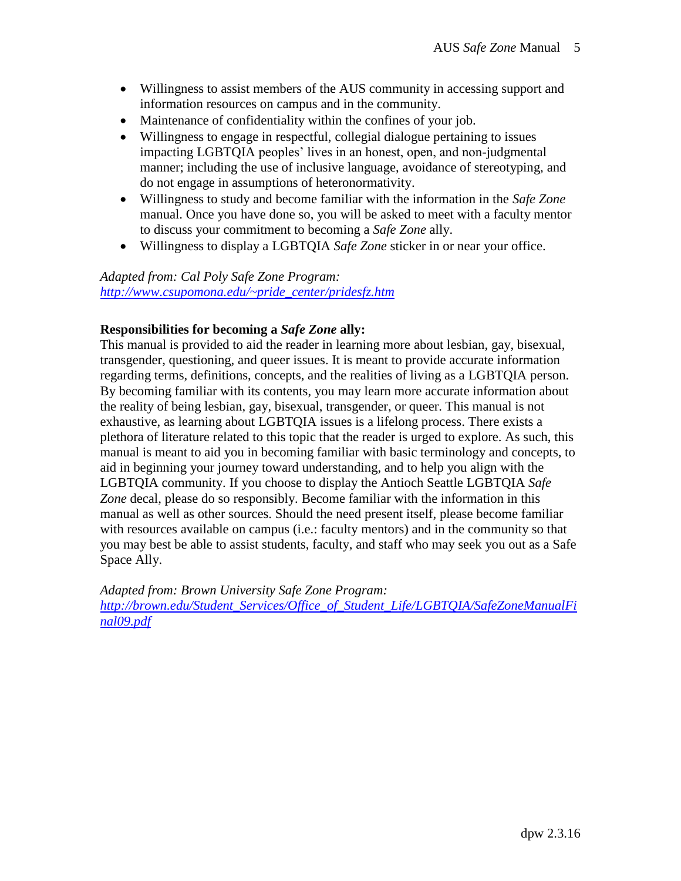- Willingness to assist members of the AUS community in accessing support and information resources on campus and in the community.
- Maintenance of confidentiality within the confines of your job.
- Willingness to engage in respectful, collegial dialogue pertaining to issues impacting LGBTQIA peoples' lives in an honest, open, and non-judgmental manner; including the use of inclusive language, avoidance of stereotyping, and do not engage in assumptions of heteronormativity.
- Willingness to study and become familiar with the information in the *Safe Zone* manual. Once you have done so, you will be asked to meet with a faculty mentor to discuss your commitment to becoming a *Safe Zone* ally.
- Willingness to display a LGBTQIA *Safe Zone* sticker in or near your office.

*Adapted from: Cal Poly Safe Zone Program:*
*[http://www.csupomona.edu/~pride_center/pridesfz.htm](http://www.csupomona.edu/~pride_center/pridesfz.htm)*

**Responsibilities for becoming a *Safe Zone* ally:**

This manual is provided to aid the reader in learning more about lesbian, gay, bisexual, transgender, questioning, and queer issues. It is meant to provide accurate information regarding terms, definitions, concepts, and the realities of living as a LGBTQIA person. By becoming familiar with its contents, you may learn more accurate information about the reality of being lesbian, gay, bisexual, transgender, or queer. This manual is not exhaustive, as learning about LGBTQIA issues is a lifelong process. There exists a plethora of literature related to this topic that the reader is urged to explore. As such, this manual is meant to aid you in becoming familiar with basic terminology and concepts, to aid in beginning your journey toward understanding, and to help you align with the LGBTQIA community. If you choose to display the Antioch Seattle LGBTQIA *Safe Zone* decal, please do so responsibly. Become familiar with the information in this manual as well as other sources. Should the need present itself, please become familiar with resources available on campus (i.e.: faculty mentors) and in the community so that you may best be able to assist students, faculty, and staff who may seek you out as a Safe Space Ally.

*Adapted from: Brown University Safe Zone Program:*
*[http://brown.edu/Student_Services/Office_of_Student_Life/LGBTQIA/SafeZoneManualFinal09.pdf](http://brown.edu/Student_Services/Office_of_Student_Life/LGBTQIA/SafeZoneManualFinal09.pdf)*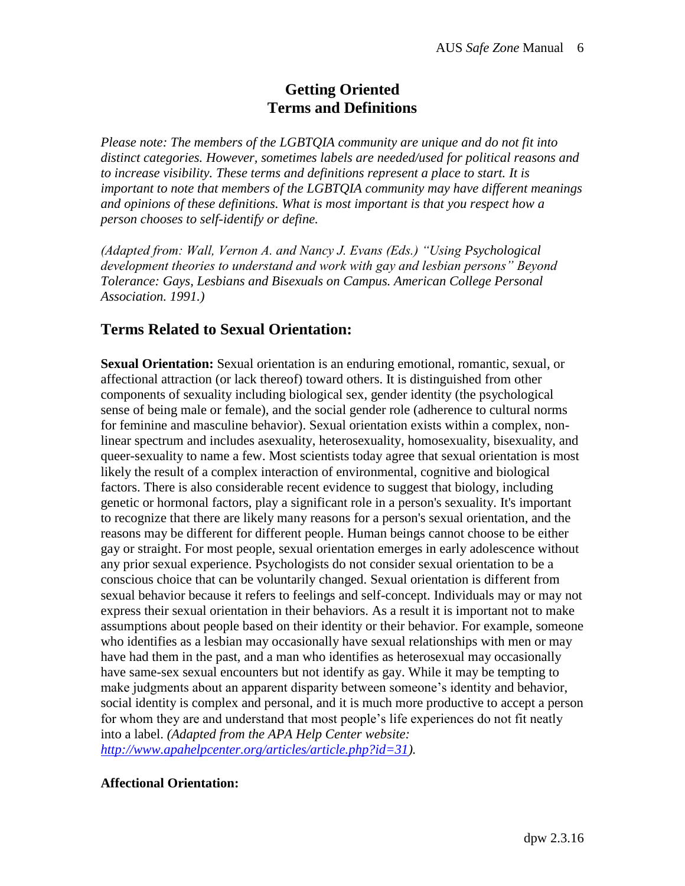# Getting Oriented
# Terms and Definitions

*Please note: The members of the LGBTQIA community are unique and do not fit into distinct categories. However, sometimes labels are needed/used for political reasons and to increase visibility. These terms and definitions represent a place to start. It is important to note that members of the LGBTQIA community may have different meanings and opinions of these definitions. What is most important is that you respect how a person chooses to self-identify or define.*

*(Adapted from: Wall, Vernon A. and Nancy J. Evans (Eds.) "Using Psychological development theories to understand and work with gay and lesbian persons" Beyond Tolerance: Gays, Lesbians and Bisexuals on Campus. American College Personal Association. 1991.)*

## Terms Related to Sexual Orientation:

**Sexual Orientation:** Sexual orientation is an enduring emotional, romantic, sexual, or affectional attraction (or lack thereof) toward others. It is distinguished from other components of sexuality including biological sex, gender identity (the psychological sense of being male or female), and the social gender role (adherence to cultural norms for feminine and masculine behavior). Sexual orientation exists within a complex, non-linear spectrum and includes asexuality, heterosexuality, homosexuality, bisexuality, and queer-sexuality to name a few. Most scientists today agree that sexual orientation is most likely the result of a complex interaction of environmental, cognitive and biological factors. There is also considerable recent evidence to suggest that biology, including genetic or hormonal factors, play a significant role in a person's sexuality. It's important to recognize that there are likely many reasons for a person's sexual orientation, and the reasons may be different for different people. Human beings cannot choose to be either gay or straight. For most people, sexual orientation emerges in early adolescence without any prior sexual experience. Psychologists do not consider sexual orientation to be a conscious choice that can be voluntarily changed. Sexual orientation is different from sexual behavior because it refers to feelings and self-concept. Individuals may or may not express their sexual orientation in their behaviors. As a result it is important not to make assumptions about people based on their identity or their behavior. For example, someone who identifies as a lesbian may occasionally have sexual relationships with men or may have had them in the past, and a man who identifies as heterosexual may occasionally have same-sex sexual encounters but not identify as gay. While it may be tempting to make judgments about an apparent disparity between someone's identity and behavior, social identity is complex and personal, and it is much more productive to accept a person for whom they are and understand that most people's life experiences do not fit neatly into a label. *(Adapted from the APA Help Center website: [http://www.apahelpcenter.org/articles/article.php?id=31](http://www.apahelpcenter.org/articles/article.php?id=31)).*

**Affectional Orientation:**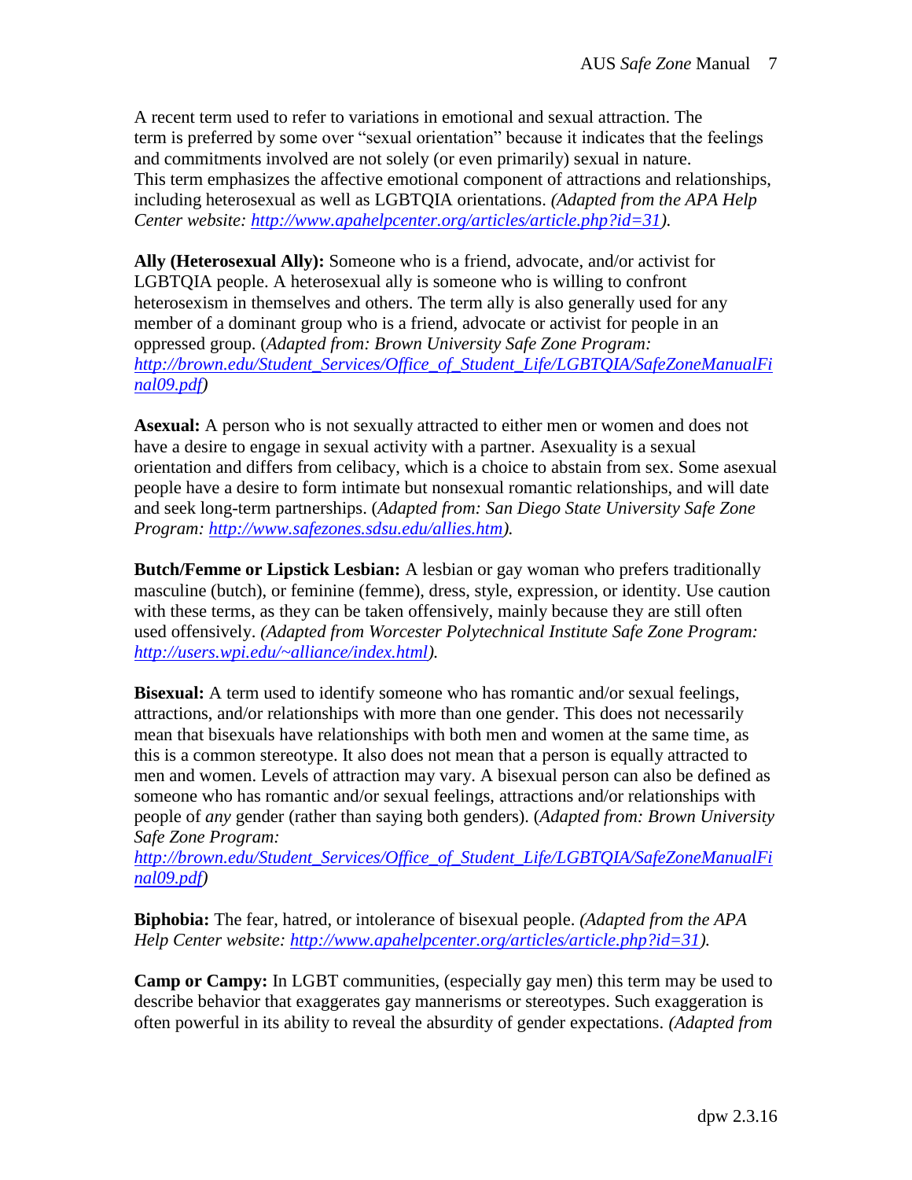A recent term used to refer to variations in emotional and sexual attraction. The term is preferred by some over "sexual orientation" because it indicates that the feelings and commitments involved are not solely (or even primarily) sexual in nature. This term emphasizes the affective emotional component of attractions and relationships, including heterosexual as well as LGBTQIA orientations. *(Adapted from the APA Help Center website: http://www.apahelpcenter.org/articles/article.php?id=31).*

**Ally (Heterosexual Ally):** Someone who is a friend, advocate, and/or activist for LGBTQIA people. A heterosexual ally is someone who is willing to confront heterosexism in themselves and others. The term ally is also generally used for any member of a dominant group who is a friend, advocate or activist for people in an oppressed group. (*Adapted from: Brown University Safe Zone Program: http://brown.edu/Student_Services/Office_of_Student_Life/LGBTQIA/SafeZoneManualFinal09.pdf*)

**Asexual:** A person who is not sexually attracted to either men or women and does not have a desire to engage in sexual activity with a partner. Asexuality is a sexual orientation and differs from celibacy, which is a choice to abstain from sex. Some asexual people have a desire to form intimate but nonsexual romantic relationships, and will date and seek long-term partnerships. (*Adapted from: San Diego State University Safe Zone Program: http://www.safezones.sdsu.edu/allies.htm).*

**Butch/Femme or Lipstick Lesbian:** A lesbian or gay woman who prefers traditionally masculine (butch), or feminine (femme), dress, style, expression, or identity. Use caution with these terms, as they can be taken offensively, mainly because they are still often used offensively. *(Adapted from Worcester Polytechnical Institute Safe Zone Program: http://users.wpi.edu/~alliance/index.html).*

**Bisexual:** A term used to identify someone who has romantic and/or sexual feelings, attractions, and/or relationships with more than one gender. This does not necessarily mean that bisexuals have relationships with both men and women at the same time, as this is a common stereotype. It also does not mean that a person is equally attracted to men and women. Levels of attraction may vary. A bisexual person can also be defined as someone who has romantic and/or sexual feelings, attractions and/or relationships with people of *any* gender (rather than saying both genders). (*Adapted from: Brown University Safe Zone Program: http://brown.edu/Student_Services/Office_of_Student_Life/LGBTQIA/SafeZoneManualFinal09.pdf*)

**Biphobia:** The fear, hatred, or intolerance of bisexual people. *(Adapted from the APA Help Center website: http://www.apahelpcenter.org/articles/article.php?id=31).*

**Camp or Campy:** In LGBT communities, (especially gay men) this term may be used to describe behavior that exaggerates gay mannerisms or stereotypes. Such exaggeration is often powerful in its ability to reveal the absurdity of gender expectations. *(Adapted from*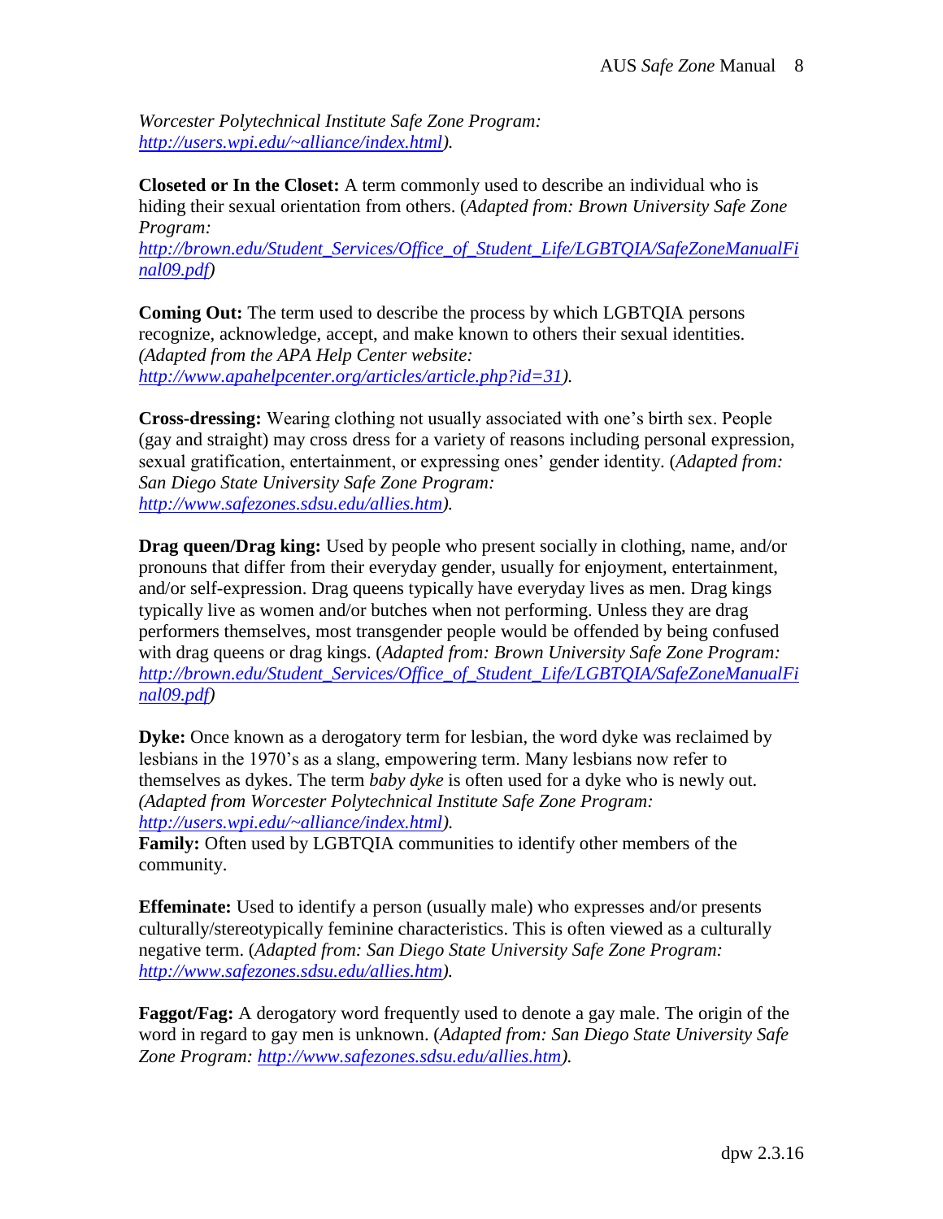*Worcester Polytechnical Institute Safe Zone Program: [http://users.wpi.edu/~alliance/index.html](http://users.wpi.edu/~alliance/index.html)).*

**Closeted or In the Closet:** A term commonly used to describe an individual who is hiding their sexual orientation from others. (*Adapted from: Brown University Safe Zone Program: [http://brown.edu/Student_Services/Office_of_Student_Life/LGBTQIA/SafeZoneManualFinal09.pdf](http://brown.edu/Student_Services/Office_of_Student_Life/LGBTQIA/SafeZoneManualFinal09.pdf)*)

**Coming Out:** The term used to describe the process by which LGBTQIA persons recognize, acknowledge, accept, and make known to others their sexual identities. *(Adapted from the APA Help Center website: [http://www.apahelpcenter.org/articles/article.php?id=31](http://www.apahelpcenter.org/articles/article.php?id=31)).*

**Cross-dressing:** Wearing clothing not usually associated with one's birth sex. People (gay and straight) may cross dress for a variety of reasons including personal expression, sexual gratification, entertainment, or expressing ones' gender identity. (*Adapted from: San Diego State University Safe Zone Program: [http://www.safezones.sdsu.edu/allies.htm](http://www.safezones.sdsu.edu/allies.htm)).*

**Drag queen/Drag king:** Used by people who present socially in clothing, name, and/or pronouns that differ from their everyday gender, usually for enjoyment, entertainment, and/or self-expression. Drag queens typically have everyday lives as men. Drag kings typically live as women and/or butches when not performing. Unless they are drag performers themselves, most transgender people would be offended by being confused with drag queens or drag kings. (*Adapted from: Brown University Safe Zone Program: [http://brown.edu/Student_Services/Office_of_Student_Life/LGBTQIA/SafeZoneManualFinal09.pdf](http://brown.edu/Student_Services/Office_of_Student_Life/LGBTQIA/SafeZoneManualFinal09.pdf)*)

**Dyke:** Once known as a derogatory term for lesbian, the word dyke was reclaimed by lesbians in the 1970's as a slang, empowering term. Many lesbians now refer to themselves as dykes. The term *baby dyke* is often used for a dyke who is newly out. *(Adapted from Worcester Polytechnical Institute Safe Zone Program: [http://users.wpi.edu/~alliance/index.html](http://users.wpi.edu/~alliance/index.html)).*

**Family:** Often used by LGBTQIA communities to identify other members of the community.

**Effeminate:** Used to identify a person (usually male) who expresses and/or presents culturally/stereotypically feminine characteristics. This is often viewed as a culturally negative term. (*Adapted from: San Diego State University Safe Zone Program: [http://www.safezones.sdsu.edu/allies.htm](http://www.safezones.sdsu.edu/allies.htm)).*

**Faggot/Fag:** A derogatory word frequently used to denote a gay male. The origin of the word in regard to gay men is unknown. (*Adapted from: San Diego State University Safe Zone Program: [http://www.safezones.sdsu.edu/allies.htm](http://www.safezones.sdsu.edu/allies.htm)).*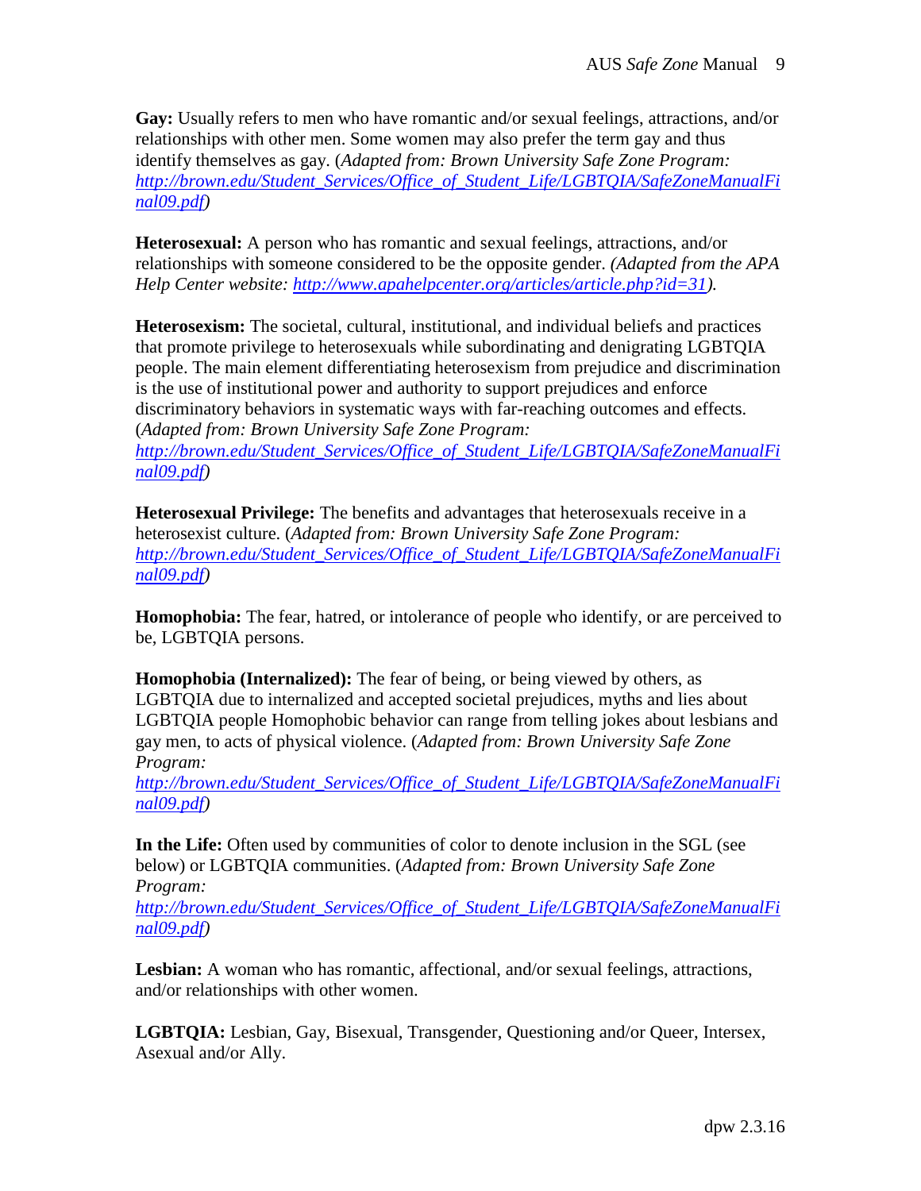**Gay:** Usually refers to men who have romantic and/or sexual feelings, attractions, and/or relationships with other men. Some women may also prefer the term gay and thus identify themselves as gay. (*Adapted from: Brown University Safe Zone Program: http://brown.edu/Student_Services/Office_of_Student_Life/LGBTQIA/SafeZoneManualFinal09.pdf*)

**Heterosexual:** A person who has romantic and sexual feelings, attractions, and/or relationships with someone considered to be the opposite gender. *(Adapted from the APA Help Center website: http://www.apahelpcenter.org/articles/article.php?id=31).*

**Heterosexism:** The societal, cultural, institutional, and individual beliefs and practices that promote privilege to heterosexuals while subordinating and denigrating LGBTQIA people. The main element differentiating heterosexism from prejudice and discrimination is the use of institutional power and authority to support prejudices and enforce discriminatory behaviors in systematic ways with far-reaching outcomes and effects. (*Adapted from: Brown University Safe Zone Program: http://brown.edu/Student_Services/Office_of_Student_Life/LGBTQIA/SafeZoneManualFinal09.pdf*)

**Heterosexual Privilege:** The benefits and advantages that heterosexuals receive in a heterosexist culture. (*Adapted from: Brown University Safe Zone Program: http://brown.edu/Student_Services/Office_of_Student_Life/LGBTQIA/SafeZoneManualFinal09.pdf*)

**Homophobia:** The fear, hatred, or intolerance of people who identify, or are perceived to be, LGBTQIA persons.

**Homophobia (Internalized):** The fear of being, or being viewed by others, as LGBTQIA due to internalized and accepted societal prejudices, myths and lies about LGBTQIA people Homophobic behavior can range from telling jokes about lesbians and gay men, to acts of physical violence. (*Adapted from: Brown University Safe Zone Program: http://brown.edu/Student_Services/Office_of_Student_Life/LGBTQIA/SafeZoneManualFinal09.pdf*)

**In the Life:** Often used by communities of color to denote inclusion in the SGL (see below) or LGBTQIA communities. (*Adapted from: Brown University Safe Zone Program: http://brown.edu/Student_Services/Office_of_Student_Life/LGBTQIA/SafeZoneManualFinal09.pdf*)

**Lesbian:** A woman who has romantic, affectional, and/or sexual feelings, attractions, and/or relationships with other women.

**LGBTQIA:** Lesbian, Gay, Bisexual, Transgender, Questioning and/or Queer, Intersex, Asexual and/or Ally.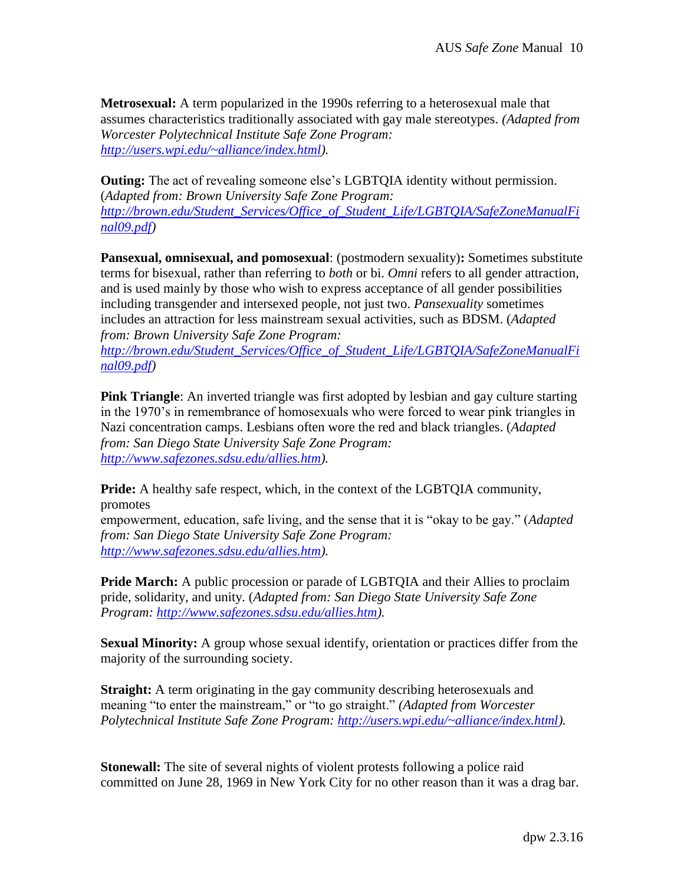**Metrosexual:** A term popularized in the 1990s referring to a heterosexual male that assumes characteristics traditionally associated with gay male stereotypes. *(Adapted from Worcester Polytechnical Institute Safe Zone Program: [http://users.wpi.edu/~alliance/index.html](http://users.wpi.edu/~alliance/index.html)).*

**Outing:** The act of revealing someone else's LGBTQIA identity without permission. (*Adapted from: Brown University Safe Zone Program: [http://brown.edu/Student_Services/Office_of_Student_Life/LGBTQIA/SafeZoneManualFinal09.pdf](http://brown.edu/Student_Services/Office_of_Student_Life/LGBTQIA/SafeZoneManualFinal09.pdf)*)

**Pansexual, omnisexual, and pomosexual**: (postmodern sexuality)**:** Sometimes substitute terms for bisexual, rather than referring to *both* or bi. *Omni* refers to all gender attraction, and is used mainly by those who wish to express acceptance of all gender possibilities including transgender and intersexed people, not just two. *Pansexuality* sometimes includes an attraction for less mainstream sexual activities, such as BDSM. (*Adapted from: Brown University Safe Zone Program: [http://brown.edu/Student_Services/Office_of_Student_Life/LGBTQIA/SafeZoneManualFinal09.pdf](http://brown.edu/Student_Services/Office_of_Student_Life/LGBTQIA/SafeZoneManualFinal09.pdf)*)

**Pink Triangle**: An inverted triangle was first adopted by lesbian and gay culture starting in the 1970's in remembrance of homosexuals who were forced to wear pink triangles in Nazi concentration camps. Lesbians often wore the red and black triangles. (*Adapted from: San Diego State University Safe Zone Program: [http://www.safezones.sdsu.edu/allies.htm](http://www.safezones.sdsu.edu/allies.htm)).*

**Pride:** A healthy safe respect, which, in the context of the LGBTQIA community, promotes
empowerment, education, safe living, and the sense that it is "okay to be gay." (*Adapted from: San Diego State University Safe Zone Program: [http://www.safezones.sdsu.edu/allies.htm](http://www.safezones.sdsu.edu/allies.htm)).*

**Pride March:** A public procession or parade of LGBTQIA and their Allies to proclaim pride, solidarity, and unity. (*Adapted from: San Diego State University Safe Zone Program: [http://www.safezones.sdsu.edu/allies.htm](http://www.safezones.sdsu.edu/allies.htm)).*

**Sexual Minority:** A group whose sexual identify, orientation or practices differ from the majority of the surrounding society.

**Straight:** A term originating in the gay community describing heterosexuals and meaning "to enter the mainstream," or "to go straight." *(Adapted from Worcester Polytechnical Institute Safe Zone Program: [http://users.wpi.edu/~alliance/index.html](http://users.wpi.edu/~alliance/index.html)).*

**Stonewall:** The site of several nights of violent protests following a police raid committed on June 28, 1969 in New York City for no other reason than it was a drag bar.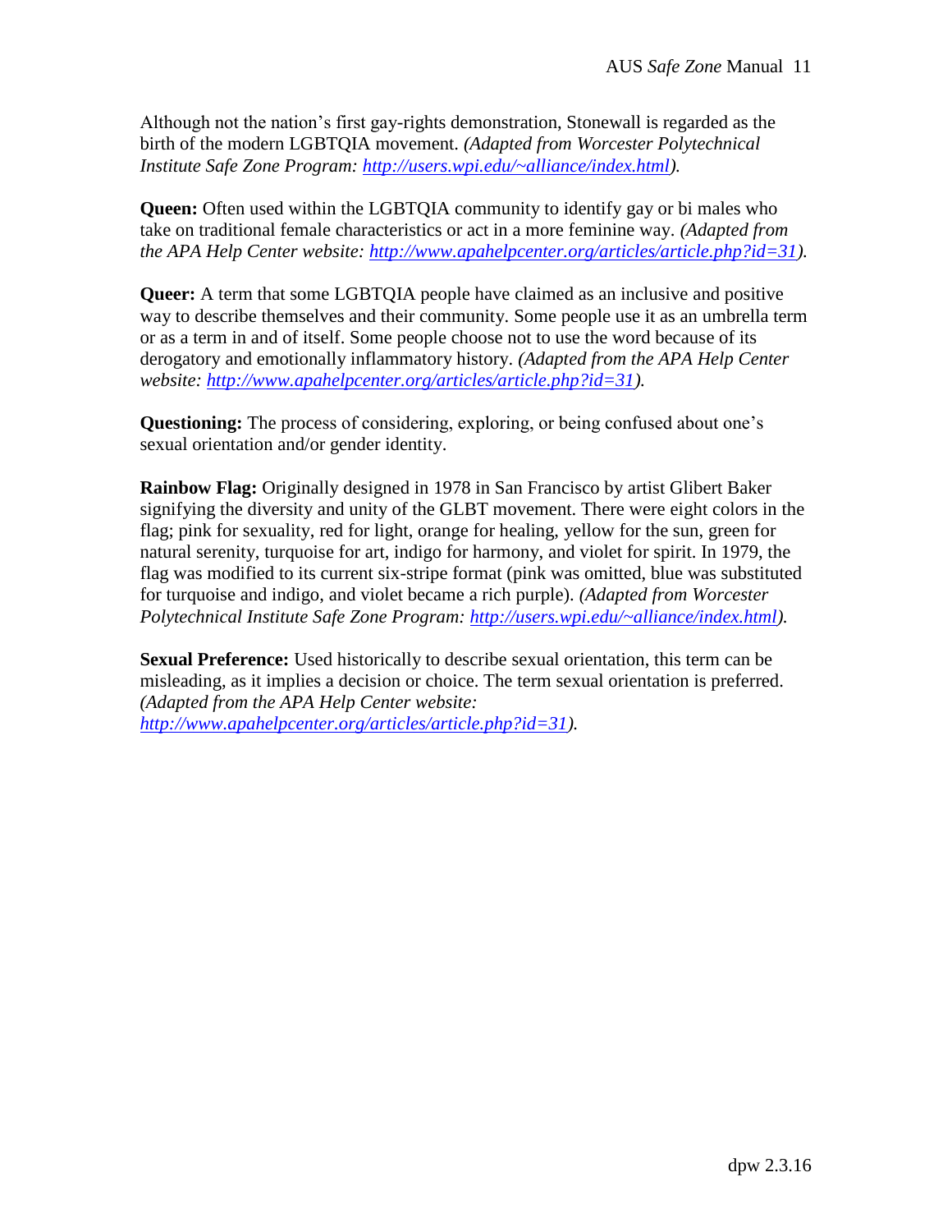Although not the nation's first gay-rights demonstration, Stonewall is regarded as the birth of the modern LGBTQIA movement. *(Adapted from Worcester Polytechnical Institute Safe Zone Program: [http://users.wpi.edu/~alliance/index.html](http://users.wpi.edu/~alliance/index.html)).*

**Queen:** Often used within the LGBTQIA community to identify gay or bi males who take on traditional female characteristics or act in a more feminine way. *(Adapted from the APA Help Center website: [http://www.apahelpcenter.org/articles/article.php?id=31](http://www.apahelpcenter.org/articles/article.php?id=31)).*

**Queer:** A term that some LGBTQIA people have claimed as an inclusive and positive way to describe themselves and their community. Some people use it as an umbrella term or as a term in and of itself. Some people choose not to use the word because of its derogatory and emotionally inflammatory history. *(Adapted from the APA Help Center website: [http://www.apahelpcenter.org/articles/article.php?id=31](http://www.apahelpcenter.org/articles/article.php?id=31)).*

**Questioning:** The process of considering, exploring, or being confused about one's sexual orientation and/or gender identity.

**Rainbow Flag:** Originally designed in 1978 in San Francisco by artist Glibert Baker signifying the diversity and unity of the GLBT movement. There were eight colors in the flag; pink for sexuality, red for light, orange for healing, yellow for the sun, green for natural serenity, turquoise for art, indigo for harmony, and violet for spirit. In 1979, the flag was modified to its current six-stripe format (pink was omitted, blue was substituted for turquoise and indigo, and violet became a rich purple). *(Adapted from Worcester Polytechnical Institute Safe Zone Program: [http://users.wpi.edu/~alliance/index.html](http://users.wpi.edu/~alliance/index.html)).*

**Sexual Preference:** Used historically to describe sexual orientation, this term can be misleading, as it implies a decision or choice. The term sexual orientation is preferred. *(Adapted from the APA Help Center website: [http://www.apahelpcenter.org/articles/article.php?id=31](http://www.apahelpcenter.org/articles/article.php?id=31)).*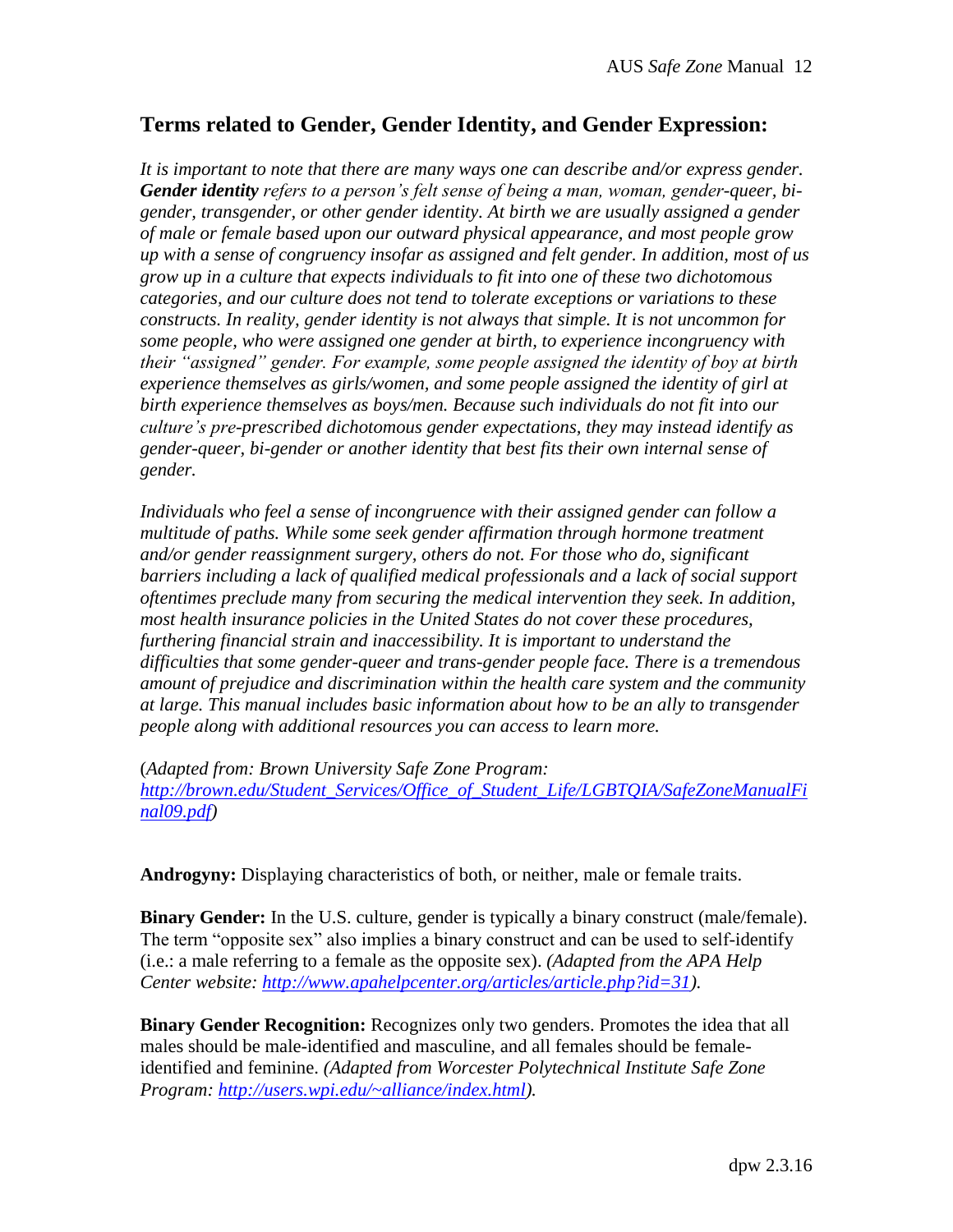## Terms related to Gender, Gender Identity, and Gender Expression:

*It is important to note that there are many ways one can describe and/or express gender.* ***Gender identity*** *refers to a person's felt sense of being a man, woman, gender-queer, bi-gender, transgender, or other gender identity. At birth we are usually assigned a gender of male or female based upon our outward physical appearance, and most people grow up with a sense of congruency insofar as assigned and felt gender. In addition, most of us grow up in a culture that expects individuals to fit into one of these two dichotomous categories, and our culture does not tend to tolerate exceptions or variations to these constructs. In reality, gender identity is not always that simple. It is not uncommon for some people, who were assigned one gender at birth, to experience incongruency with their "assigned" gender. For example, some people assigned the identity of boy at birth experience themselves as girls/women, and some people assigned the identity of girl at birth experience themselves as boys/men. Because such individuals do not fit into our culture's pre-prescribed dichotomous gender expectations, they may instead identify as gender-queer, bi-gender or another identity that best fits their own internal sense of gender.*

*Individuals who feel a sense of incongruence with their assigned gender can follow a multitude of paths. While some seek gender affirmation through hormone treatment and/or gender reassignment surgery, others do not. For those who do, significant barriers including a lack of qualified medical professionals and a lack of social support oftentimes preclude many from securing the medical intervention they seek. In addition, most health insurance policies in the United States do not cover these procedures, furthering financial strain and inaccessibility. It is important to understand the difficulties that some gender-queer and trans-gender people face. There is a tremendous amount of prejudice and discrimination within the health care system and the community at large. This manual includes basic information about how to be an ally to transgender people along with additional resources you can access to learn more.*

(*Adapted from: Brown University Safe Zone Program: [http://brown.edu/Student_Services/Office_of_Student_Life/LGBTQIA/SafeZoneManualFinal09.pdf](http://brown.edu/Student_Services/Office_of_Student_Life/LGBTQIA/SafeZoneManualFinal09.pdf)*)

**Androgyny:** Displaying characteristics of both, or neither, male or female traits.

**Binary Gender:** In the U.S. culture, gender is typically a binary construct (male/female). The term "opposite sex" also implies a binary construct and can be used to self-identify (i.e.: a male referring to a female as the opposite sex). *(Adapted from the APA Help Center website: [http://www.apahelpcenter.org/articles/article.php?id=31](http://www.apahelpcenter.org/articles/article.php?id=31)).*

**Binary Gender Recognition:** Recognizes only two genders. Promotes the idea that all males should be male-identified and masculine, and all females should be female-identified and feminine. *(Adapted from Worcester Polytechnical Institute Safe Zone Program: [http://users.wpi.edu/~alliance/index.html](http://users.wpi.edu/~alliance/index.html)).*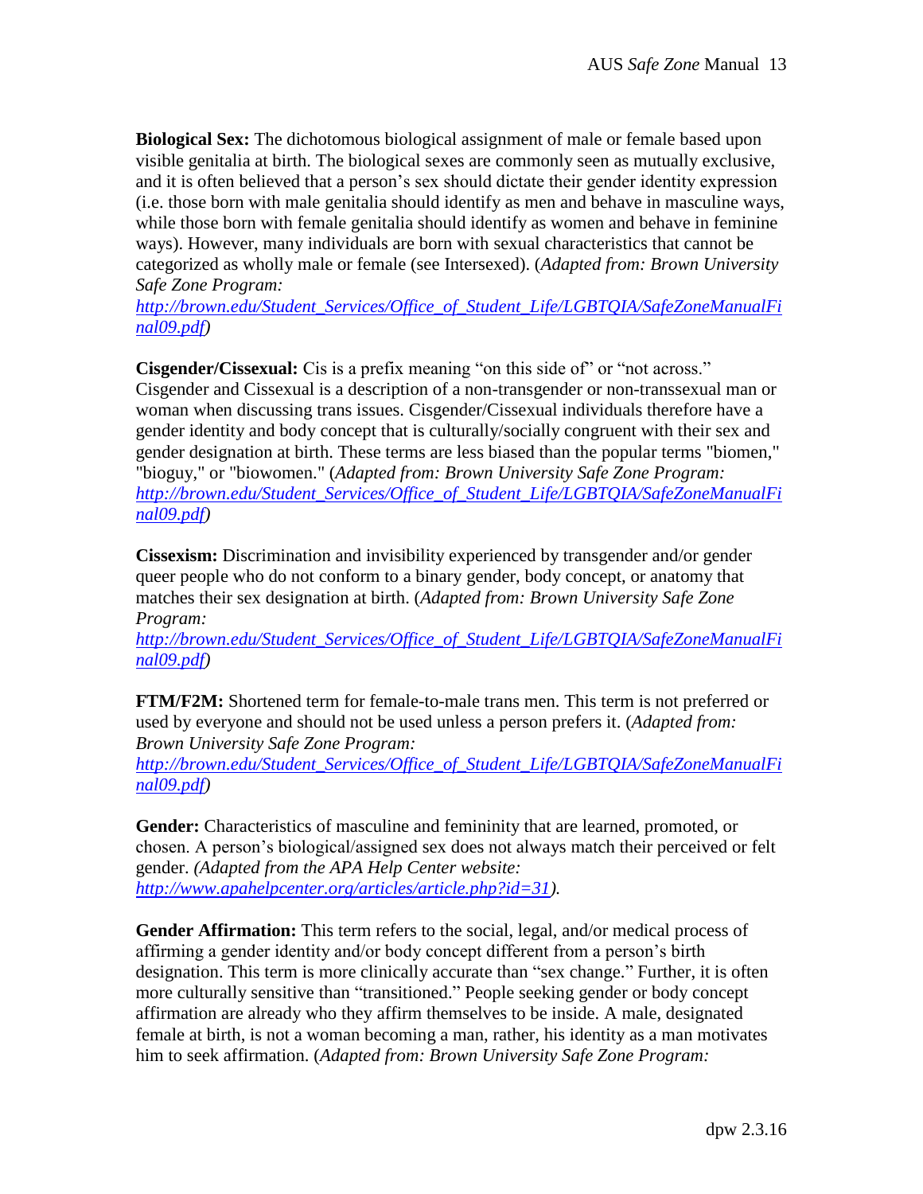**Biological Sex:** The dichotomous biological assignment of male or female based upon visible genitalia at birth. The biological sexes are commonly seen as mutually exclusive, and it is often believed that a person's sex should dictate their gender identity expression (i.e. those born with male genitalia should identify as men and behave in masculine ways, while those born with female genitalia should identify as women and behave in feminine ways). However, many individuals are born with sexual characteristics that cannot be categorized as wholly male or female (see Intersexed). (*Adapted from: Brown University Safe Zone Program:* *http://brown.edu/Student_Services/Office_of_Student_Life/LGBTQIA/SafeZoneManualFinal09.pdf)*

**Cisgender/Cissexual:** Cis is a prefix meaning "on this side of" or "not across." Cisgender and Cissexual is a description of a non-transgender or non-transsexual man or woman when discussing trans issues. Cisgender/Cissexual individuals therefore have a gender identity and body concept that is culturally/socially congruent with their sex and gender designation at birth. These terms are less biased than the popular terms "biomen," "bioguy," or "biowomen." (*Adapted from: Brown University Safe Zone Program:* *http://brown.edu/Student_Services/Office_of_Student_Life/LGBTQIA/SafeZoneManualFinal09.pdf)*

**Cissexism:** Discrimination and invisibility experienced by transgender and/or gender queer people who do not conform to a binary gender, body concept, or anatomy that matches their sex designation at birth. (*Adapted from: Brown University Safe Zone Program:* *http://brown.edu/Student_Services/Office_of_Student_Life/LGBTQIA/SafeZoneManualFinal09.pdf)*

**FTM/F2M:** Shortened term for female-to-male trans men. This term is not preferred or used by everyone and should not be used unless a person prefers it. (*Adapted from: Brown University Safe Zone Program:* *http://brown.edu/Student_Services/Office_of_Student_Life/LGBTQIA/SafeZoneManualFinal09.pdf)*

**Gender:** Characteristics of masculine and femininity that are learned, promoted, or chosen. A person's biological/assigned sex does not always match their perceived or felt gender. *(Adapted from the APA Help Center website: http://www.apahelpcenter.org/articles/article.php?id=31).*

**Gender Affirmation:** This term refers to the social, legal, and/or medical process of affirming a gender identity and/or body concept different from a person's birth designation. This term is more clinically accurate than "sex change." Further, it is often more culturally sensitive than "transitioned." People seeking gender or body concept affirmation are already who they affirm themselves to be inside. A male, designated female at birth, is not a woman becoming a man, rather, his identity as a man motivates him to seek affirmation. (*Adapted from: Brown University Safe Zone Program:*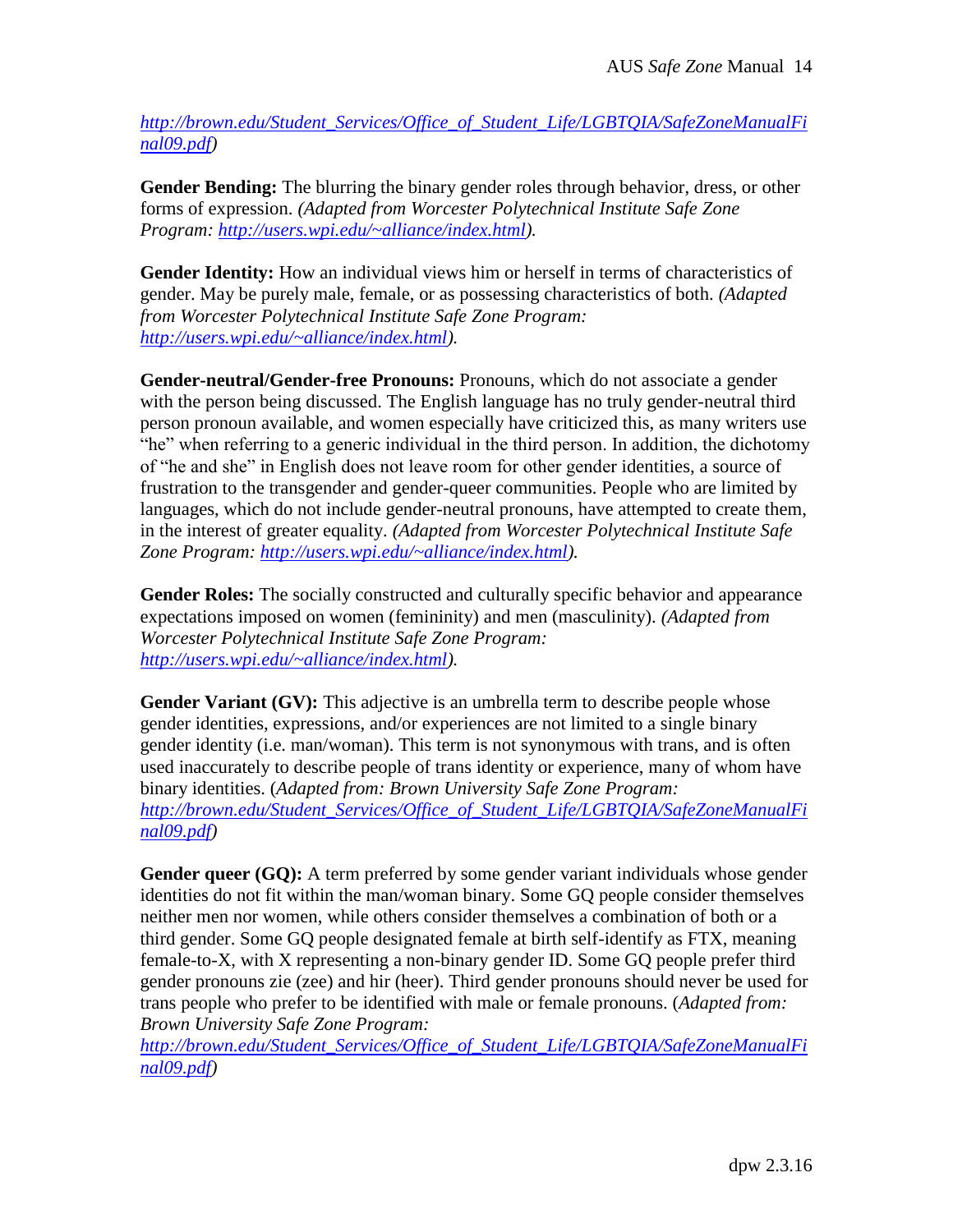*http://brown.edu/Student_Services/Office_of_Student_Life/LGBTQIA/SafeZoneManualFinal09.pdf)*

**Gender Bending:** The blurring the binary gender roles through behavior, dress, or other forms of expression. *(Adapted from Worcester Polytechnical Institute Safe Zone Program: http://users.wpi.edu/~alliance/index.html).*

**Gender Identity:** How an individual views him or herself in terms of characteristics of gender. May be purely male, female, or as possessing characteristics of both. *(Adapted from Worcester Polytechnical Institute Safe Zone Program: http://users.wpi.edu/~alliance/index.html).*

**Gender-neutral/Gender-free Pronouns:** Pronouns, which do not associate a gender with the person being discussed. The English language has no truly gender-neutral third person pronoun available, and women especially have criticized this, as many writers use "he" when referring to a generic individual in the third person. In addition, the dichotomy of "he and she" in English does not leave room for other gender identities, a source of frustration to the transgender and gender-queer communities. People who are limited by languages, which do not include gender-neutral pronouns, have attempted to create them, in the interest of greater equality. *(Adapted from Worcester Polytechnical Institute Safe Zone Program: http://users.wpi.edu/~alliance/index.html).*

**Gender Roles:** The socially constructed and culturally specific behavior and appearance expectations imposed on women (femininity) and men (masculinity). *(Adapted from Worcester Polytechnical Institute Safe Zone Program: http://users.wpi.edu/~alliance/index.html).*

**Gender Variant (GV):** This adjective is an umbrella term to describe people whose gender identities, expressions, and/or experiences are not limited to a single binary gender identity (i.e. man/woman). This term is not synonymous with trans, and is often used inaccurately to describe people of trans identity or experience, many of whom have binary identities. (*Adapted from: Brown University Safe Zone Program: http://brown.edu/Student_Services/Office_of_Student_Life/LGBTQIA/SafeZoneManualFinal09.pdf)*

**Gender queer (GQ):** A term preferred by some gender variant individuals whose gender identities do not fit within the man/woman binary. Some GQ people consider themselves neither men nor women, while others consider themselves a combination of both or a third gender. Some GQ people designated female at birth self-identify as FTX, meaning female-to-X, with X representing a non-binary gender ID. Some GQ people prefer third gender pronouns zie (zee) and hir (heer). Third gender pronouns should never be used for trans people who prefer to be identified with male or female pronouns. (*Adapted from: Brown University Safe Zone Program: http://brown.edu/Student_Services/Office_of_Student_Life/LGBTQIA/SafeZoneManualFinal09.pdf)*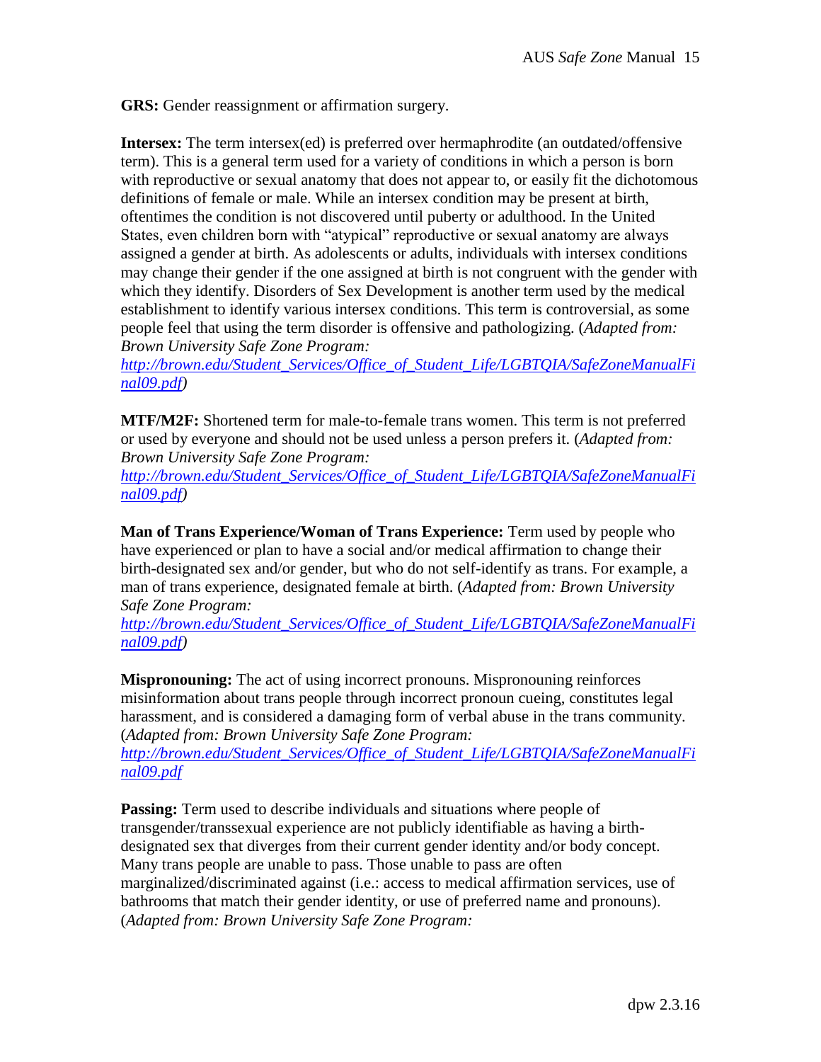**GRS:** Gender reassignment or affirmation surgery.

**Intersex:** The term intersex(ed) is preferred over hermaphrodite (an outdated/offensive term). This is a general term used for a variety of conditions in which a person is born with reproductive or sexual anatomy that does not appear to, or easily fit the dichotomous definitions of female or male. While an intersex condition may be present at birth, oftentimes the condition is not discovered until puberty or adulthood. In the United States, even children born with "atypical" reproductive or sexual anatomy are always assigned a gender at birth. As adolescents or adults, individuals with intersex conditions may change their gender if the one assigned at birth is not congruent with the gender with which they identify. Disorders of Sex Development is another term used by the medical establishment to identify various intersex conditions. This term is controversial, as some people feel that using the term disorder is offensive and pathologizing. (*Adapted from: Brown University Safe Zone Program: [http://brown.edu/Student_Services/Office_of_Student_Life/LGBTQIA/SafeZoneManualFinal09.pdf](http://brown.edu/Student_Services/Office_of_Student_Life/LGBTQIA/SafeZoneManualFinal09.pdf)*)

**MTF/M2F:** Shortened term for male-to-female trans women. This term is not preferred or used by everyone and should not be used unless a person prefers it. (*Adapted from: Brown University Safe Zone Program: [http://brown.edu/Student_Services/Office_of_Student_Life/LGBTQIA/SafeZoneManualFinal09.pdf](http://brown.edu/Student_Services/Office_of_Student_Life/LGBTQIA/SafeZoneManualFinal09.pdf)*)

**Man of Trans Experience/Woman of Trans Experience:** Term used by people who have experienced or plan to have a social and/or medical affirmation to change their birth-designated sex and/or gender, but who do not self-identify as trans. For example, a man of trans experience, designated female at birth. (*Adapted from: Brown University Safe Zone Program: [http://brown.edu/Student_Services/Office_of_Student_Life/LGBTQIA/SafeZoneManualFinal09.pdf](http://brown.edu/Student_Services/Office_of_Student_Life/LGBTQIA/SafeZoneManualFinal09.pdf)*)

**Mispronouning:** The act of using incorrect pronouns. Mispronouning reinforces misinformation about trans people through incorrect pronoun cueing, constitutes legal harassment, and is considered a damaging form of verbal abuse in the trans community. (*Adapted from: Brown University Safe Zone Program: [http://brown.edu/Student_Services/Office_of_Student_Life/LGBTQIA/SafeZoneManualFinal09.pdf](http://brown.edu/Student_Services/Office_of_Student_Life/LGBTQIA/SafeZoneManualFinal09.pdf)*

**Passing:** Term used to describe individuals and situations where people of transgender/transsexual experience are not publicly identifiable as having a birth-designated sex that diverges from their current gender identity and/or body concept. Many trans people are unable to pass. Those unable to pass are often marginalized/discriminated against (i.e.: access to medical affirmation services, use of bathrooms that match their gender identity, or use of preferred name and pronouns). (*Adapted from: Brown University Safe Zone Program:*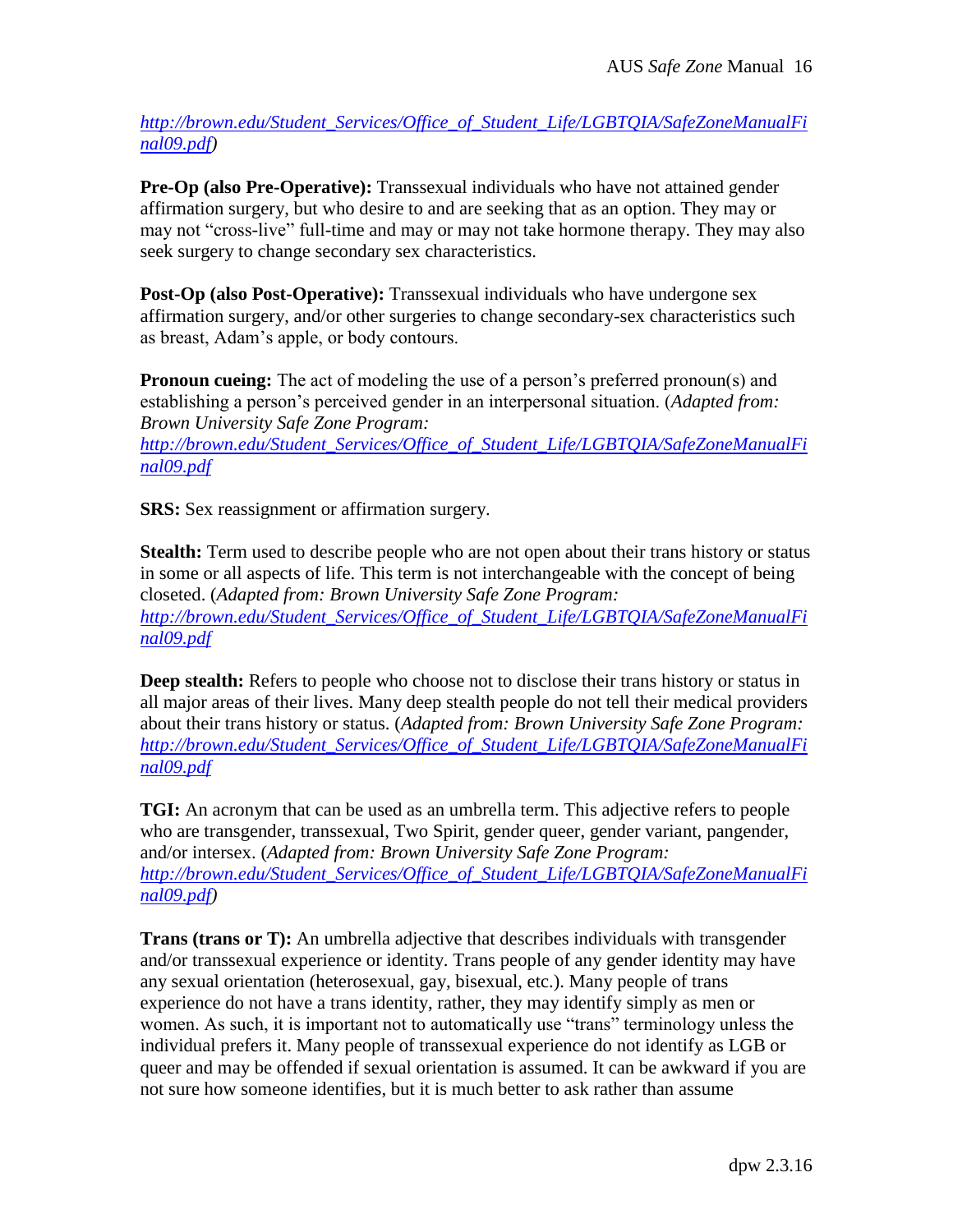[http://brown.edu/Student_Services/Office_of_Student_Life/LGBTQIA/SafeZoneManualFinal09.pdf](http://brown.edu/Student_Services/Office_of_Student_Life/LGBTQIA/SafeZoneManualFinal09.pdf))

**Pre-Op (also Pre-Operative):** Transsexual individuals who have not attained gender affirmation surgery, but who desire to and are seeking that as an option. They may or may not "cross-live" full-time and may or may not take hormone therapy. They may also seek surgery to change secondary sex characteristics.

**Post-Op (also Post-Operative):** Transsexual individuals who have undergone sex affirmation surgery, and/or other surgeries to change secondary-sex characteristics such as breast, Adam's apple, or body contours.

**Pronoun cueing:** The act of modeling the use of a person's preferred pronoun(s) and establishing a person's perceived gender in an interpersonal situation. (*Adapted from: Brown University Safe Zone Program:* [http://brown.edu/Student_Services/Office_of_Student_Life/LGBTQIA/SafeZoneManualFinal09.pdf](http://brown.edu/Student_Services/Office_of_Student_Life/LGBTQIA/SafeZoneManualFinal09.pdf)

**SRS:** Sex reassignment or affirmation surgery.

**Stealth:** Term used to describe people who are not open about their trans history or status in some or all aspects of life. This term is not interchangeable with the concept of being closeted. (*Adapted from: Brown University Safe Zone Program:* [http://brown.edu/Student_Services/Office_of_Student_Life/LGBTQIA/SafeZoneManualFinal09.pdf](http://brown.edu/Student_Services/Office_of_Student_Life/LGBTQIA/SafeZoneManualFinal09.pdf)

**Deep stealth:** Refers to people who choose not to disclose their trans history or status in all major areas of their lives. Many deep stealth people do not tell their medical providers about their trans history or status. (*Adapted from: Brown University Safe Zone Program:* [http://brown.edu/Student_Services/Office_of_Student_Life/LGBTQIA/SafeZoneManualFinal09.pdf](http://brown.edu/Student_Services/Office_of_Student_Life/LGBTQIA/SafeZoneManualFinal09.pdf)

**TGI:** An acronym that can be used as an umbrella term. This adjective refers to people who are transgender, transsexual, Two Spirit, gender queer, gender variant, pangender, and/or intersex. (*Adapted from: Brown University Safe Zone Program:* [http://brown.edu/Student_Services/Office_of_Student_Life/LGBTQIA/SafeZoneManualFinal09.pdf](http://brown.edu/Student_Services/Office_of_Student_Life/LGBTQIA/SafeZoneManualFinal09.pdf))

**Trans (trans or T):** An umbrella adjective that describes individuals with transgender and/or transsexual experience or identity. Trans people of any gender identity may have any sexual orientation (heterosexual, gay, bisexual, etc.). Many people of trans experience do not have a trans identity, rather, they may identify simply as men or women. As such, it is important not to automatically use "trans" terminology unless the individual prefers it. Many people of transsexual experience do not identify as LGB or queer and may be offended if sexual orientation is assumed. It can be awkward if you are not sure how someone identifies, but it is much better to ask rather than assume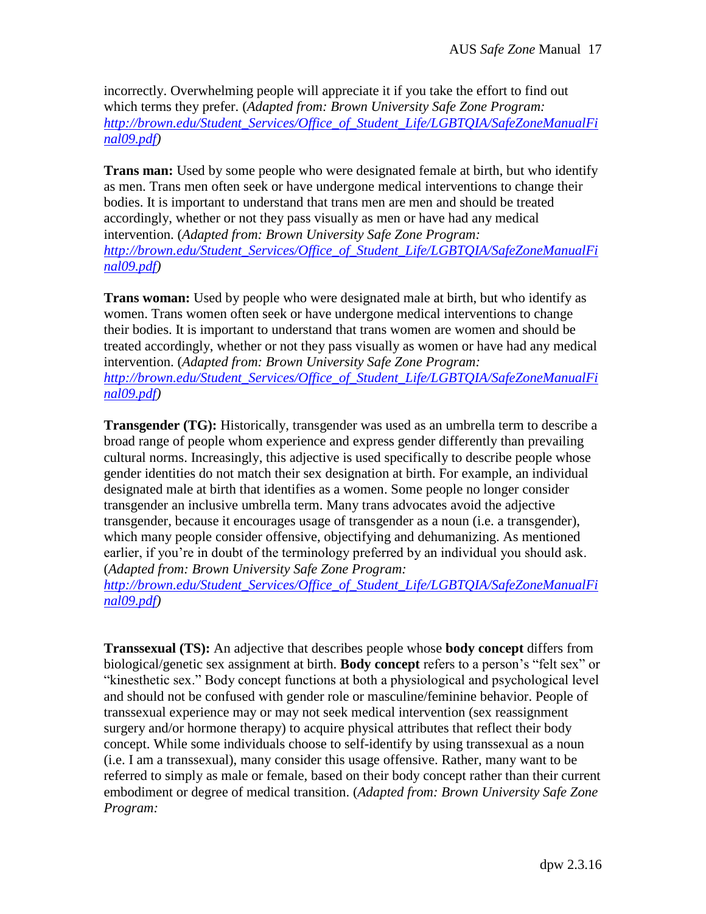incorrectly. Overwhelming people will appreciate it if you take the effort to find out which terms they prefer. (*Adapted from: Brown University Safe Zone Program: [http://brown.edu/Student_Services/Office_of_Student_Life/LGBTQIA/SafeZoneManualFinal09.pdf](http://brown.edu/Student_Services/Office_of_Student_Life/LGBTQIA/SafeZoneManualFinal09.pdf)*)

**Trans man:** Used by some people who were designated female at birth, but who identify as men. Trans men often seek or have undergone medical interventions to change their bodies. It is important to understand that trans men are men and should be treated accordingly, whether or not they pass visually as men or have had any medical intervention. (*Adapted from: Brown University Safe Zone Program: [http://brown.edu/Student_Services/Office_of_Student_Life/LGBTQIA/SafeZoneManualFinal09.pdf](http://brown.edu/Student_Services/Office_of_Student_Life/LGBTQIA/SafeZoneManualFinal09.pdf)*)

**Trans woman:** Used by people who were designated male at birth, but who identify as women. Trans women often seek or have undergone medical interventions to change their bodies. It is important to understand that trans women are women and should be treated accordingly, whether or not they pass visually as women or have had any medical intervention. (*Adapted from: Brown University Safe Zone Program: [http://brown.edu/Student_Services/Office_of_Student_Life/LGBTQIA/SafeZoneManualFinal09.pdf](http://brown.edu/Student_Services/Office_of_Student_Life/LGBTQIA/SafeZoneManualFinal09.pdf)*)

**Transgender (TG):** Historically, transgender was used as an umbrella term to describe a broad range of people whom experience and express gender differently than prevailing cultural norms. Increasingly, this adjective is used specifically to describe people whose gender identities do not match their sex designation at birth. For example, an individual designated male at birth that identifies as a women. Some people no longer consider transgender an inclusive umbrella term. Many trans advocates avoid the adjective transgender, because it encourages usage of transgender as a noun (i.e. a transgender), which many people consider offensive, objectifying and dehumanizing. As mentioned earlier, if you're in doubt of the terminology preferred by an individual you should ask. (*Adapted from: Brown University Safe Zone Program: [http://brown.edu/Student_Services/Office_of_Student_Life/LGBTQIA/SafeZoneManualFinal09.pdf](http://brown.edu/Student_Services/Office_of_Student_Life/LGBTQIA/SafeZoneManualFinal09.pdf)*)

**Transsexual (TS):** An adjective that describes people whose **body concept** differs from biological/genetic sex assignment at birth. **Body concept** refers to a person's "felt sex" or "kinesthetic sex." Body concept functions at both a physiological and psychological level and should not be confused with gender role or masculine/feminine behavior. People of transsexual experience may or may not seek medical intervention (sex reassignment surgery and/or hormone therapy) to acquire physical attributes that reflect their body concept. While some individuals choose to self-identify by using transsexual as a noun (i.e. I am a transsexual), many consider this usage offensive. Rather, many want to be referred to simply as male or female, based on their body concept rather than their current embodiment or degree of medical transition. (*Adapted from: Brown University Safe Zone Program:*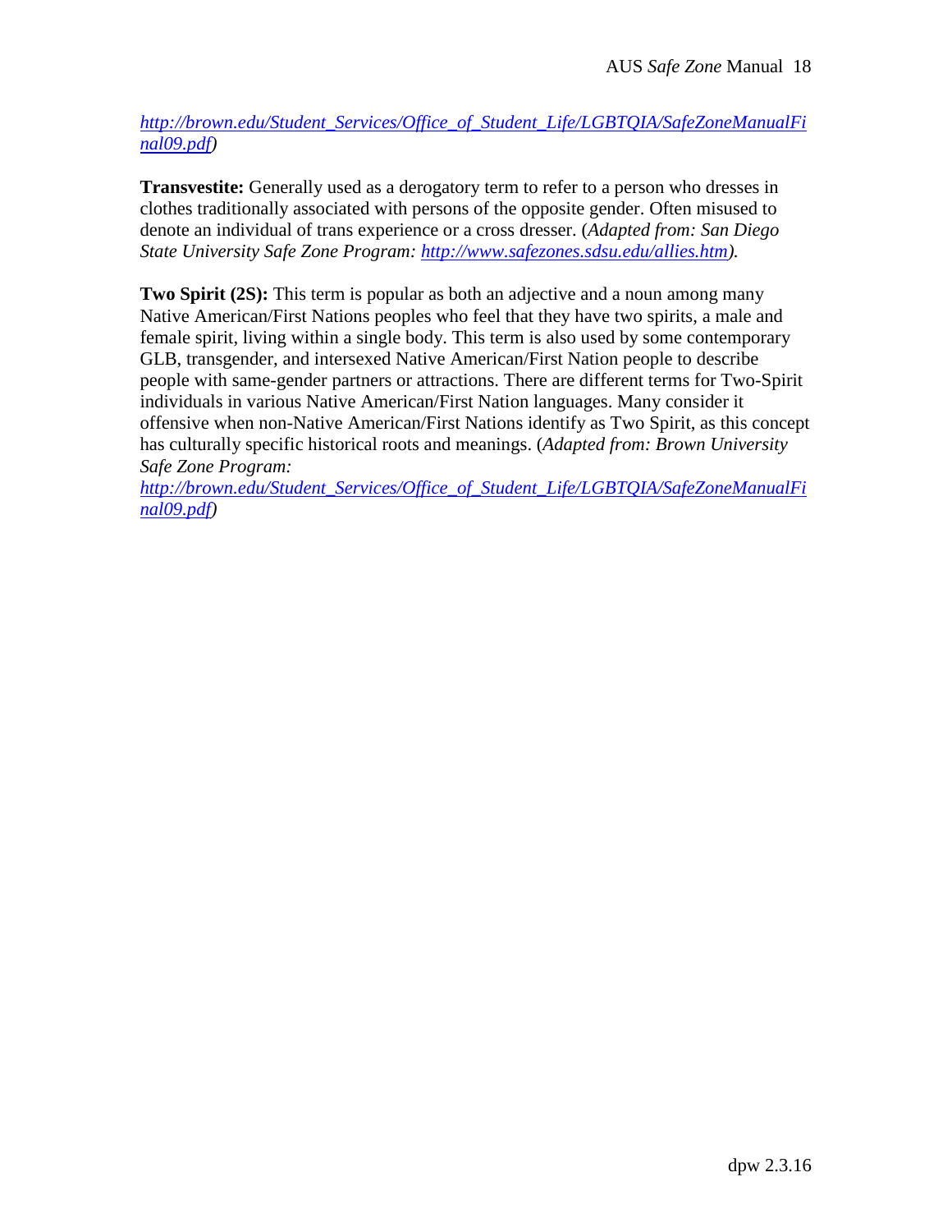*[http://brown.edu/Student_Services/Office_of_Student_Life/LGBTQIA/SafeZoneManualFinal09.pdf](http://brown.edu/Student_Services/Office_of_Student_Life/LGBTQIA/SafeZoneManualFinal09.pdf))*

**Transvestite:** Generally used as a derogatory term to refer to a person who dresses in clothes traditionally associated with persons of the opposite gender. Often misused to denote an individual of trans experience or a cross dresser. (*Adapted from: San Diego State University Safe Zone Program: [http://www.safezones.sdsu.edu/allies.htm](http://www.safezones.sdsu.edu/allies.htm)).*

**Two Spirit (2S):** This term is popular as both an adjective and a noun among many Native American/First Nations peoples who feel that they have two spirits, a male and female spirit, living within a single body. This term is also used by some contemporary GLB, transgender, and intersexed Native American/First Nation people to describe people with same-gender partners or attractions. There are different terms for Two-Spirit individuals in various Native American/First Nation languages. Many consider it offensive when non-Native American/First Nations identify as Two Spirit, as this concept has culturally specific historical roots and meanings. (*Adapted from: Brown University Safe Zone Program: [http://brown.edu/Student_Services/Office_of_Student_Life/LGBTQIA/SafeZoneManualFinal09.pdf](http://brown.edu/Student_Services/Office_of_Student_Life/LGBTQIA/SafeZoneManualFinal09.pdf))*

dpw 2.3.16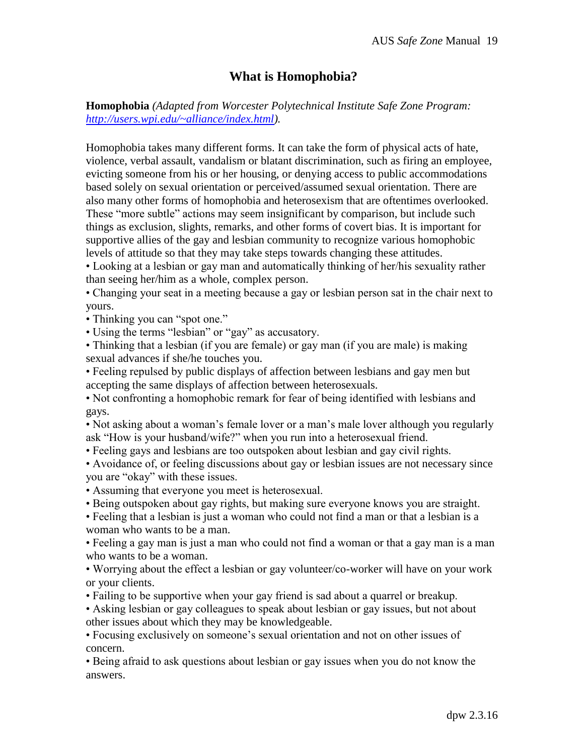# What is Homophobia?

**Homophobia** *(Adapted from Worcester Polytechnical Institute Safe Zone Program: [http://users.wpi.edu/~alliance/index.html](http://users.wpi.edu/~alliance/index.html)).*

Homophobia takes many different forms. It can take the form of physical acts of hate, violence, verbal assault, vandalism or blatant discrimination, such as firing an employee, evicting someone from his or her housing, or denying access to public accommodations based solely on sexual orientation or perceived/assumed sexual orientation. There are also many other forms of homophobia and heterosexism that are oftentimes overlooked. These "more subtle" actions may seem insignificant by comparison, but include such things as exclusion, slights, remarks, and other forms of covert bias. It is important for supportive allies of the gay and lesbian community to recognize various homophobic levels of attitude so that they may take steps towards changing these attitudes.

- Looking at a lesbian or gay man and automatically thinking of her/his sexuality rather than seeing her/him as a whole, complex person.
- Changing your seat in a meeting because a gay or lesbian person sat in the chair next to yours.
- Thinking you can "spot one."
- Using the terms "lesbian" or "gay" as accusatory.
- Thinking that a lesbian (if you are female) or gay man (if you are male) is making sexual advances if she/he touches you.
- Feeling repulsed by public displays of affection between lesbians and gay men but accepting the same displays of affection between heterosexuals.
- Not confronting a homophobic remark for fear of being identified with lesbians and gays.
- Not asking about a woman's female lover or a man's male lover although you regularly ask "How is your husband/wife?" when you run into a heterosexual friend.
- Feeling gays and lesbians are too outspoken about lesbian and gay civil rights.
- Avoidance of, or feeling discussions about gay or lesbian issues are not necessary since you are "okay" with these issues.
- Assuming that everyone you meet is heterosexual.
- Being outspoken about gay rights, but making sure everyone knows you are straight.
- Feeling that a lesbian is just a woman who could not find a man or that a lesbian is a woman who wants to be a man.
- Feeling a gay man is just a man who could not find a woman or that a gay man is a man who wants to be a woman.
- Worrying about the effect a lesbian or gay volunteer/co-worker will have on your work or your clients.
- Failing to be supportive when your gay friend is sad about a quarrel or breakup.
- Asking lesbian or gay colleagues to speak about lesbian or gay issues, but not about other issues about which they may be knowledgeable.
- Focusing exclusively on someone's sexual orientation and not on other issues of concern.
- Being afraid to ask questions about lesbian or gay issues when you do not know the answers.

dpw 2.3.16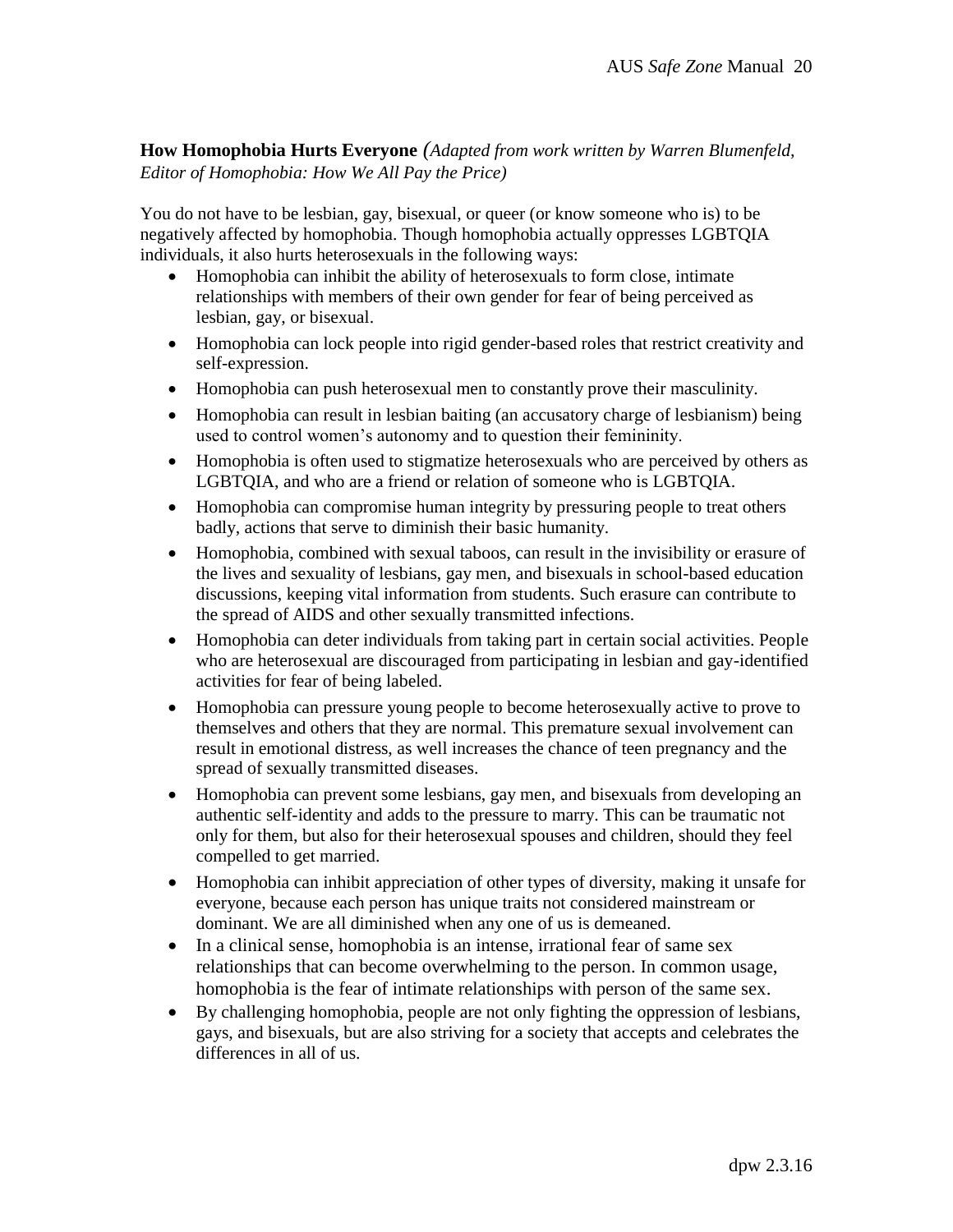**How Homophobia Hurts Everyone** *(Adapted from work written by Warren Blumenfeld, Editor of Homophobia: How We All Pay the Price)*

You do not have to be lesbian, gay, bisexual, or queer (or know someone who is) to be negatively affected by homophobia. Though homophobia actually oppresses LGBTQIA individuals, it also hurts heterosexuals in the following ways:

- Homophobia can inhibit the ability of heterosexuals to form close, intimate relationships with members of their own gender for fear of being perceived as lesbian, gay, or bisexual.
- Homophobia can lock people into rigid gender-based roles that restrict creativity and self-expression.
- Homophobia can push heterosexual men to constantly prove their masculinity.
- Homophobia can result in lesbian baiting (an accusatory charge of lesbianism) being used to control women's autonomy and to question their femininity.
- Homophobia is often used to stigmatize heterosexuals who are perceived by others as LGBTQIA, and who are a friend or relation of someone who is LGBTQIA.
- Homophobia can compromise human integrity by pressuring people to treat others badly, actions that serve to diminish their basic humanity.
- Homophobia, combined with sexual taboos, can result in the invisibility or erasure of the lives and sexuality of lesbians, gay men, and bisexuals in school-based education discussions, keeping vital information from students. Such erasure can contribute to the spread of AIDS and other sexually transmitted infections.
- Homophobia can deter individuals from taking part in certain social activities. People who are heterosexual are discouraged from participating in lesbian and gay-identified activities for fear of being labeled.
- Homophobia can pressure young people to become heterosexually active to prove to themselves and others that they are normal. This premature sexual involvement can result in emotional distress, as well increases the chance of teen pregnancy and the spread of sexually transmitted diseases.
- Homophobia can prevent some lesbians, gay men, and bisexuals from developing an authentic self-identity and adds to the pressure to marry. This can be traumatic not only for them, but also for their heterosexual spouses and children, should they feel compelled to get married.
- Homophobia can inhibit appreciation of other types of diversity, making it unsafe for everyone, because each person has unique traits not considered mainstream or dominant. We are all diminished when any one of us is demeaned.
- In a clinical sense, homophobia is an intense, irrational fear of same sex relationships that can become overwhelming to the person. In common usage, homophobia is the fear of intimate relationships with person of the same sex.
- By challenging homophobia, people are not only fighting the oppression of lesbians, gays, and bisexuals, but are also striving for a society that accepts and celebrates the differences in all of us.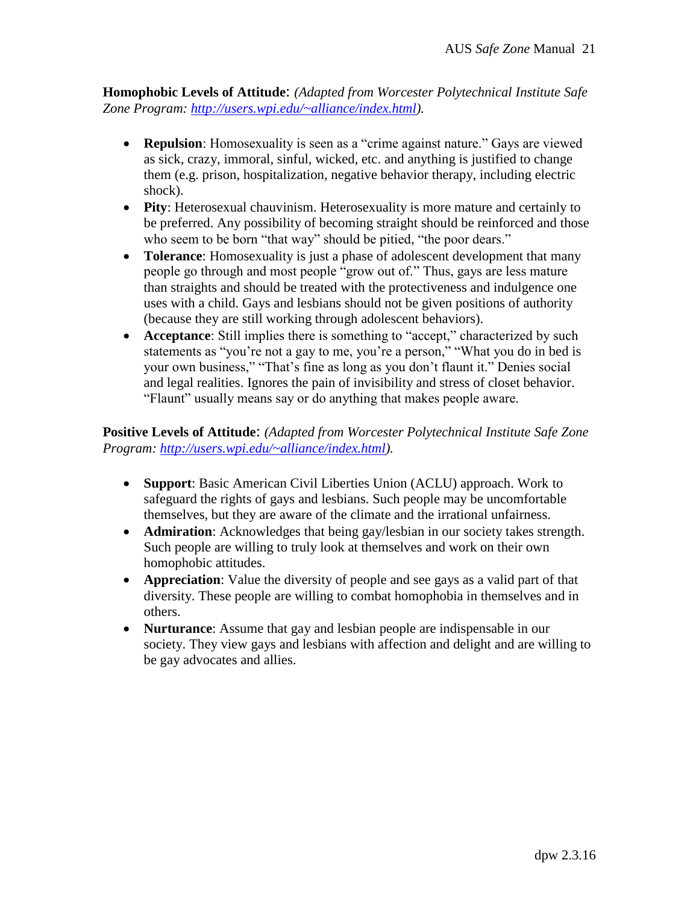**Homophobic Levels of Attitude**: *(Adapted from Worcester Polytechnical Institute Safe Zone Program: [http://users.wpi.edu/~alliance/index.html](http://users.wpi.edu/~alliance/index.html)).*

- **Repulsion**: Homosexuality is seen as a "crime against nature." Gays are viewed as sick, crazy, immoral, sinful, wicked, etc. and anything is justified to change them (e.g. prison, hospitalization, negative behavior therapy, including electric shock).
- **Pity**: Heterosexual chauvinism. Heterosexuality is more mature and certainly to be preferred. Any possibility of becoming straight should be reinforced and those who seem to be born "that way" should be pitied, "the poor dears."
- **Tolerance**: Homosexuality is just a phase of adolescent development that many people go through and most people "grow out of." Thus, gays are less mature than straights and should be treated with the protectiveness and indulgence one uses with a child. Gays and lesbians should not be given positions of authority (because they are still working through adolescent behaviors).
- **Acceptance**: Still implies there is something to "accept," characterized by such statements as "you're not a gay to me, you're a person," "What you do in bed is your own business," "That's fine as long as you don't flaunt it." Denies social and legal realities. Ignores the pain of invisibility and stress of closet behavior. "Flaunt" usually means say or do anything that makes people aware.

**Positive Levels of Attitude**: *(Adapted from Worcester Polytechnical Institute Safe Zone Program: [http://users.wpi.edu/~alliance/index.html](http://users.wpi.edu/~alliance/index.html)).*

- **Support**: Basic American Civil Liberties Union (ACLU) approach. Work to safeguard the rights of gays and lesbians. Such people may be uncomfortable themselves, but they are aware of the climate and the irrational unfairness.
- **Admiration**: Acknowledges that being gay/lesbian in our society takes strength. Such people are willing to truly look at themselves and work on their own homophobic attitudes.
- **Appreciation**: Value the diversity of people and see gays as a valid part of that diversity. These people are willing to combat homophobia in themselves and in others.
- **Nurturance**: Assume that gay and lesbian people are indispensable in our society. They view gays and lesbians with affection and delight and are willing to be gay advocates and allies.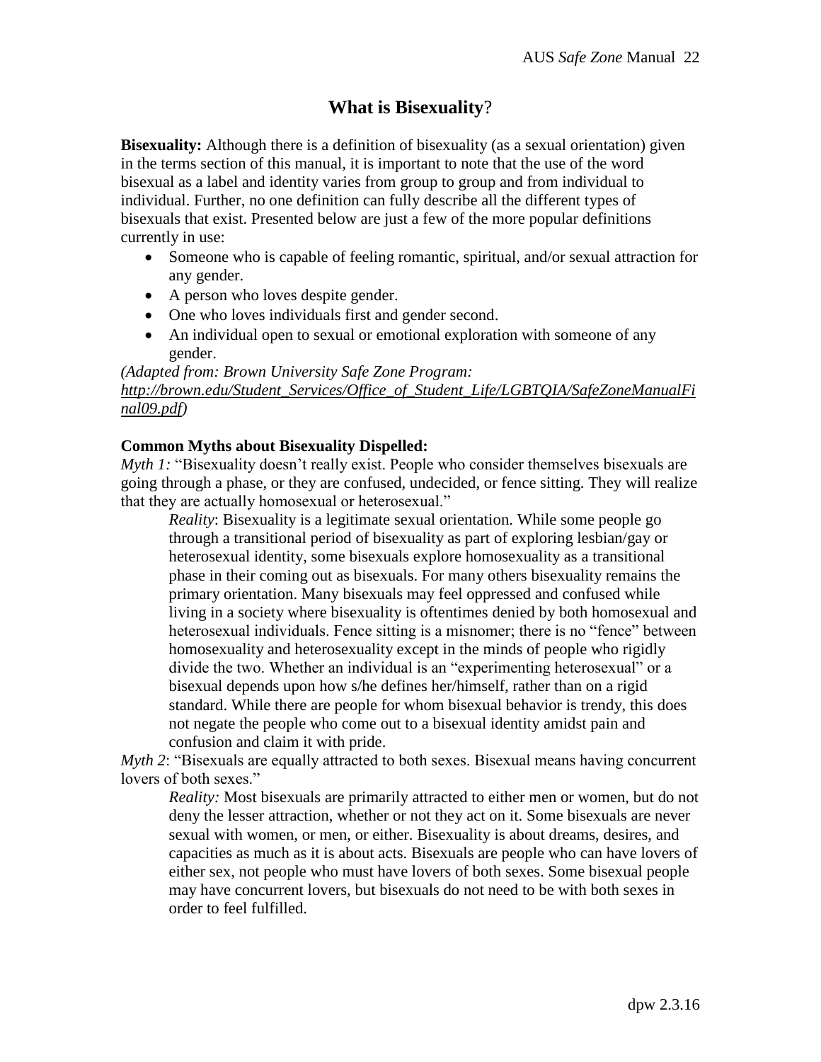## **What is Bisexuality**?

**Bisexuality:** Although there is a definition of bisexuality (as a sexual orientation) given in the terms section of this manual, it is important to note that the use of the word bisexual as a label and identity varies from group to group and from individual to individual. Further, no one definition can fully describe all the different types of bisexuals that exist. Presented below are just a few of the more popular definitions currently in use:

- Someone who is capable of feeling romantic, spiritual, and/or sexual attraction for any gender.
- A person who loves despite gender.
- One who loves individuals first and gender second.
- An individual open to sexual or emotional exploration with someone of any gender.

*(Adapted from: Brown University Safe Zone Program: [http://brown.edu/Student_Services/Office_of_Student_Life/LGBTQIA/SafeZoneManualFinal09.pdf](http://brown.edu/Student_Services/Office_of_Student_Life/LGBTQIA/SafeZoneManualFinal09.pdf))*

**Common Myths about Bisexuality Dispelled:**

*Myth 1:* "Bisexuality doesn't really exist. People who consider themselves bisexuals are going through a phase, or they are confused, undecided, or fence sitting. They will realize that they are actually homosexual or heterosexual."

> *Reality*: Bisexuality is a legitimate sexual orientation. While some people go through a transitional period of bisexuality as part of exploring lesbian/gay or heterosexual identity, some bisexuals explore homosexuality as a transitional phase in their coming out as bisexuals. For many others bisexuality remains the primary orientation. Many bisexuals may feel oppressed and confused while living in a society where bisexuality is oftentimes denied by both homosexual and heterosexual individuals. Fence sitting is a misnomer; there is no "fence" between homosexuality and heterosexuality except in the minds of people who rigidly divide the two. Whether an individual is an "experimenting heterosexual" or a bisexual depends upon how s/he defines her/himself, rather than on a rigid standard. While there are people for whom bisexual behavior is trendy, this does not negate the people who come out to a bisexual identity amidst pain and confusion and claim it with pride.

*Myth 2*: "Bisexuals are equally attracted to both sexes. Bisexual means having concurrent lovers of both sexes."

> *Reality:* Most bisexuals are primarily attracted to either men or women, but do not deny the lesser attraction, whether or not they act on it. Some bisexuals are never sexual with women, or men, or either. Bisexuality is about dreams, desires, and capacities as much as it is about acts. Bisexuals are people who can have lovers of either sex, not people who must have lovers of both sexes. Some bisexual people may have concurrent lovers, but bisexuals do not need to be with both sexes in order to feel fulfilled.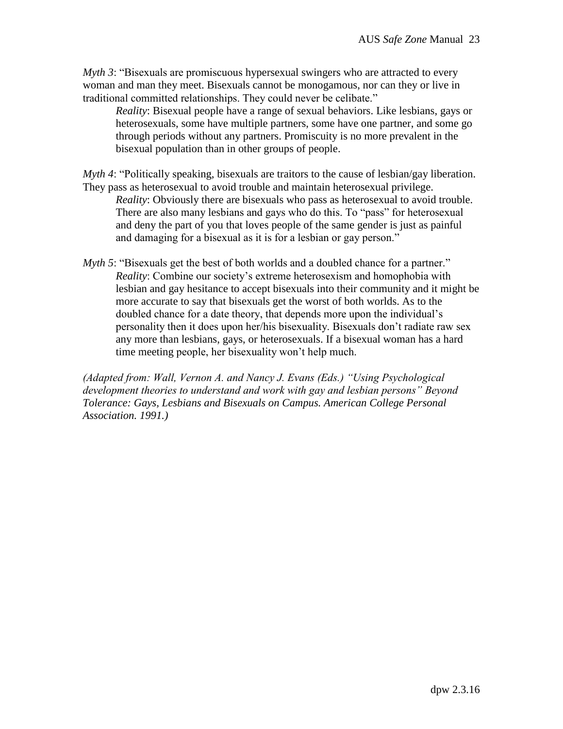*Myth 3*: "Bisexuals are promiscuous hypersexual swingers who are attracted to every woman and man they meet. Bisexuals cannot be monogamous, nor can they or live in traditional committed relationships. They could never be celibate."

> *Reality*: Bisexual people have a range of sexual behaviors. Like lesbians, gays or heterosexuals, some have multiple partners, some have one partner, and some go through periods without any partners. Promiscuity is no more prevalent in the bisexual population than in other groups of people.

*Myth 4*: "Politically speaking, bisexuals are traitors to the cause of lesbian/gay liberation. They pass as heterosexual to avoid trouble and maintain heterosexual privilege.

> *Reality*: Obviously there are bisexuals who pass as heterosexual to avoid trouble. There are also many lesbians and gays who do this. To "pass" for heterosexual and deny the part of you that loves people of the same gender is just as painful and damaging for a bisexual as it is for a lesbian or gay person."

*Myth 5*: "Bisexuals get the best of both worlds and a doubled chance for a partner."

> *Reality*: Combine our society's extreme heterosexism and homophobia with lesbian and gay hesitance to accept bisexuals into their community and it might be more accurate to say that bisexuals get the worst of both worlds. As to the doubled chance for a date theory, that depends more upon the individual's personality then it does upon her/his bisexuality. Bisexuals don't radiate raw sex any more than lesbians, gays, or heterosexuals. If a bisexual woman has a hard time meeting people, her bisexuality won't help much.

*(Adapted from: Wall, Vernon A. and Nancy J. Evans (Eds.) "Using Psychological development theories to understand and work with gay and lesbian persons" Beyond Tolerance: Gays, Lesbians and Bisexuals on Campus. American College Personal Association. 1991.)*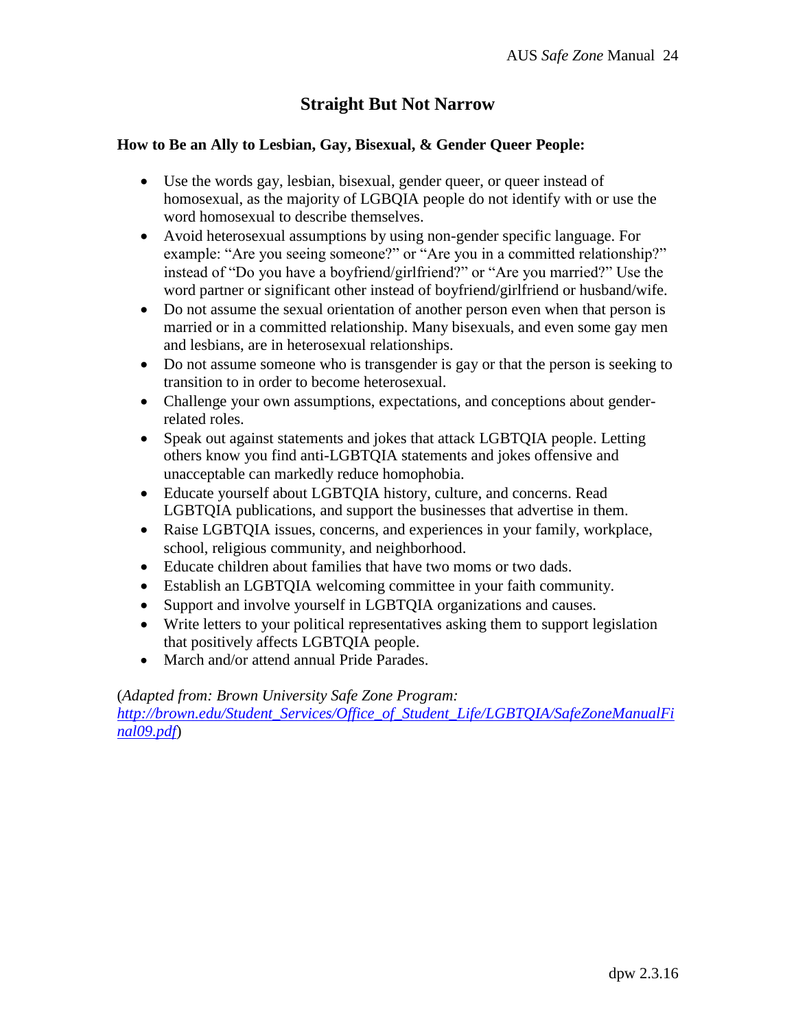## Straight But Not Narrow

**How to Be an Ally to Lesbian, Gay, Bisexual, & Gender Queer People:**

- Use the words gay, lesbian, bisexual, gender queer, or queer instead of homosexual, as the majority of LGBQIA people do not identify with or use the word homosexual to describe themselves.
- Avoid heterosexual assumptions by using non-gender specific language. For example: "Are you seeing someone?" or "Are you in a committed relationship?" instead of "Do you have a boyfriend/girlfriend?" or "Are you married?" Use the word partner or significant other instead of boyfriend/girlfriend or husband/wife.
- Do not assume the sexual orientation of another person even when that person is married or in a committed relationship. Many bisexuals, and even some gay men and lesbians, are in heterosexual relationships.
- Do not assume someone who is transgender is gay or that the person is seeking to transition to in order to become heterosexual.
- Challenge your own assumptions, expectations, and conceptions about gender-related roles.
- Speak out against statements and jokes that attack LGBTQIA people. Letting others know you find anti-LGBTQIA statements and jokes offensive and unacceptable can markedly reduce homophobia.
- Educate yourself about LGBTQIA history, culture, and concerns. Read LGBTQIA publications, and support the businesses that advertise in them.
- Raise LGBTQIA issues, concerns, and experiences in your family, workplace, school, religious community, and neighborhood.
- Educate children about families that have two moms or two dads.
- Establish an LGBTQIA welcoming committee in your faith community.
- Support and involve yourself in LGBTQIA organizations and causes.
- Write letters to your political representatives asking them to support legislation that positively affects LGBTQIA people.
- March and/or attend annual Pride Parades.

(*Adapted from: Brown University Safe Zone Program: http://brown.edu/Student_Services/Office_of_Student_Life/LGBTQIA/SafeZoneManualFinal09.pdf*)

dpw 2.3.16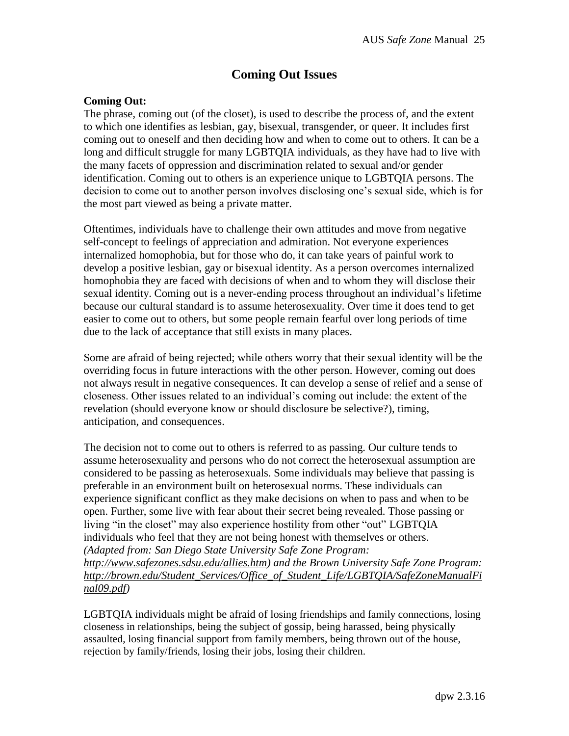# Coming Out Issues

**Coming Out:**
The phrase, coming out (of the closet), is used to describe the process of, and the extent to which one identifies as lesbian, gay, bisexual, transgender, or queer. It includes first coming out to oneself and then deciding how and when to come out to others. It can be a long and difficult struggle for many LGBTQIA individuals, as they have had to live with the many facets of oppression and discrimination related to sexual and/or gender identification. Coming out to others is an experience unique to LGBTQIA persons. The decision to come out to another person involves disclosing one's sexual side, which is for the most part viewed as being a private matter.

Oftentimes, individuals have to challenge their own attitudes and move from negative self-concept to feelings of appreciation and admiration. Not everyone experiences internalized homophobia, but for those who do, it can take years of painful work to develop a positive lesbian, gay or bisexual identity. As a person overcomes internalized homophobia they are faced with decisions of when and to whom they will disclose their sexual identity. Coming out is a never-ending process throughout an individual's lifetime because our cultural standard is to assume heterosexuality. Over time it does tend to get easier to come out to others, but some people remain fearful over long periods of time due to the lack of acceptance that still exists in many places.

Some are afraid of being rejected; while others worry that their sexual identity will be the overriding focus in future interactions with the other person. However, coming out does not always result in negative consequences. It can develop a sense of relief and a sense of closeness. Other issues related to an individual's coming out include: the extent of the revelation (should everyone know or should disclosure be selective?), timing, anticipation, and consequences.

The decision not to come out to others is referred to as passing. Our culture tends to assume heterosexuality and persons who do not correct the heterosexual assumption are considered to be passing as heterosexuals. Some individuals may believe that passing is preferable in an environment built on heterosexual norms. These individuals can experience significant conflict as they make decisions on when to pass and when to be open. Further, some live with fear about their secret being revealed. Those passing or living "in the closet" may also experience hostility from other "out" LGBTQIA individuals who feel that they are not being honest with themselves or others.
*(Adapted from: San Diego State University Safe Zone Program: http://www.safezones.sdsu.edu/allies.htm) and the Brown University Safe Zone Program: http://brown.edu/Student_Services/Office_of_Student_Life/LGBTQIA/SafeZoneManualFinal09.pdf)*

LGBTQIA individuals might be afraid of losing friendships and family connections, losing closeness in relationships, being the subject of gossip, being harassed, being physically assaulted, losing financial support from family members, being thrown out of the house, rejection by family/friends, losing their jobs, losing their children.

dpw 2.3.16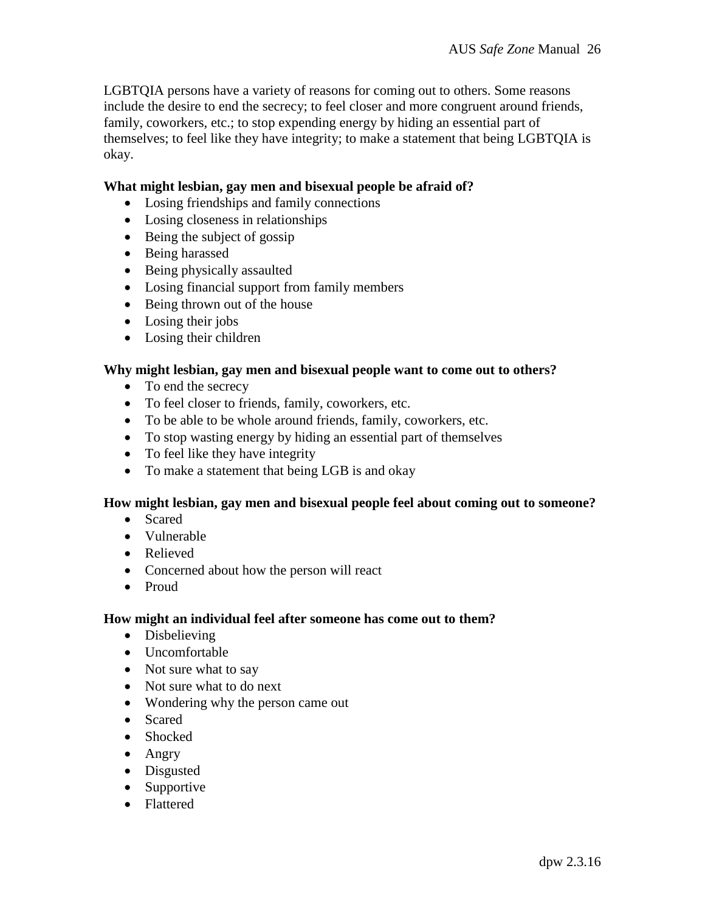LGBTQIA persons have a variety of reasons for coming out to others. Some reasons include the desire to end the secrecy; to feel closer and more congruent around friends, family, coworkers, etc.; to stop expending energy by hiding an essential part of themselves; to feel like they have integrity; to make a statement that being LGBTQIA is okay.

**What might lesbian, gay men and bisexual people be afraid of?**

- Losing friendships and family connections
- Losing closeness in relationships
- Being the subject of gossip
- Being harassed
- Being physically assaulted
- Losing financial support from family members
- Being thrown out of the house
- Losing their jobs
- Losing their children

**Why might lesbian, gay men and bisexual people want to come out to others?**

- To end the secrecy
- To feel closer to friends, family, coworkers, etc.
- To be able to be whole around friends, family, coworkers, etc.
- To stop wasting energy by hiding an essential part of themselves
- To feel like they have integrity
- To make a statement that being LGB is and okay

**How might lesbian, gay men and bisexual people feel about coming out to someone?**

- Scared
- Vulnerable
- Relieved
- Concerned about how the person will react
- Proud

**How might an individual feel after someone has come out to them?**

- Disbelieving
- Uncomfortable
- Not sure what to say
- Not sure what to do next
- Wondering why the person came out
- Scared
- Shocked
- Angry
- Disgusted
- Supportive
- Flattered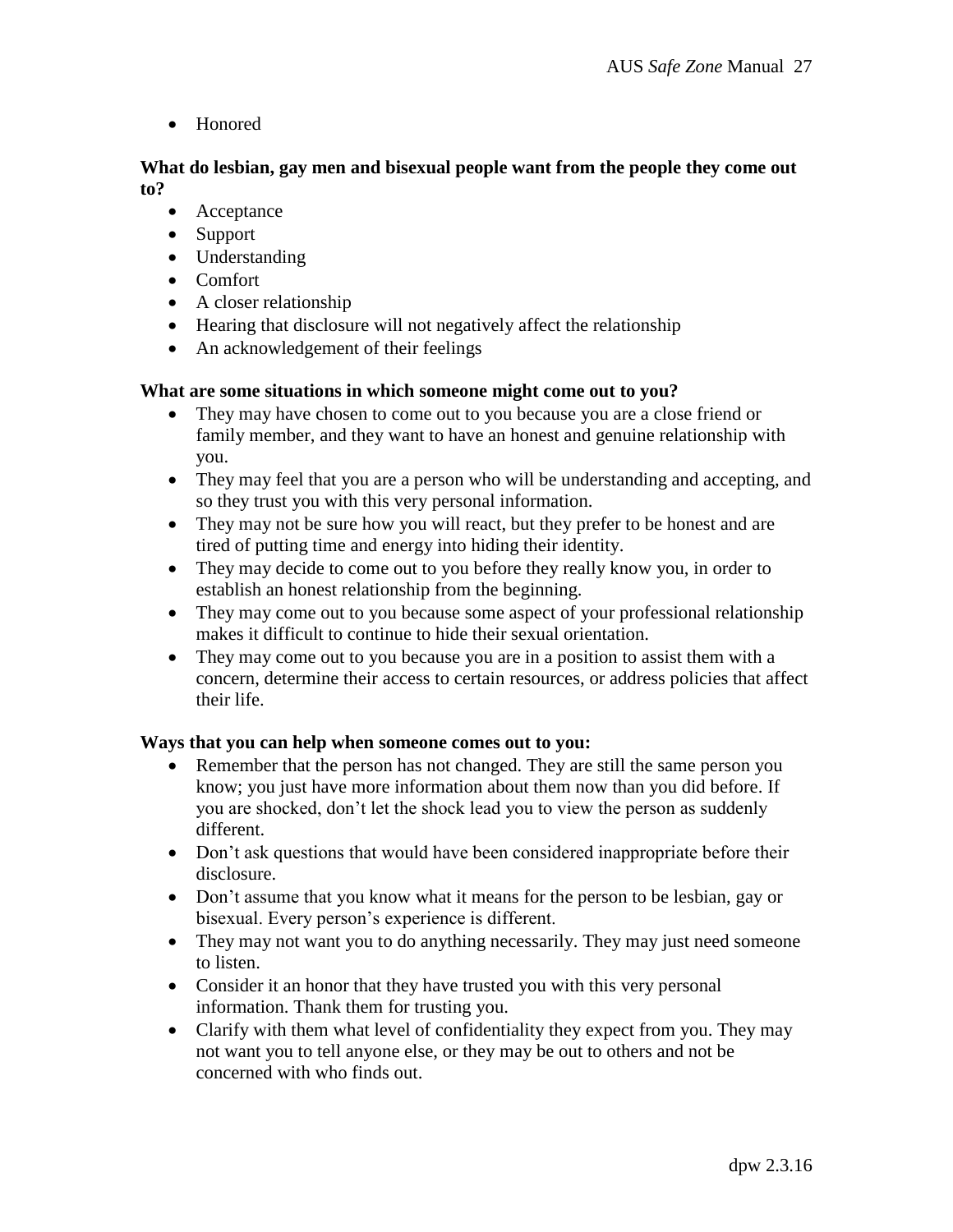- Honored

**What do lesbian, gay men and bisexual people want from the people they come out to?**

- Acceptance
- Support
- Understanding
- Comfort
- A closer relationship
- Hearing that disclosure will not negatively affect the relationship
- An acknowledgement of their feelings

**What are some situations in which someone might come out to you?**

- They may have chosen to come out to you because you are a close friend or family member, and they want to have an honest and genuine relationship with you.
- They may feel that you are a person who will be understanding and accepting, and so they trust you with this very personal information.
- They may not be sure how you will react, but they prefer to be honest and are tired of putting time and energy into hiding their identity.
- They may decide to come out to you before they really know you, in order to establish an honest relationship from the beginning.
- They may come out to you because some aspect of your professional relationship makes it difficult to continue to hide their sexual orientation.
- They may come out to you because you are in a position to assist them with a concern, determine their access to certain resources, or address policies that affect their life.

**Ways that you can help when someone comes out to you:**

- Remember that the person has not changed. They are still the same person you know; you just have more information about them now than you did before. If you are shocked, don't let the shock lead you to view the person as suddenly different.
- Don't ask questions that would have been considered inappropriate before their disclosure.
- Don't assume that you know what it means for the person to be lesbian, gay or bisexual. Every person's experience is different.
- They may not want you to do anything necessarily. They may just need someone to listen.
- Consider it an honor that they have trusted you with this very personal information. Thank them for trusting you.
- Clarify with them what level of confidentiality they expect from you. They may not want you to tell anyone else, or they may be out to others and not be concerned with who finds out.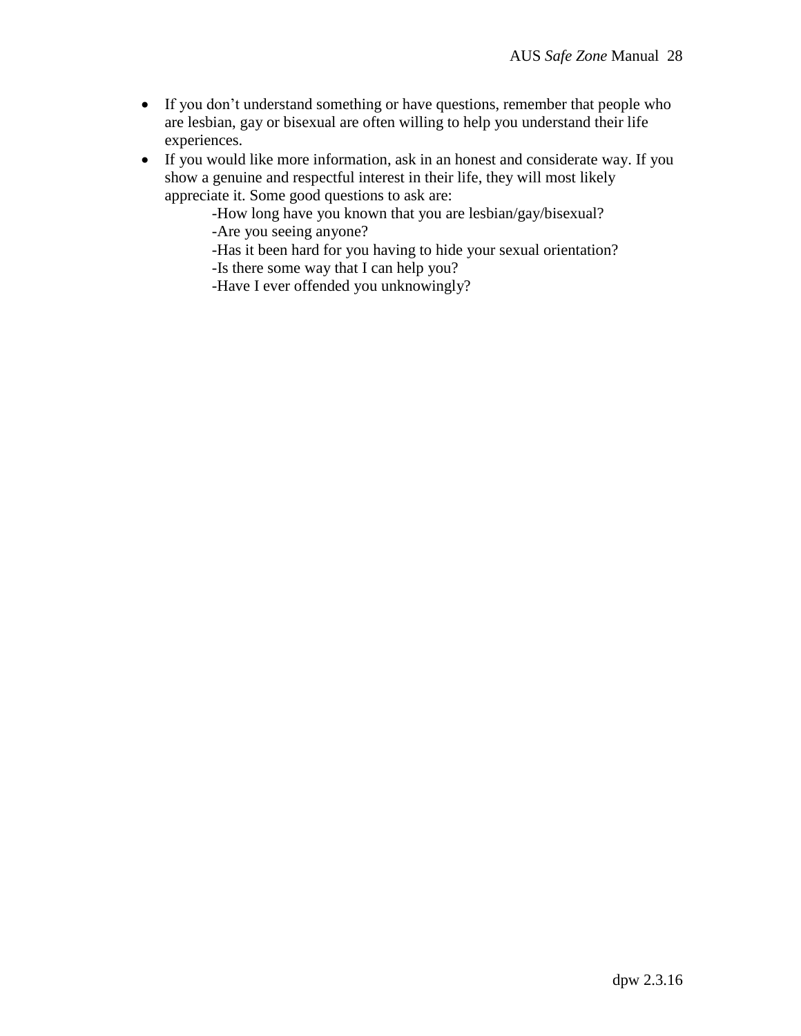- If you don’t understand something or have questions, remember that people who are lesbian, gay or bisexual are often willing to help you understand their life experiences.
- If you would like more information, ask in an honest and considerate way. If you show a genuine and respectful interest in their life, they will most likely appreciate it. Some good questions to ask are:
  - -How long have you known that you are lesbian/gay/bisexual?
  - -Are you seeing anyone?
  - -Has it been hard for you having to hide your sexual orientation?
  - -Is there some way that I can help you?
  - -Have I ever offended you unknowingly?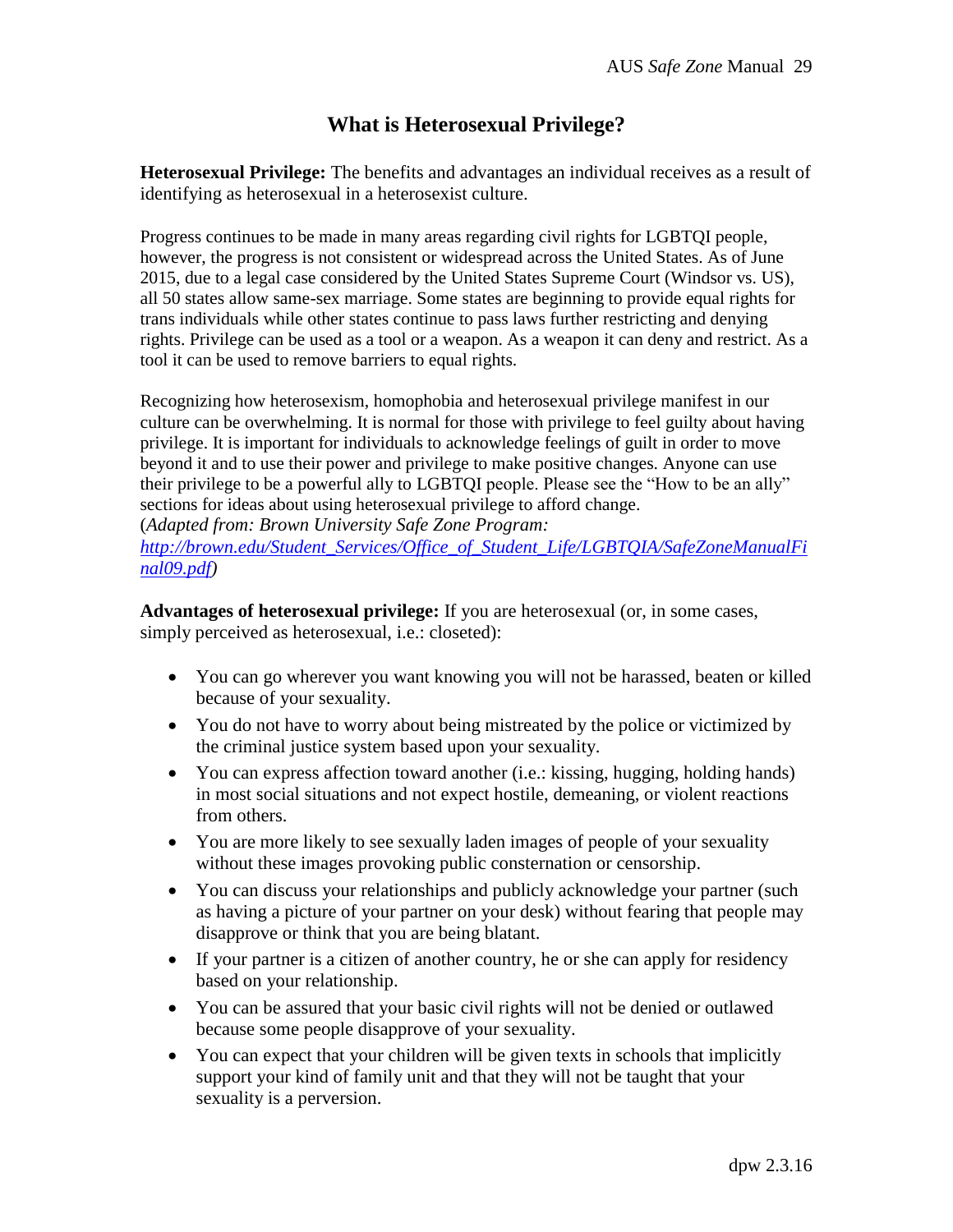# What is Heterosexual Privilege?

**Heterosexual Privilege:** The benefits and advantages an individual receives as a result of identifying as heterosexual in a heterosexist culture.

Progress continues to be made in many areas regarding civil rights for LGBTQI people, however, the progress is not consistent or widespread across the United States. As of June 2015, due to a legal case considered by the United States Supreme Court (Windsor vs. US), all 50 states allow same-sex marriage. Some states are beginning to provide equal rights for trans individuals while other states continue to pass laws further restricting and denying rights. Privilege can be used as a tool or a weapon. As a weapon it can deny and restrict. As a tool it can be used to remove barriers to equal rights.

Recognizing how heterosexism, homophobia and heterosexual privilege manifest in our culture can be overwhelming. It is normal for those with privilege to feel guilty about having privilege. It is important for individuals to acknowledge feelings of guilt in order to move beyond it and to use their power and privilege to make positive changes. Anyone can use their privilege to be a powerful ally to LGBTQI people. Please see the "How to be an ally" sections for ideas about using heterosexual privilege to afford change.
(*Adapted from: Brown University Safe Zone Program: [http://brown.edu/Student_Services/Office_of_Student_Life/LGBTQIA/SafeZoneManualFinal09.pdf](http://brown.edu/Student_Services/Office_of_Student_Life/LGBTQIA/SafeZoneManualFinal09.pdf)*)

**Advantages of heterosexual privilege:** If you are heterosexual (or, in some cases, simply perceived as heterosexual, i.e.: closeted):

- You can go wherever you want knowing you will not be harassed, beaten or killed because of your sexuality.
- You do not have to worry about being mistreated by the police or victimized by the criminal justice system based upon your sexuality.
- You can express affection toward another (i.e.: kissing, hugging, holding hands) in most social situations and not expect hostile, demeaning, or violent reactions from others.
- You are more likely to see sexually laden images of people of your sexuality without these images provoking public consternation or censorship.
- You can discuss your relationships and publicly acknowledge your partner (such as having a picture of your partner on your desk) without fearing that people may disapprove or think that you are being blatant.
- If your partner is a citizen of another country, he or she can apply for residency based on your relationship.
- You can be assured that your basic civil rights will not be denied or outlawed because some people disapprove of your sexuality.
- You can expect that your children will be given texts in schools that implicitly support your kind of family unit and that they will not be taught that your sexuality is a perversion.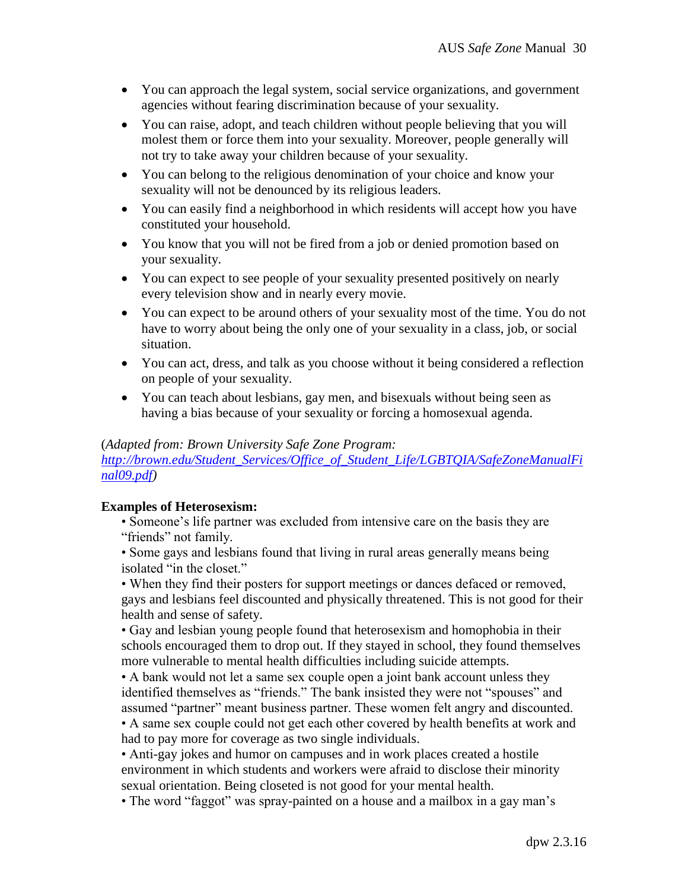- You can approach the legal system, social service organizations, and government agencies without fearing discrimination because of your sexuality.
- You can raise, adopt, and teach children without people believing that you will molest them or force them into your sexuality. Moreover, people generally will not try to take away your children because of your sexuality.
- You can belong to the religious denomination of your choice and know your sexuality will not be denounced by its religious leaders.
- You can easily find a neighborhood in which residents will accept how you have constituted your household.
- You know that you will not be fired from a job or denied promotion based on your sexuality.
- You can expect to see people of your sexuality presented positively on nearly every television show and in nearly every movie.
- You can expect to be around others of your sexuality most of the time. You do not have to worry about being the only one of your sexuality in a class, job, or social situation.
- You can act, dress, and talk as you choose without it being considered a reflection on people of your sexuality.
- You can teach about lesbians, gay men, and bisexuals without being seen as having a bias because of your sexuality or forcing a homosexual agenda.

(*Adapted from: Brown University Safe Zone Program: [http://brown.edu/Student_Services/Office_of_Student_Life/LGBTQIA/SafeZoneManualFinal09.pdf](http://brown.edu/Student_Services/Office_of_Student_Life/LGBTQIA/SafeZoneManualFinal09.pdf)*)

**Examples of Heterosexism:**

- Someone's life partner was excluded from intensive care on the basis they are "friends" not family.
- Some gays and lesbians found that living in rural areas generally means being isolated "in the closet."
- When they find their posters for support meetings or dances defaced or removed, gays and lesbians feel discounted and physically threatened. This is not good for their health and sense of safety.
- Gay and lesbian young people found that heterosexism and homophobia in their schools encouraged them to drop out. If they stayed in school, they found themselves more vulnerable to mental health difficulties including suicide attempts.
- A bank would not let a same sex couple open a joint bank account unless they identified themselves as "friends." The bank insisted they were not "spouses" and assumed "partner" meant business partner. These women felt angry and discounted.
- A same sex couple could not get each other covered by health benefits at work and had to pay more for coverage as two single individuals.
- Anti-gay jokes and humor on campuses and in work places created a hostile environment in which students and workers were afraid to disclose their minority sexual orientation. Being closeted is not good for your mental health.
- The word "faggot" was spray-painted on a house and a mailbox in a gay man's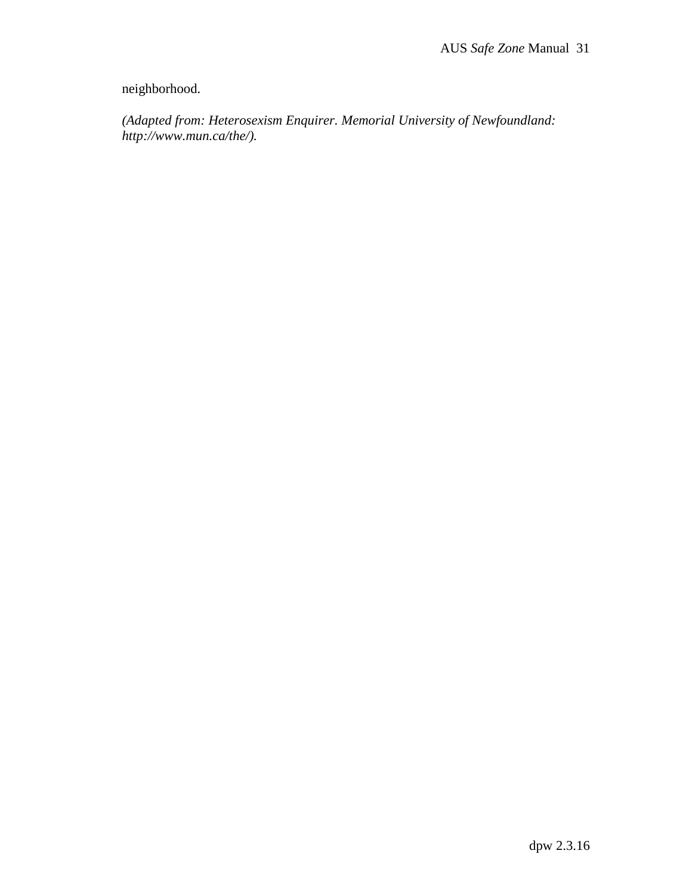neighborhood.

*(Adapted from: Heterosexism Enquirer. Memorial University of Newfoundland: http://www.mun.ca/the/).*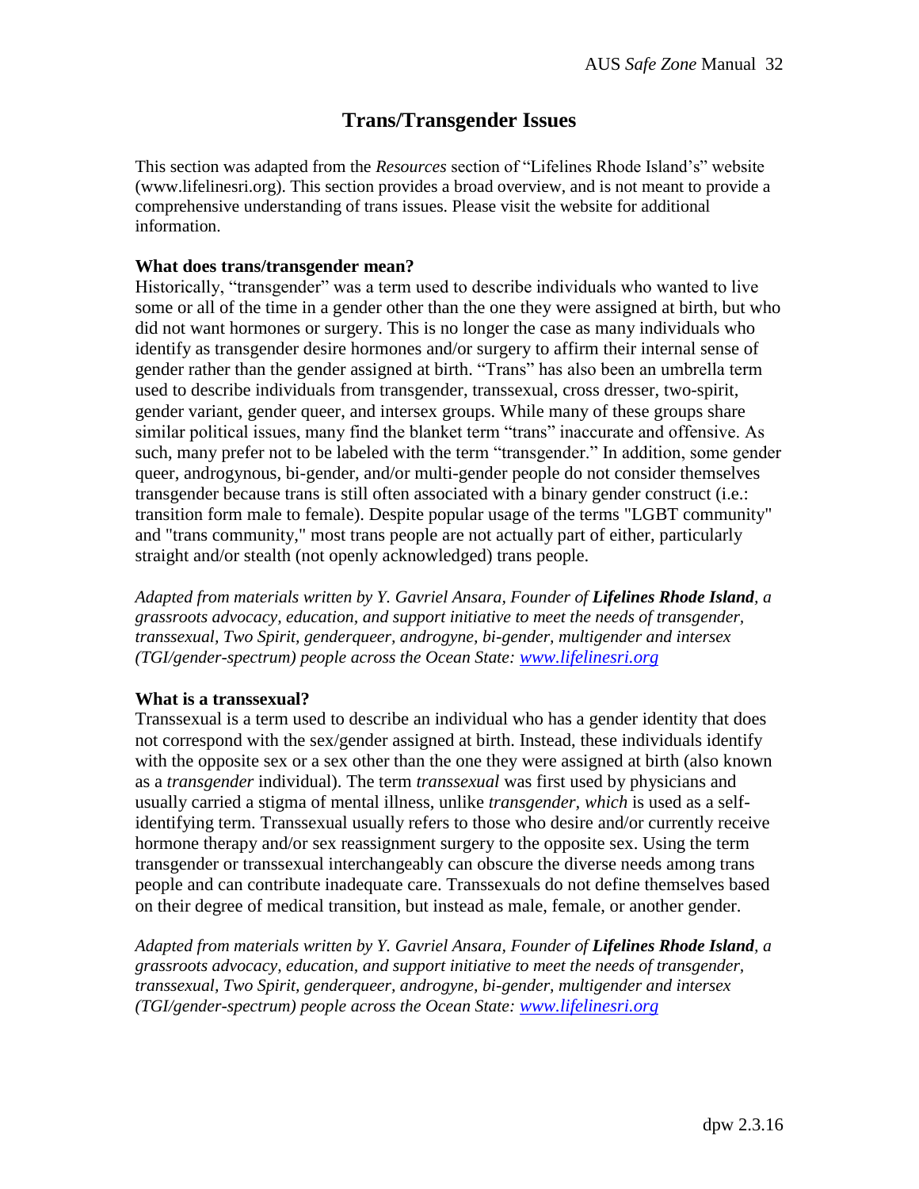# Trans/Transgender Issues

This section was adapted from the *Resources* section of "Lifelines Rhode Island's" website (www.lifelinesri.org). This section provides a broad overview, and is not meant to provide a comprehensive understanding of trans issues. Please visit the website for additional information.

**What does trans/transgender mean?**

Historically, "transgender" was a term used to describe individuals who wanted to live some or all of the time in a gender other than the one they were assigned at birth, but who did not want hormones or surgery. This is no longer the case as many individuals who identify as transgender desire hormones and/or surgery to affirm their internal sense of gender rather than the gender assigned at birth. "Trans" has also been an umbrella term used to describe individuals from transgender, transsexual, cross dresser, two-spirit, gender variant, gender queer, and intersex groups. While many of these groups share similar political issues, many find the blanket term "trans" inaccurate and offensive. As such, many prefer not to be labeled with the term "transgender." In addition, some gender queer, androgynous, bi-gender, and/or multi-gender people do not consider themselves transgender because trans is still often associated with a binary gender construct (i.e.: transition form male to female). Despite popular usage of the terms "LGBT community" and "trans community," most trans people are not actually part of either, particularly straight and/or stealth (not openly acknowledged) trans people.

*Adapted from materials written by Y. Gavriel Ansara, Founder of **Lifelines Rhode Island**, a grassroots advocacy, education, and support initiative to meet the needs of transgender, transsexual, Two Spirit, genderqueer, androgyne, bi-gender, multigender and intersex (TGI/gender-spectrum) people across the Ocean State: [www.lifelinesri.org](www.lifelinesri.org)*

**What is a transsexual?**

Transsexual is a term used to describe an individual who has a gender identity that does not correspond with the sex/gender assigned at birth. Instead, these individuals identify with the opposite sex or a sex other than the one they were assigned at birth (also known as a *transgender* individual). The term *transsexual* was first used by physicians and usually carried a stigma of mental illness, unlike *transgender, which* is used as a self-identifying term. Transsexual usually refers to those who desire and/or currently receive hormone therapy and/or sex reassignment surgery to the opposite sex. Using the term transgender or transsexual interchangeably can obscure the diverse needs among trans people and can contribute inadequate care. Transsexuals do not define themselves based on their degree of medical transition, but instead as male, female, or another gender.

*Adapted from materials written by Y. Gavriel Ansara, Founder of **Lifelines Rhode Island**, a grassroots advocacy, education, and support initiative to meet the needs of transgender, transsexual, Two Spirit, genderqueer, androgyne, bi-gender, multigender and intersex (TGI/gender-spectrum) people across the Ocean State: [www.lifelinesri.org](www.lifelinesri.org)*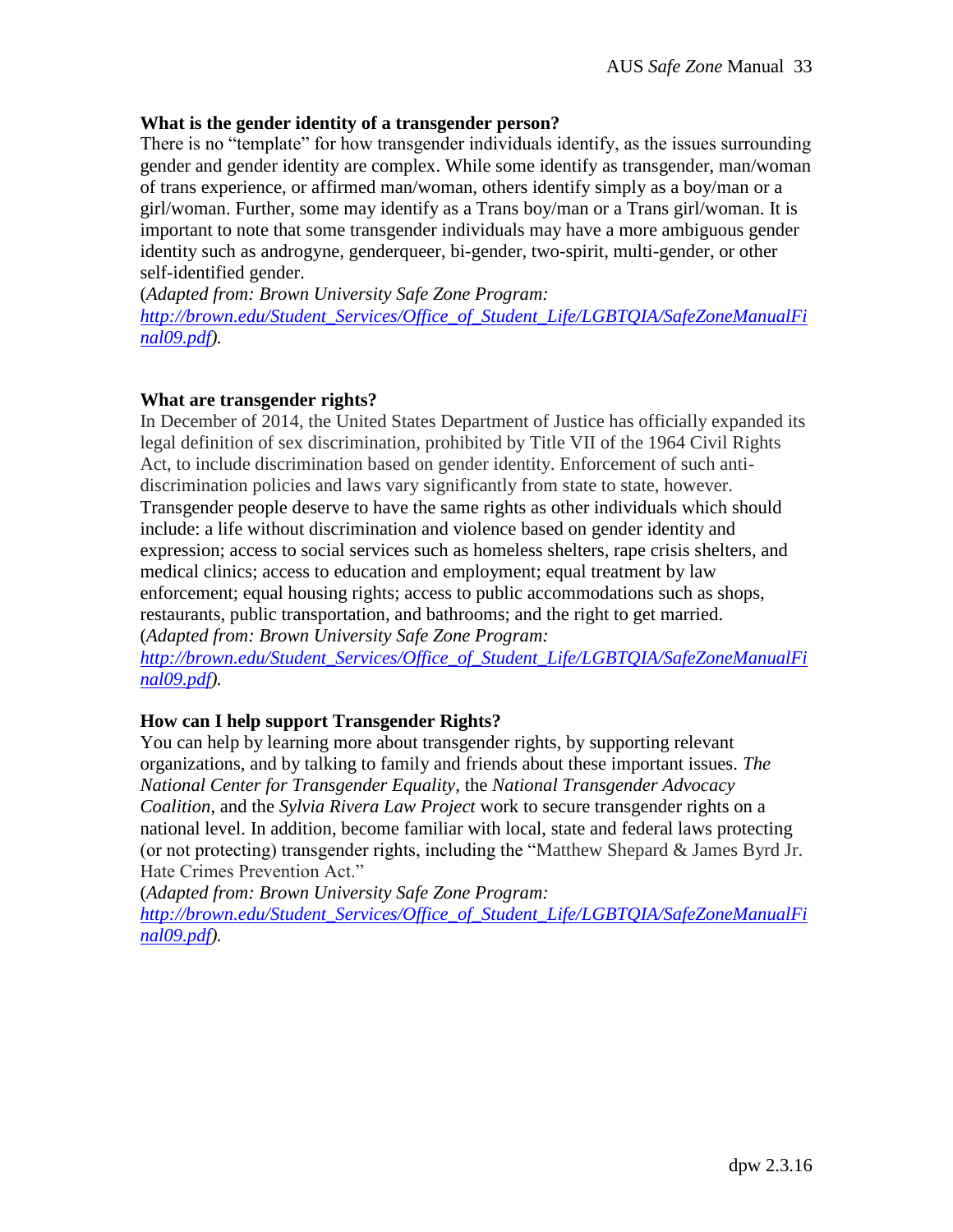### What is the gender identity of a transgender person?

There is no "template" for how transgender individuals identify, as the issues surrounding gender and gender identity are complex. While some identify as transgender, man/woman of trans experience, or affirmed man/woman, others identify simply as a boy/man or a girl/woman. Further, some may identify as a Trans boy/man or a Trans girl/woman. It is important to note that some transgender individuals may have a more ambiguous gender identity such as androgyne, genderqueer, bi-gender, two-spirit, multi-gender, or other self-identified gender.

(*Adapted from: Brown University Safe Zone Program: [http://brown.edu/Student_Services/Office_of_Student_Life/LGBTQIA/SafeZoneManualFinal09.pdf](http://brown.edu/Student_Services/Office_of_Student_Life/LGBTQIA/SafeZoneManualFinal09.pdf)*).

### What are transgender rights?

In December of 2014, the United States Department of Justice has officially expanded its legal definition of sex discrimination, prohibited by Title VII of the 1964 Civil Rights Act, to include discrimination based on gender identity. Enforcement of such anti-discrimination policies and laws vary significantly from state to state, however. Transgender people deserve to have the same rights as other individuals which should include: a life without discrimination and violence based on gender identity and expression; access to social services such as homeless shelters, rape crisis shelters, and medical clinics; access to education and employment; equal treatment by law enforcement; equal housing rights; access to public accommodations such as shops, restaurants, public transportation, and bathrooms; and the right to get married.

(*Adapted from: Brown University Safe Zone Program: [http://brown.edu/Student_Services/Office_of_Student_Life/LGBTQIA/SafeZoneManualFinal09.pdf](http://brown.edu/Student_Services/Office_of_Student_Life/LGBTQIA/SafeZoneManualFinal09.pdf)*).

### How can I help support Transgender Rights?

You can help by learning more about transgender rights, by supporting relevant organizations, and by talking to family and friends about these important issues. *The National Center for Transgender Equality*, the *National Transgender Advocacy Coalition*, and the *Sylvia Rivera Law Project* work to secure transgender rights on a national level. In addition, become familiar with local, state and federal laws protecting (or not protecting) transgender rights, including the "Matthew Shepard & James Byrd Jr. Hate Crimes Prevention Act."

(*Adapted from: Brown University Safe Zone Program: [http://brown.edu/Student_Services/Office_of_Student_Life/LGBTQIA/SafeZoneManualFinal09.pdf](http://brown.edu/Student_Services/Office_of_Student_Life/LGBTQIA/SafeZoneManualFinal09.pdf)*).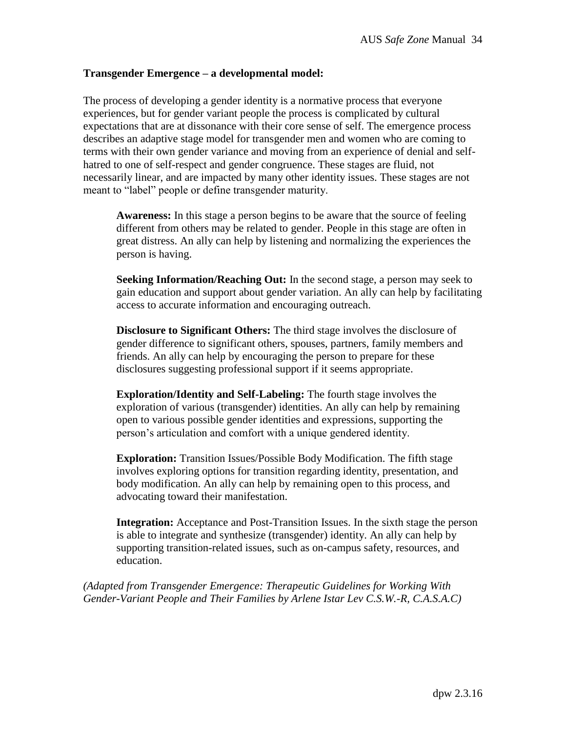**Transgender Emergence – a developmental model:**

The process of developing a gender identity is a normative process that everyone experiences, but for gender variant people the process is complicated by cultural expectations that are at dissonance with their core sense of self. The emergence process describes an adaptive stage model for transgender men and women who are coming to terms with their own gender variance and moving from an experience of denial and self-hatred to one of self-respect and gender congruence. These stages are fluid, not necessarily linear, and are impacted by many other identity issues. These stages are not meant to "label" people or define transgender maturity.

**Awareness:** In this stage a person begins to be aware that the source of feeling different from others may be related to gender. People in this stage are often in great distress. An ally can help by listening and normalizing the experiences the person is having.

**Seeking Information/Reaching Out:** In the second stage, a person may seek to gain education and support about gender variation. An ally can help by facilitating access to accurate information and encouraging outreach.

**Disclosure to Significant Others:** The third stage involves the disclosure of gender difference to significant others, spouses, partners, family members and friends. An ally can help by encouraging the person to prepare for these disclosures suggesting professional support if it seems appropriate.

**Exploration/Identity and Self-Labeling:** The fourth stage involves the exploration of various (transgender) identities. An ally can help by remaining open to various possible gender identities and expressions, supporting the person's articulation and comfort with a unique gendered identity.

**Exploration:** Transition Issues/Possible Body Modification. The fifth stage involves exploring options for transition regarding identity, presentation, and body modification. An ally can help by remaining open to this process, and advocating toward their manifestation.

**Integration:** Acceptance and Post-Transition Issues. In the sixth stage the person is able to integrate and synthesize (transgender) identity. An ally can help by supporting transition-related issues, such as on-campus safety, resources, and education.

*(Adapted from Transgender Emergence: Therapeutic Guidelines for Working With Gender-Variant People and Their Families by Arlene Istar Lev C.S.W.-R, C.A.S.A.C)*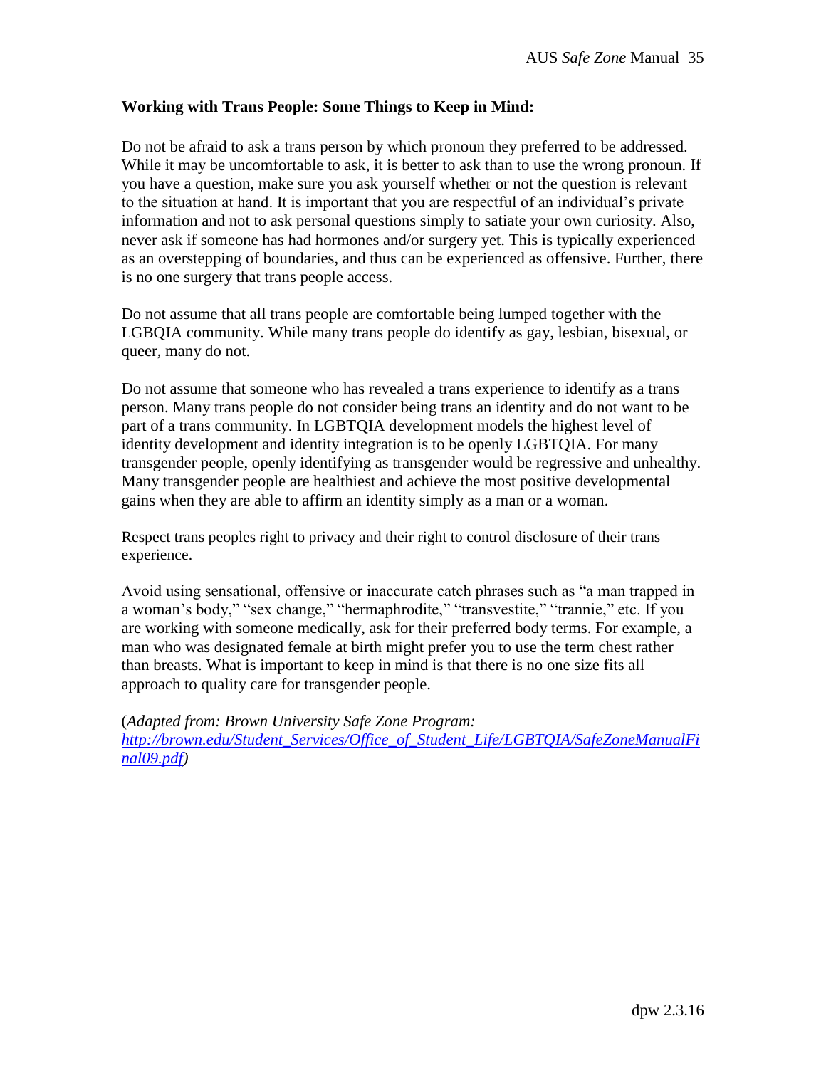**Working with Trans People: Some Things to Keep in Mind:**

Do not be afraid to ask a trans person by which pronoun they preferred to be addressed. While it may be uncomfortable to ask, it is better to ask than to use the wrong pronoun. If you have a question, make sure you ask yourself whether or not the question is relevant to the situation at hand. It is important that you are respectful of an individual's private information and not to ask personal questions simply to satiate your own curiosity. Also, never ask if someone has had hormones and/or surgery yet. This is typically experienced as an overstepping of boundaries, and thus can be experienced as offensive. Further, there is no one surgery that trans people access.

Do not assume that all trans people are comfortable being lumped together with the LGBQIA community. While many trans people do identify as gay, lesbian, bisexual, or queer, many do not.

Do not assume that someone who has revealed a trans experience to identify as a trans person. Many trans people do not consider being trans an identity and do not want to be part of a trans community. In LGBTQIA development models the highest level of identity development and identity integration is to be openly LGBTQIA. For many transgender people, openly identifying as transgender would be regressive and unhealthy. Many transgender people are healthiest and achieve the most positive developmental gains when they are able to affirm an identity simply as a man or a woman.

Respect trans peoples right to privacy and their right to control disclosure of their trans experience.

Avoid using sensational, offensive or inaccurate catch phrases such as "a man trapped in a woman's body," "sex change," "hermaphrodite," "transvestite," "trannie," etc. If you are working with someone medically, ask for their preferred body terms. For example, a man who was designated female at birth might prefer you to use the term chest rather than breasts. What is important to keep in mind is that there is no one size fits all approach to quality care for transgender people.

(*Adapted from: Brown University Safe Zone Program: http://brown.edu/Student_Services/Office_of_Student_Life/LGBTQIA/SafeZoneManualFinal09.pdf*)

dpw 2.3.16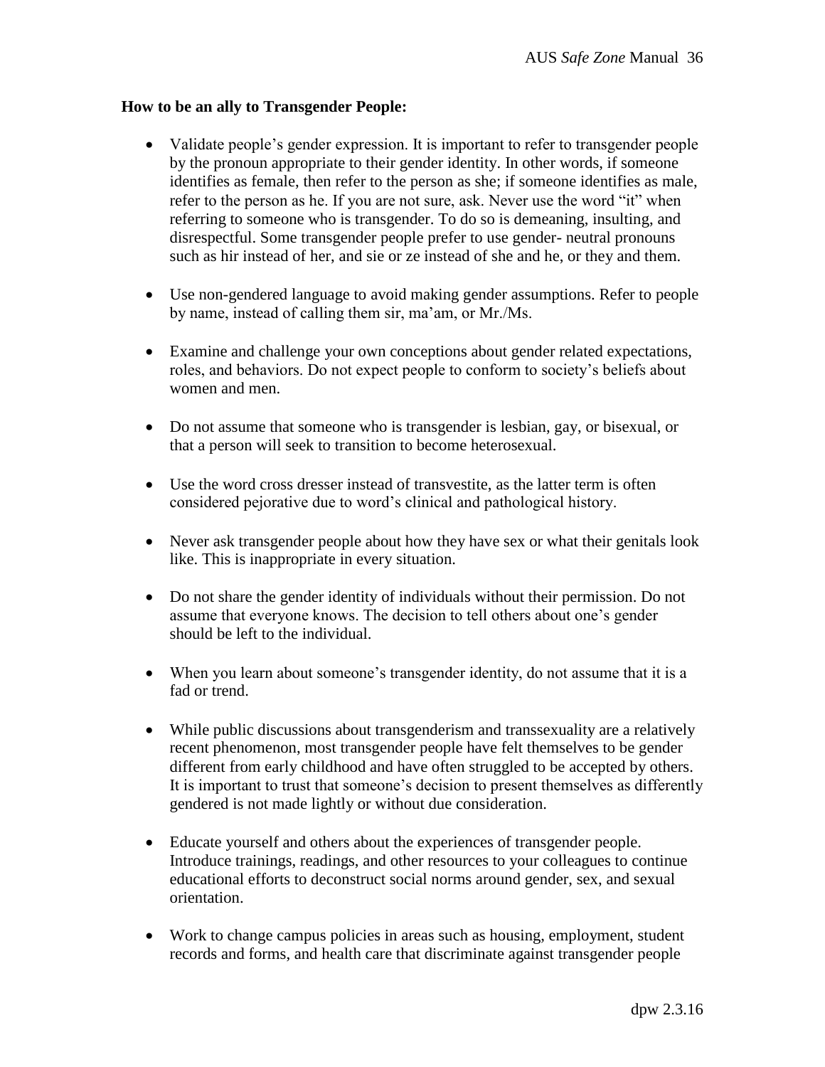**How to be an ally to Transgender People:**

- Validate people's gender expression. It is important to refer to transgender people by the pronoun appropriate to their gender identity. In other words, if someone identifies as female, then refer to the person as she; if someone identifies as male, refer to the person as he. If you are not sure, ask. Never use the word "it" when referring to someone who is transgender. To do so is demeaning, insulting, and disrespectful. Some transgender people prefer to use gender- neutral pronouns such as hir instead of her, and sie or ze instead of she and he, or they and them.

- Use non-gendered language to avoid making gender assumptions. Refer to people by name, instead of calling them sir, ma'am, or Mr./Ms.

- Examine and challenge your own conceptions about gender related expectations, roles, and behaviors. Do not expect people to conform to society's beliefs about women and men.

- Do not assume that someone who is transgender is lesbian, gay, or bisexual, or that a person will seek to transition to become heterosexual.

- Use the word cross dresser instead of transvestite, as the latter term is often considered pejorative due to word's clinical and pathological history.

- Never ask transgender people about how they have sex or what their genitals look like. This is inappropriate in every situation.

- Do not share the gender identity of individuals without their permission. Do not assume that everyone knows. The decision to tell others about one's gender should be left to the individual.

- When you learn about someone's transgender identity, do not assume that it is a fad or trend.

- While public discussions about transgenderism and transsexuality are a relatively recent phenomenon, most transgender people have felt themselves to be gender different from early childhood and have often struggled to be accepted by others. It is important to trust that someone's decision to present themselves as differently gendered is not made lightly or without due consideration.

- Educate yourself and others about the experiences of transgender people. Introduce trainings, readings, and other resources to your colleagues to continue educational efforts to deconstruct social norms around gender, sex, and sexual orientation.

- Work to change campus policies in areas such as housing, employment, student records and forms, and health care that discriminate against transgender people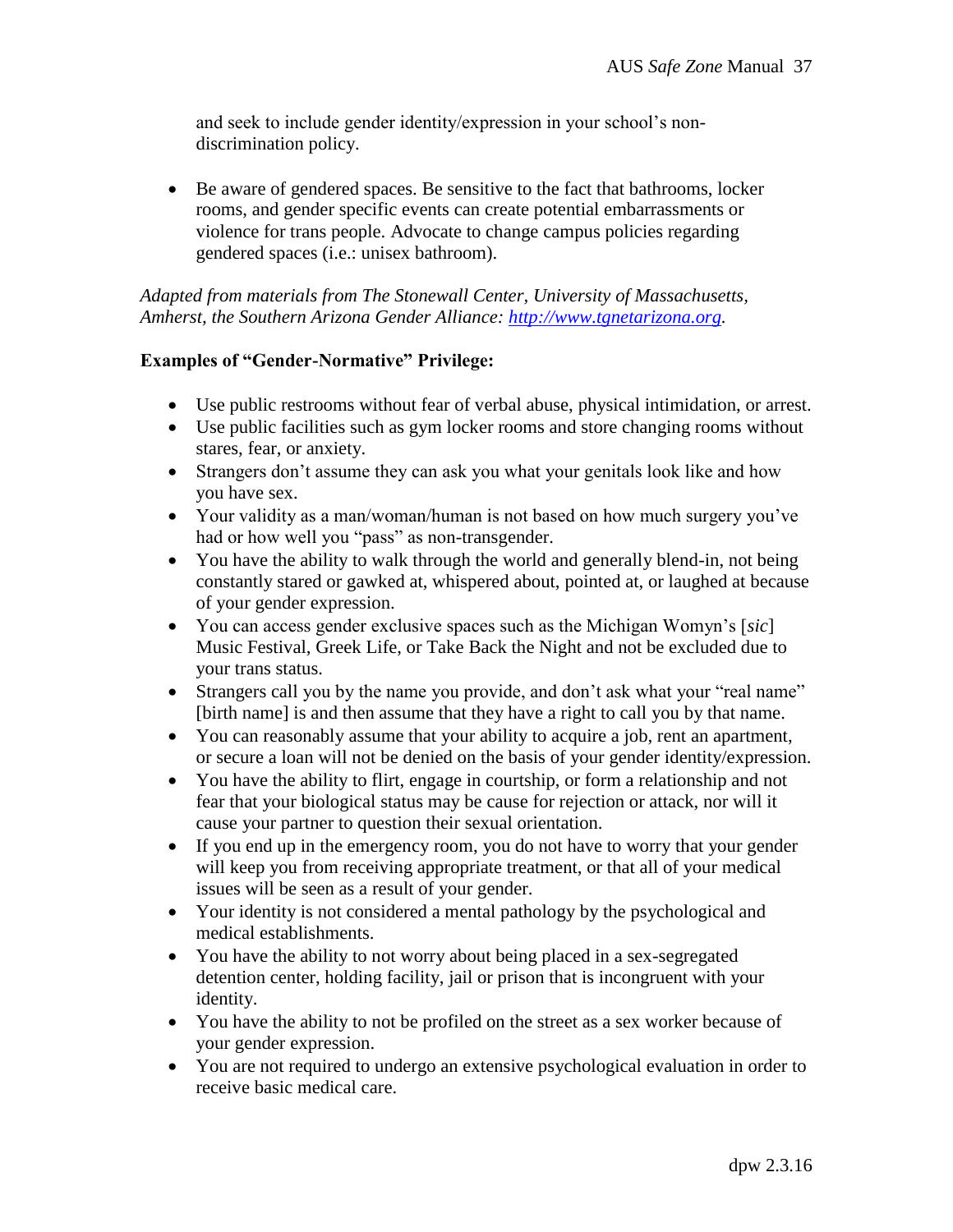and seek to include gender identity/expression in your school's non-discrimination policy.

- Be aware of gendered spaces. Be sensitive to the fact that bathrooms, locker rooms, and gender specific events can create potential embarrassments or violence for trans people. Advocate to change campus policies regarding gendered spaces (i.e.: unisex bathroom).

*Adapted from materials from The Stonewall Center, University of Massachusetts, Amherst, the Southern Arizona Gender Alliance: [http://www.tgnetarizona.org](http://www.tgnetarizona.org).*

**Examples of "Gender-Normative" Privilege:**

- Use public restrooms without fear of verbal abuse, physical intimidation, or arrest.
- Use public facilities such as gym locker rooms and store changing rooms without stares, fear, or anxiety.
- Strangers don't assume they can ask you what your genitals look like and how you have sex.
- Your validity as a man/woman/human is not based on how much surgery you've had or how well you "pass" as non-transgender.
- You have the ability to walk through the world and generally blend-in, not being constantly stared or gawked at, whispered about, pointed at, or laughed at because of your gender expression.
- You can access gender exclusive spaces such as the Michigan Womyn's [*sic*] Music Festival, Greek Life, or Take Back the Night and not be excluded due to your trans status.
- Strangers call you by the name you provide, and don't ask what your "real name" [birth name] is and then assume that they have a right to call you by that name.
- You can reasonably assume that your ability to acquire a job, rent an apartment, or secure a loan will not be denied on the basis of your gender identity/expression.
- You have the ability to flirt, engage in courtship, or form a relationship and not fear that your biological status may be cause for rejection or attack, nor will it cause your partner to question their sexual orientation.
- If you end up in the emergency room, you do not have to worry that your gender will keep you from receiving appropriate treatment, or that all of your medical issues will be seen as a result of your gender.
- Your identity is not considered a mental pathology by the psychological and medical establishments.
- You have the ability to not worry about being placed in a sex-segregated detention center, holding facility, jail or prison that is incongruent with your identity.
- You have the ability to not be profiled on the street as a sex worker because of your gender expression.
- You are not required to undergo an extensive psychological evaluation in order to receive basic medical care.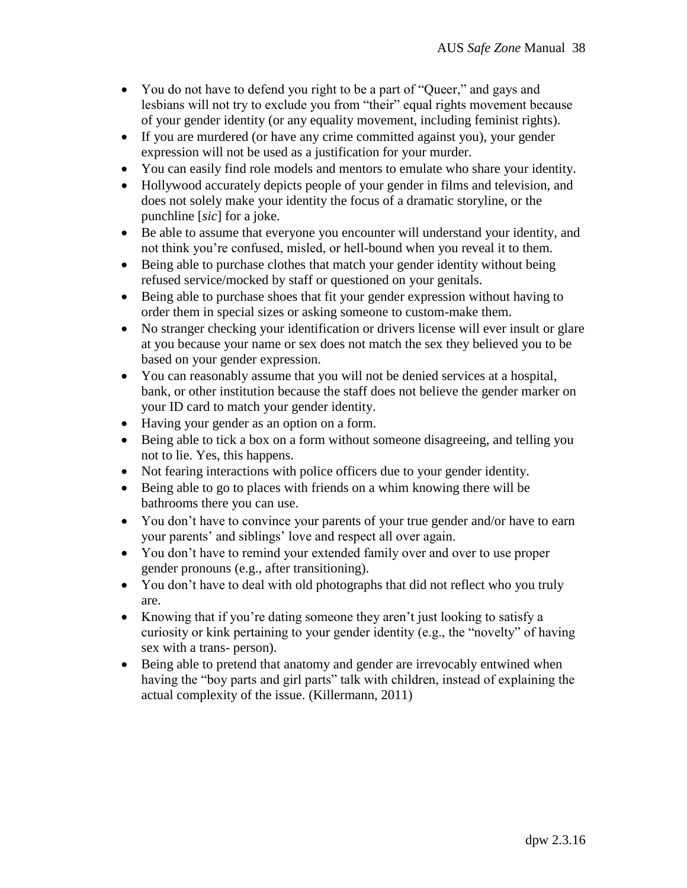- You do not have to defend you right to be a part of "Queer," and gays and lesbians will not try to exclude you from "their" equal rights movement because of your gender identity (or any equality movement, including feminist rights).
- If you are murdered (or have any crime committed against you), your gender expression will not be used as a justification for your murder.
- You can easily find role models and mentors to emulate who share your identity.
- Hollywood accurately depicts people of your gender in films and television, and does not solely make your identity the focus of a dramatic storyline, or the punchline [*sic*] for a joke.
- Be able to assume that everyone you encounter will understand your identity, and not think you're confused, misled, or hell-bound when you reveal it to them.
- Being able to purchase clothes that match your gender identity without being refused service/mocked by staff or questioned on your genitals.
- Being able to purchase shoes that fit your gender expression without having to order them in special sizes or asking someone to custom-make them.
- No stranger checking your identification or drivers license will ever insult or glare at you because your name or sex does not match the sex they believed you to be based on your gender expression.
- You can reasonably assume that you will not be denied services at a hospital, bank, or other institution because the staff does not believe the gender marker on your ID card to match your gender identity.
- Having your gender as an option on a form.
- Being able to tick a box on a form without someone disagreeing, and telling you not to lie. Yes, this happens.
- Not fearing interactions with police officers due to your gender identity.
- Being able to go to places with friends on a whim knowing there will be bathrooms there you can use.
- You don't have to convince your parents of your true gender and/or have to earn your parents' and siblings' love and respect all over again.
- You don't have to remind your extended family over and over to use proper gender pronouns (e.g., after transitioning).
- You don't have to deal with old photographs that did not reflect who you truly are.
- Knowing that if you're dating someone they aren't just looking to satisfy a curiosity or kink pertaining to your gender identity (e.g., the "novelty" of having sex with a trans- person).
- Being able to pretend that anatomy and gender are irrevocably entwined when having the "boy parts and girl parts" talk with children, instead of explaining the actual complexity of the issue. (Killermann, 2011)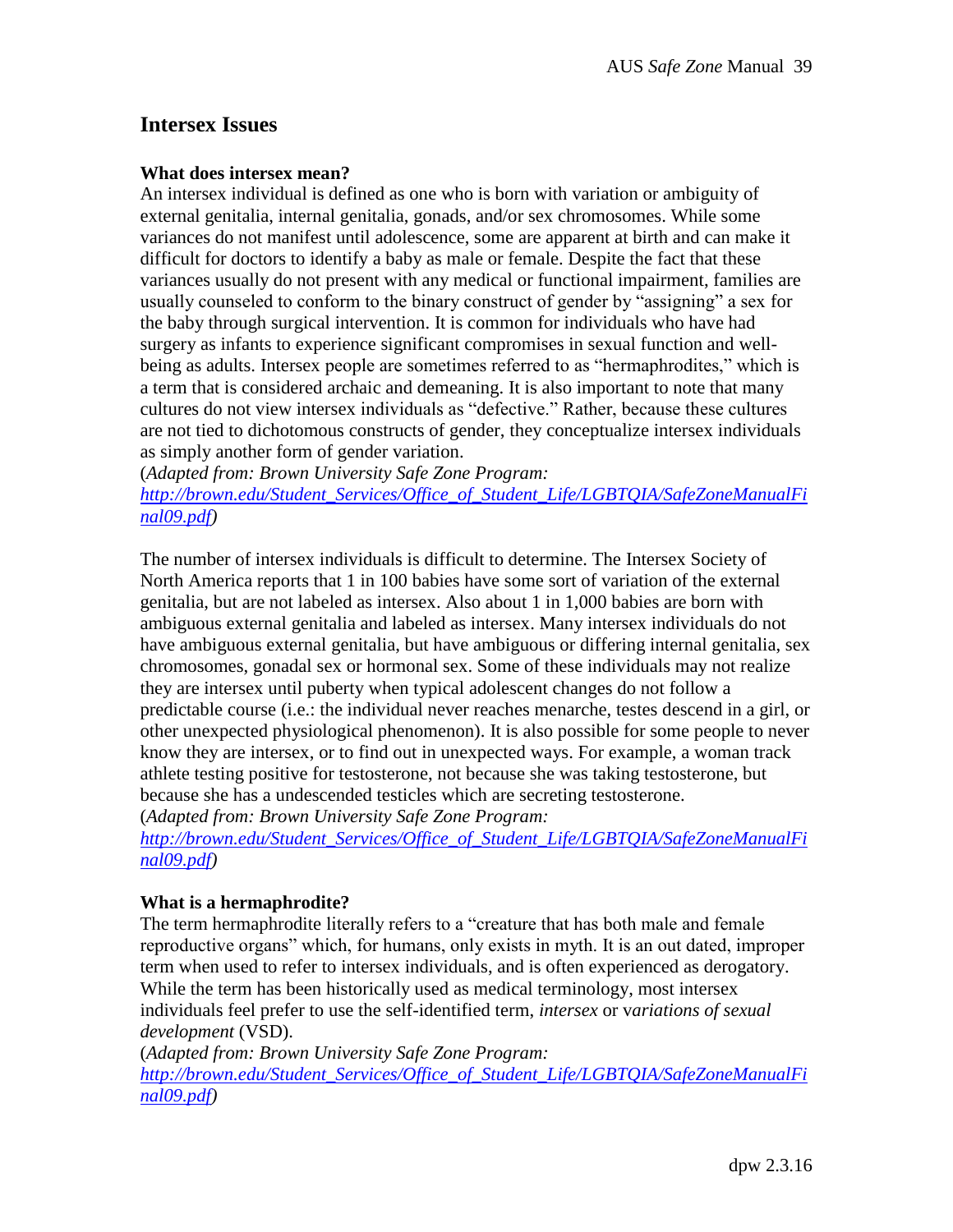## Intersex Issues

**What does intersex mean?**

An intersex individual is defined as one who is born with variation or ambiguity of external genitalia, internal genitalia, gonads, and/or sex chromosomes. While some variances do not manifest until adolescence, some are apparent at birth and can make it difficult for doctors to identify a baby as male or female. Despite the fact that these variances usually do not present with any medical or functional impairment, families are usually counseled to conform to the binary construct of gender by "assigning" a sex for the baby through surgical intervention. It is common for individuals who have had surgery as infants to experience significant compromises in sexual function and well-being as adults. Intersex people are sometimes referred to as "hermaphrodites," which is a term that is considered archaic and demeaning. It is also important to note that many cultures do not view intersex individuals as "defective." Rather, because these cultures are not tied to dichotomous constructs of gender, they conceptualize intersex individuals as simply another form of gender variation.

(*Adapted from: Brown University Safe Zone Program: [http://brown.edu/Student_Services/Office_of_Student_Life/LGBTQIA/SafeZoneManualFinal09.pdf](http://brown.edu/Student_Services/Office_of_Student_Life/LGBTQIA/SafeZoneManualFinal09.pdf)*)

The number of intersex individuals is difficult to determine. The Intersex Society of North America reports that 1 in 100 babies have some sort of variation of the external genitalia, but are not labeled as intersex. Also about 1 in 1,000 babies are born with ambiguous external genitalia and labeled as intersex. Many intersex individuals do not have ambiguous external genitalia, but have ambiguous or differing internal genitalia, sex chromosomes, gonadal sex or hormonal sex. Some of these individuals may not realize they are intersex until puberty when typical adolescent changes do not follow a predictable course (i.e.: the individual never reaches menarche, testes descend in a girl, or other unexpected physiological phenomenon). It is also possible for some people to never know they are intersex, or to find out in unexpected ways. For example, a woman track athlete testing positive for testosterone, not because she was taking testosterone, but because she has a undescended testicles which are secreting testosterone.

(*Adapted from: Brown University Safe Zone Program: [http://brown.edu/Student_Services/Office_of_Student_Life/LGBTQIA/SafeZoneManualFinal09.pdf](http://brown.edu/Student_Services/Office_of_Student_Life/LGBTQIA/SafeZoneManualFinal09.pdf)*)

**What is a hermaphrodite?**

The term hermaphrodite literally refers to a "creature that has both male and female reproductive organs" which, for humans, only exists in myth. It is an out dated, improper term when used to refer to intersex individuals, and is often experienced as derogatory. While the term has been historically used as medical terminology, most intersex individuals feel prefer to use the self-identified term, *intersex* or v*ariations of sexual development* (VSD).

(*Adapted from: Brown University Safe Zone Program: [http://brown.edu/Student_Services/Office_of_Student_Life/LGBTQIA/SafeZoneManualFinal09.pdf](http://brown.edu/Student_Services/Office_of_Student_Life/LGBTQIA/SafeZoneManualFinal09.pdf)*)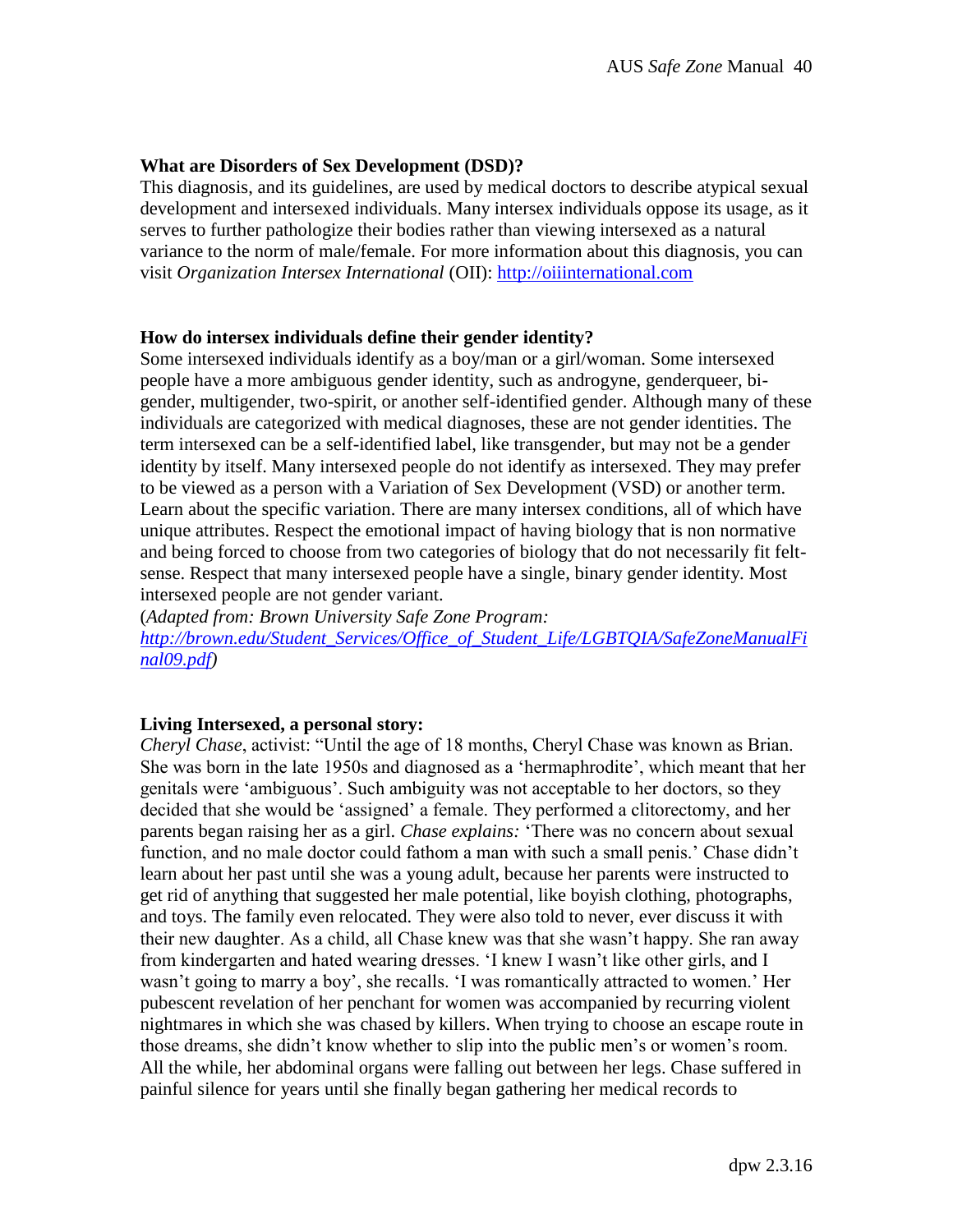### What are Disorders of Sex Development (DSD)?

This diagnosis, and its guidelines, are used by medical doctors to describe atypical sexual development and intersexed individuals. Many intersex individuals oppose its usage, as it serves to further pathologize their bodies rather than viewing intersexed as a natural variance to the norm of male/female. For more information about this diagnosis, you can visit *Organization Intersex International* (OII): [http://oiiinternational.com](http://oiiinternational.com)

### How do intersex individuals define their gender identity?

Some intersexed individuals identify as a boy/man or a girl/woman. Some intersexed people have a more ambiguous gender identity, such as androgyne, genderqueer, bi-gender, multigender, two-spirit, or another self-identified gender. Although many of these individuals are categorized with medical diagnoses, these are not gender identities. The term intersexed can be a self-identified label, like transgender, but may not be a gender identity by itself. Many intersexed people do not identify as intersexed. They may prefer to be viewed as a person with a Variation of Sex Development (VSD) or another term. Learn about the specific variation. There are many intersex conditions, all of which have unique attributes. Respect the emotional impact of having biology that is non normative and being forced to choose from two categories of biology that do not necessarily fit felt-sense. Respect that many intersexed people have a single, binary gender identity. Most intersexed people are not gender variant.

(*Adapted from: Brown University Safe Zone Program: [http://brown.edu/Student_Services/Office_of_Student_Life/LGBTQIA/SafeZoneManualFinal09.pdf](http://brown.edu/Student_Services/Office_of_Student_Life/LGBTQIA/SafeZoneManualFinal09.pdf)*)

### Living Intersexed, a personal story:

*Cheryl Chase*, activist: "Until the age of 18 months, Cheryl Chase was known as Brian. She was born in the late 1950s and diagnosed as a 'hermaphrodite', which meant that her genitals were 'ambiguous'. Such ambiguity was not acceptable to her doctors, so they decided that she would be 'assigned' a female. They performed a clitorectomy, and her parents began raising her as a girl. *Chase explains:* 'There was no concern about sexual function, and no male doctor could fathom a man with such a small penis.' Chase didn't learn about her past until she was a young adult, because her parents were instructed to get rid of anything that suggested her male potential, like boyish clothing, photographs, and toys. The family even relocated. They were also told to never, ever discuss it with their new daughter. As a child, all Chase knew was that she wasn't happy. She ran away from kindergarten and hated wearing dresses. 'I knew I wasn't like other girls, and I wasn't going to marry a boy', she recalls. 'I was romantically attracted to women.' Her pubescent revelation of her penchant for women was accompanied by recurring violent nightmares in which she was chased by killers. When trying to choose an escape route in those dreams, she didn't know whether to slip into the public men's or women's room. All the while, her abdominal organs were falling out between her legs. Chase suffered in painful silence for years until she finally began gathering her medical records to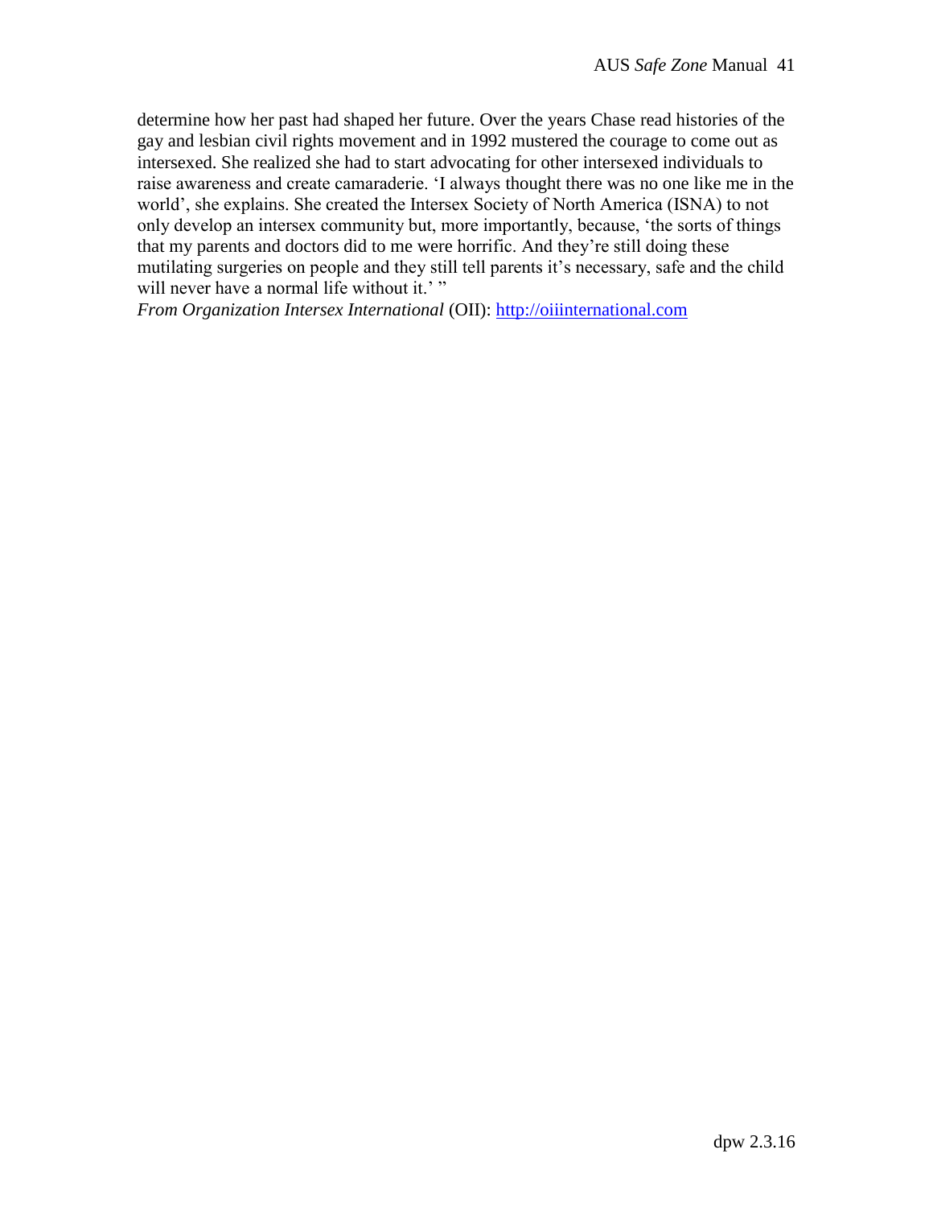determine how her past had shaped her future. Over the years Chase read histories of the gay and lesbian civil rights movement and in 1992 mustered the courage to come out as intersexed. She realized she had to start advocating for other intersexed individuals to raise awareness and create camaraderie. 'I always thought there was no one like me in the world', she explains. She created the Intersex Society of North America (ISNA) to not only develop an intersex community but, more importantly, because, 'the sorts of things that my parents and doctors did to me were horrific. And they're still doing these mutilating surgeries on people and they still tell parents it's necessary, safe and the child will never have a normal life without it.' "

*From Organization Intersex International* (OII): [http://oiiinternational.com](http://oiiinternational.com)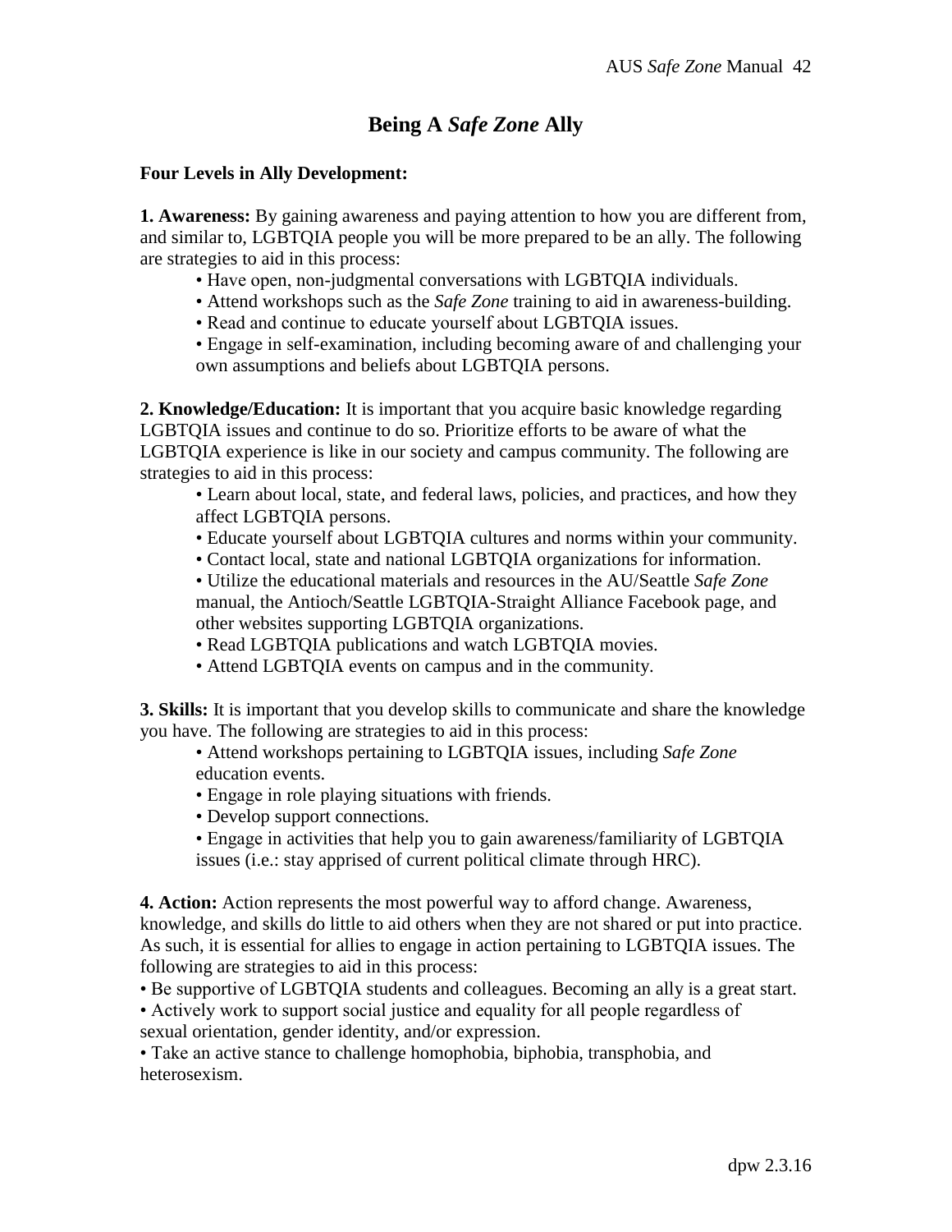# Being A *Safe Zone* Ally

**Four Levels in Ally Development:**

**1. Awareness:** By gaining awareness and paying attention to how you are different from, and similar to, LGBTQIA people you will be more prepared to be an ally. The following are strategies to aid in this process:

- Have open, non-judgmental conversations with LGBTQIA individuals.
- Attend workshops such as the *Safe Zone* training to aid in awareness-building.
- Read and continue to educate yourself about LGBTQIA issues.
- Engage in self-examination, including becoming aware of and challenging your own assumptions and beliefs about LGBTQIA persons.

**2. Knowledge/Education:** It is important that you acquire basic knowledge regarding LGBTQIA issues and continue to do so. Prioritize efforts to be aware of what the LGBTQIA experience is like in our society and campus community. The following are strategies to aid in this process:

- Learn about local, state, and federal laws, policies, and practices, and how they affect LGBTQIA persons.
- Educate yourself about LGBTQIA cultures and norms within your community.
- Contact local, state and national LGBTQIA organizations for information.
- Utilize the educational materials and resources in the AU/Seattle *Safe Zone* manual, the Antioch/Seattle LGBTQIA-Straight Alliance Facebook page, and other websites supporting LGBTQIA organizations.
- Read LGBTQIA publications and watch LGBTQIA movies.
- Attend LGBTQIA events on campus and in the community.

**3. Skills:** It is important that you develop skills to communicate and share the knowledge you have. The following are strategies to aid in this process:

- Attend workshops pertaining to LGBTQIA issues, including *Safe Zone* education events.
- Engage in role playing situations with friends.
- Develop support connections.
- Engage in activities that help you to gain awareness/familiarity of LGBTQIA issues (i.e.: stay apprised of current political climate through HRC).

**4. Action:** Action represents the most powerful way to afford change. Awareness, knowledge, and skills do little to aid others when they are not shared or put into practice. As such, it is essential for allies to engage in action pertaining to LGBTQIA issues. The following are strategies to aid in this process:

- Be supportive of LGBTQIA students and colleagues. Becoming an ally is a great start.
- Actively work to support social justice and equality for all people regardless of sexual orientation, gender identity, and/or expression.
- Take an active stance to challenge homophobia, biphobia, transphobia, and heterosexism.

dpw 2.3.16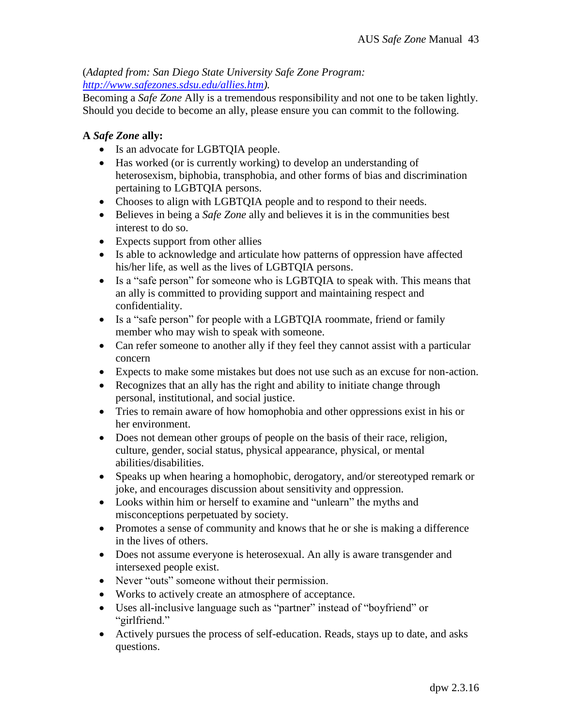(*Adapted from: San Diego State University Safe Zone Program: [http://www.safezones.sdsu.edu/allies.htm](http://www.safezones.sdsu.edu/allies.htm)).*

Becoming a *Safe Zone* Ally is a tremendous responsibility and not one to be taken lightly. Should you decide to become an ally, please ensure you can commit to the following.

**A *Safe Zone* ally:**

- Is an advocate for LGBTQIA people.
- Has worked (or is currently working) to develop an understanding of heterosexism, biphobia, transphobia, and other forms of bias and discrimination pertaining to LGBTQIA persons.
- Chooses to align with LGBTQIA people and to respond to their needs.
- Believes in being a *Safe Zone* ally and believes it is in the communities best interest to do so.
- Expects support from other allies
- Is able to acknowledge and articulate how patterns of oppression have affected his/her life, as well as the lives of LGBTQIA persons.
- Is a "safe person" for someone who is LGBTQIA to speak with. This means that an ally is committed to providing support and maintaining respect and confidentiality.
- Is a "safe person" for people with a LGBTQIA roommate, friend or family member who may wish to speak with someone.
- Can refer someone to another ally if they feel they cannot assist with a particular concern
- Expects to make some mistakes but does not use such as an excuse for non-action.
- Recognizes that an ally has the right and ability to initiate change through personal, institutional, and social justice.
- Tries to remain aware of how homophobia and other oppressions exist in his or her environment.
- Does not demean other groups of people on the basis of their race, religion, culture, gender, social status, physical appearance, physical, or mental abilities/disabilities.
- Speaks up when hearing a homophobic, derogatory, and/or stereotyped remark or joke, and encourages discussion about sensitivity and oppression.
- Looks within him or herself to examine and "unlearn" the myths and misconceptions perpetuated by society.
- Promotes a sense of community and knows that he or she is making a difference in the lives of others.
- Does not assume everyone is heterosexual. An ally is aware transgender and intersexed people exist.
- Never "outs" someone without their permission.
- Works to actively create an atmosphere of acceptance.
- Uses all-inclusive language such as "partner" instead of "boyfriend" or "girlfriend."
- Actively pursues the process of self-education. Reads, stays up to date, and asks questions.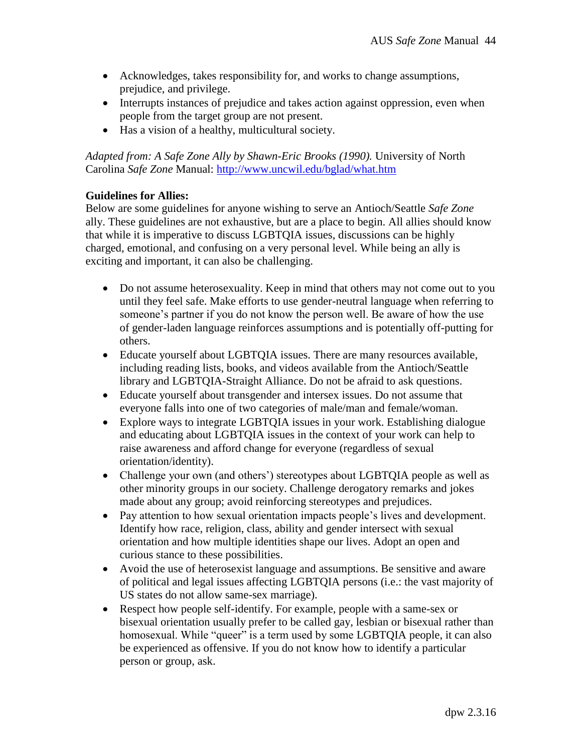- Acknowledges, takes responsibility for, and works to change assumptions, prejudice, and privilege.
- Interrupts instances of prejudice and takes action against oppression, even when people from the target group are not present.
- Has a vision of a healthy, multicultural society.

*Adapted from: A Safe Zone Ally by Shawn-Eric Brooks (1990).* University of North Carolina *Safe Zone* Manual: http://www.uncwil.edu/bglad/what.htm

**Guidelines for Allies:**

Below are some guidelines for anyone wishing to serve an Antioch/Seattle *Safe Zone* ally. These guidelines are not exhaustive, but are a place to begin. All allies should know that while it is imperative to discuss LGBTQIA issues, discussions can be highly charged, emotional, and confusing on a very personal level. While being an ally is exciting and important, it can also be challenging.

- Do not assume heterosexuality. Keep in mind that others may not come out to you until they feel safe. Make efforts to use gender-neutral language when referring to someone's partner if you do not know the person well. Be aware of how the use of gender-laden language reinforces assumptions and is potentially off-putting for others.
- Educate yourself about LGBTQIA issues. There are many resources available, including reading lists, books, and videos available from the Antioch/Seattle library and LGBTQIA-Straight Alliance. Do not be afraid to ask questions.
- Educate yourself about transgender and intersex issues. Do not assume that everyone falls into one of two categories of male/man and female/woman.
- Explore ways to integrate LGBTQIA issues in your work. Establishing dialogue and educating about LGBTQIA issues in the context of your work can help to raise awareness and afford change for everyone (regardless of sexual orientation/identity).
- Challenge your own (and others') stereotypes about LGBTQIA people as well as other minority groups in our society. Challenge derogatory remarks and jokes made about any group; avoid reinforcing stereotypes and prejudices.
- Pay attention to how sexual orientation impacts people's lives and development. Identify how race, religion, class, ability and gender intersect with sexual orientation and how multiple identities shape our lives. Adopt an open and curious stance to these possibilities.
- Avoid the use of heterosexist language and assumptions. Be sensitive and aware of political and legal issues affecting LGBTQIA persons (i.e.: the vast majority of US states do not allow same-sex marriage).
- Respect how people self-identify. For example, people with a same-sex or bisexual orientation usually prefer to be called gay, lesbian or bisexual rather than homosexual. While "queer" is a term used by some LGBTQIA people, it can also be experienced as offensive. If you do not know how to identify a particular person or group, ask.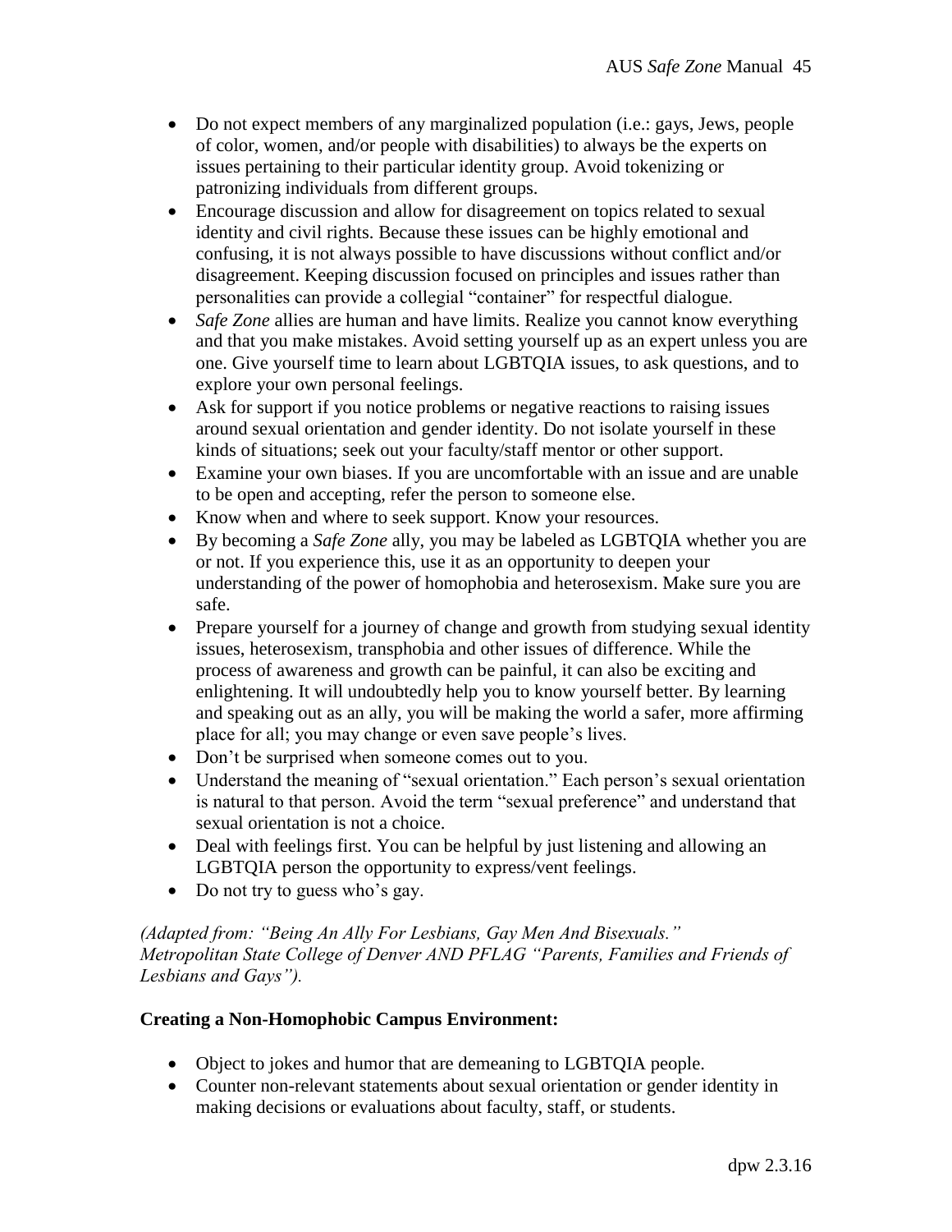- Do not expect members of any marginalized population (i.e.: gays, Jews, people of color, women, and/or people with disabilities) to always be the experts on issues pertaining to their particular identity group. Avoid tokenizing or patronizing individuals from different groups.
- Encourage discussion and allow for disagreement on topics related to sexual identity and civil rights. Because these issues can be highly emotional and confusing, it is not always possible to have discussions without conflict and/or disagreement. Keeping discussion focused on principles and issues rather than personalities can provide a collegial "container" for respectful dialogue.
- *Safe Zone* allies are human and have limits. Realize you cannot know everything and that you make mistakes. Avoid setting yourself up as an expert unless you are one. Give yourself time to learn about LGBTQIA issues, to ask questions, and to explore your own personal feelings.
- Ask for support if you notice problems or negative reactions to raising issues around sexual orientation and gender identity. Do not isolate yourself in these kinds of situations; seek out your faculty/staff mentor or other support.
- Examine your own biases. If you are uncomfortable with an issue and are unable to be open and accepting, refer the person to someone else.
- Know when and where to seek support. Know your resources.
- By becoming a *Safe Zone* ally, you may be labeled as LGBTQIA whether you are or not. If you experience this, use it as an opportunity to deepen your understanding of the power of homophobia and heterosexism. Make sure you are safe.
- Prepare yourself for a journey of change and growth from studying sexual identity issues, heterosexism, transphobia and other issues of difference. While the process of awareness and growth can be painful, it can also be exciting and enlightening. It will undoubtedly help you to know yourself better. By learning and speaking out as an ally, you will be making the world a safer, more affirming place for all; you may change or even save people's lives.
- Don't be surprised when someone comes out to you.
- Understand the meaning of "sexual orientation." Each person's sexual orientation is natural to that person. Avoid the term "sexual preference" and understand that sexual orientation is not a choice.
- Deal with feelings first. You can be helpful by just listening and allowing an LGBTQIA person the opportunity to express/vent feelings.
- Do not try to guess who's gay.

*(Adapted from: "Being An Ally For Lesbians, Gay Men And Bisexuals." Metropolitan State College of Denver AND PFLAG "Parents, Families and Friends of Lesbians and Gays").*

**Creating a Non-Homophobic Campus Environment:**

- Object to jokes and humor that are demeaning to LGBTQIA people.
- Counter non-relevant statements about sexual orientation or gender identity in making decisions or evaluations about faculty, staff, or students.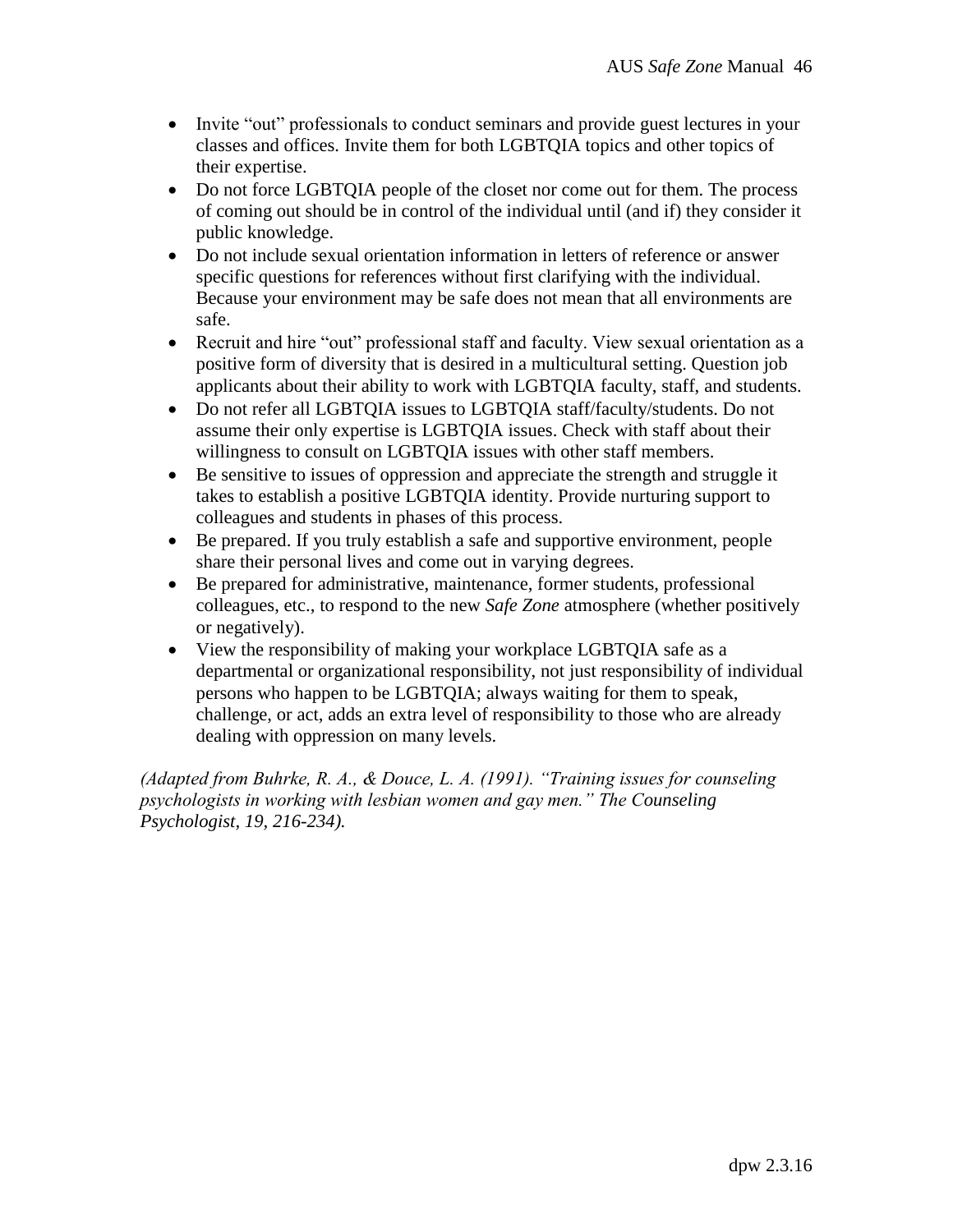- Invite "out" professionals to conduct seminars and provide guest lectures in your classes and offices. Invite them for both LGBTQIA topics and other topics of their expertise.
- Do not force LGBTQIA people of the closet nor come out for them. The process of coming out should be in control of the individual until (and if) they consider it public knowledge.
- Do not include sexual orientation information in letters of reference or answer specific questions for references without first clarifying with the individual. Because your environment may be safe does not mean that all environments are safe.
- Recruit and hire "out" professional staff and faculty. View sexual orientation as a positive form of diversity that is desired in a multicultural setting. Question job applicants about their ability to work with LGBTQIA faculty, staff, and students.
- Do not refer all LGBTQIA issues to LGBTQIA staff/faculty/students. Do not assume their only expertise is LGBTQIA issues. Check with staff about their willingness to consult on LGBTQIA issues with other staff members.
- Be sensitive to issues of oppression and appreciate the strength and struggle it takes to establish a positive LGBTQIA identity. Provide nurturing support to colleagues and students in phases of this process.
- Be prepared. If you truly establish a safe and supportive environment, people share their personal lives and come out in varying degrees.
- Be prepared for administrative, maintenance, former students, professional colleagues, etc., to respond to the new *Safe Zone* atmosphere (whether positively or negatively).
- View the responsibility of making your workplace LGBTQIA safe as a departmental or organizational responsibility, not just responsibility of individual persons who happen to be LGBTQIA; always waiting for them to speak, challenge, or act, adds an extra level of responsibility to those who are already dealing with oppression on many levels.

*(Adapted from Buhrke, R. A., & Douce, L. A. (1991). "Training issues for counseling psychologists in working with lesbian women and gay men." The Counseling Psychologist, 19, 216-234).*

dpw 2.3.16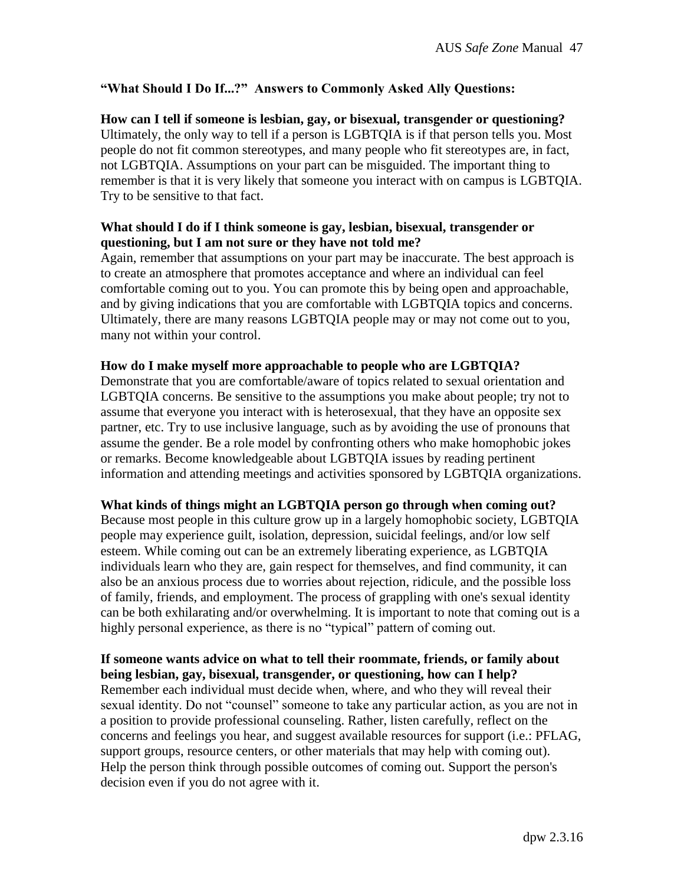**"What Should I Do If...?" Answers to Commonly Asked Ally Questions:**

**How can I tell if someone is lesbian, gay, or bisexual, transgender or questioning?**
Ultimately, the only way to tell if a person is LGBTQIA is if that person tells you. Most people do not fit common stereotypes, and many people who fit stereotypes are, in fact, not LGBTQIA. Assumptions on your part can be misguided. The important thing to remember is that it is very likely that someone you interact with on campus is LGBTQIA. Try to be sensitive to that fact.

**What should I do if I think someone is gay, lesbian, bisexual, transgender or questioning, but I am not sure or they have not told me?**
Again, remember that assumptions on your part may be inaccurate. The best approach is to create an atmosphere that promotes acceptance and where an individual can feel comfortable coming out to you. You can promote this by being open and approachable, and by giving indications that you are comfortable with LGBTQIA topics and concerns. Ultimately, there are many reasons LGBTQIA people may or may not come out to you, many not within your control.

**How do I make myself more approachable to people who are LGBTQIA?**
Demonstrate that you are comfortable/aware of topics related to sexual orientation and LGBTQIA concerns. Be sensitive to the assumptions you make about people; try not to assume that everyone you interact with is heterosexual, that they have an opposite sex partner, etc. Try to use inclusive language, such as by avoiding the use of pronouns that assume the gender. Be a role model by confronting others who make homophobic jokes or remarks. Become knowledgeable about LGBTQIA issues by reading pertinent information and attending meetings and activities sponsored by LGBTQIA organizations.

**What kinds of things might an LGBTQIA person go through when coming out?**
Because most people in this culture grow up in a largely homophobic society, LGBTQIA people may experience guilt, isolation, depression, suicidal feelings, and/or low self esteem. While coming out can be an extremely liberating experience, as LGBTQIA individuals learn who they are, gain respect for themselves, and find community, it can also be an anxious process due to worries about rejection, ridicule, and the possible loss of family, friends, and employment. The process of grappling with one's sexual identity can be both exhilarating and/or overwhelming. It is important to note that coming out is a highly personal experience, as there is no "typical" pattern of coming out.

**If someone wants advice on what to tell their roommate, friends, or family about being lesbian, gay, bisexual, transgender, or questioning, how can I help?**
Remember each individual must decide when, where, and who they will reveal their sexual identity. Do not "counsel" someone to take any particular action, as you are not in a position to provide professional counseling. Rather, listen carefully, reflect on the concerns and feelings you hear, and suggest available resources for support (i.e.: PFLAG, support groups, resource centers, or other materials that may help with coming out). Help the person think through possible outcomes of coming out. Support the person's decision even if you do not agree with it.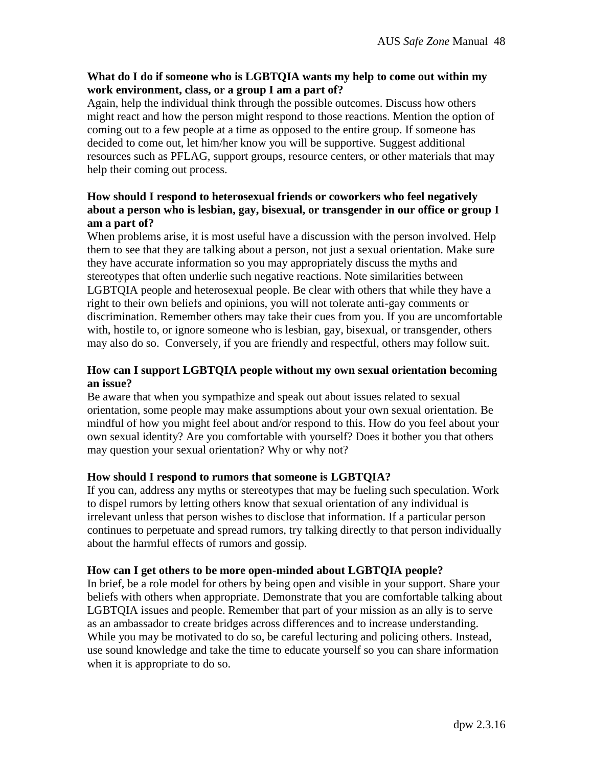**What do I do if someone who is LGBTQIA wants my help to come out within my work environment, class, or a group I am a part of?**

Again, help the individual think through the possible outcomes. Discuss how others might react and how the person might respond to those reactions. Mention the option of coming out to a few people at a time as opposed to the entire group. If someone has decided to come out, let him/her know you will be supportive. Suggest additional resources such as PFLAG, support groups, resource centers, or other materials that may help their coming out process.

**How should I respond to heterosexual friends or coworkers who feel negatively about a person who is lesbian, gay, bisexual, or transgender in our office or group I am a part of?**

When problems arise, it is most useful have a discussion with the person involved. Help them to see that they are talking about a person, not just a sexual orientation. Make sure they have accurate information so you may appropriately discuss the myths and stereotypes that often underlie such negative reactions. Note similarities between LGBTQIA people and heterosexual people. Be clear with others that while they have a right to their own beliefs and opinions, you will not tolerate anti-gay comments or discrimination. Remember others may take their cues from you. If you are uncomfortable with, hostile to, or ignore someone who is lesbian, gay, bisexual, or transgender, others may also do so. Conversely, if you are friendly and respectful, others may follow suit.

**How can I support LGBTQIA people without my own sexual orientation becoming an issue?**

Be aware that when you sympathize and speak out about issues related to sexual orientation, some people may make assumptions about your own sexual orientation. Be mindful of how you might feel about and/or respond to this. How do you feel about your own sexual identity? Are you comfortable with yourself? Does it bother you that others may question your sexual orientation? Why or why not?

**How should I respond to rumors that someone is LGBTQIA?**

If you can, address any myths or stereotypes that may be fueling such speculation. Work to dispel rumors by letting others know that sexual orientation of any individual is irrelevant unless that person wishes to disclose that information. If a particular person continues to perpetuate and spread rumors, try talking directly to that person individually about the harmful effects of rumors and gossip.

**How can I get others to be more open-minded about LGBTQIA people?**

In brief, be a role model for others by being open and visible in your support. Share your beliefs with others when appropriate. Demonstrate that you are comfortable talking about LGBTQIA issues and people. Remember that part of your mission as an ally is to serve as an ambassador to create bridges across differences and to increase understanding. While you may be motivated to do so, be careful lecturing and policing others. Instead, use sound knowledge and take the time to educate yourself so you can share information when it is appropriate to do so.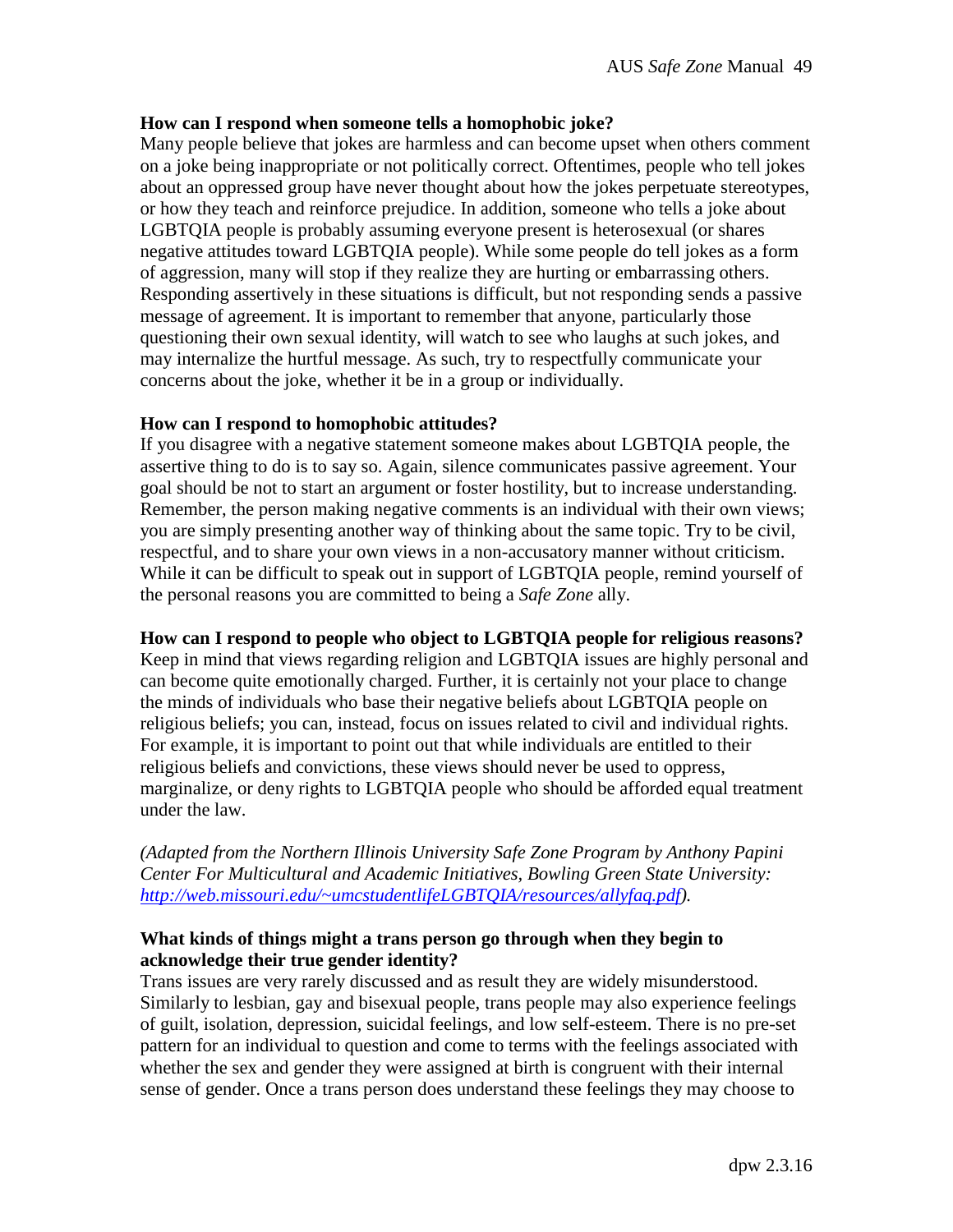**How can I respond when someone tells a homophobic joke?**

Many people believe that jokes are harmless and can become upset when others comment on a joke being inappropriate or not politically correct. Oftentimes, people who tell jokes about an oppressed group have never thought about how the jokes perpetuate stereotypes, or how they teach and reinforce prejudice. In addition, someone who tells a joke about LGBTQIA people is probably assuming everyone present is heterosexual (or shares negative attitudes toward LGBTQIA people). While some people do tell jokes as a form of aggression, many will stop if they realize they are hurting or embarrassing others. Responding assertively in these situations is difficult, but not responding sends a passive message of agreement. It is important to remember that anyone, particularly those questioning their own sexual identity, will watch to see who laughs at such jokes, and may internalize the hurtful message. As such, try to respectfully communicate your concerns about the joke, whether it be in a group or individually.

**How can I respond to homophobic attitudes?**

If you disagree with a negative statement someone makes about LGBTQIA people, the assertive thing to do is to say so. Again, silence communicates passive agreement. Your goal should be not to start an argument or foster hostility, but to increase understanding. Remember, the person making negative comments is an individual with their own views; you are simply presenting another way of thinking about the same topic. Try to be civil, respectful, and to share your own views in a non-accusatory manner without criticism. While it can be difficult to speak out in support of LGBTQIA people, remind yourself of the personal reasons you are committed to being a *Safe Zone* ally.

**How can I respond to people who object to LGBTQIA people for religious reasons?**

Keep in mind that views regarding religion and LGBTQIA issues are highly personal and can become quite emotionally charged. Further, it is certainly not your place to change the minds of individuals who base their negative beliefs about LGBTQIA people on religious beliefs; you can, instead, focus on issues related to civil and individual rights. For example, it is important to point out that while individuals are entitled to their religious beliefs and convictions, these views should never be used to oppress, marginalize, or deny rights to LGBTQIA people who should be afforded equal treatment under the law.

*(Adapted from the Northern Illinois University Safe Zone Program by Anthony Papini Center For Multicultural and Academic Initiatives, Bowling Green State University: [http://web.missouri.edu/~umcstudentlifeLGBTQIA/resources/allyfaq.pdf](http://web.missouri.edu/~umcstudentlifeLGBTQIA/resources/allyfaq.pdf)).*

**What kinds of things might a trans person go through when they begin to acknowledge their true gender identity?**

Trans issues are very rarely discussed and as result they are widely misunderstood. Similarly to lesbian, gay and bisexual people, trans people may also experience feelings of guilt, isolation, depression, suicidal feelings, and low self-esteem. There is no pre-set pattern for an individual to question and come to terms with the feelings associated with whether the sex and gender they were assigned at birth is congruent with their internal sense of gender. Once a trans person does understand these feelings they may choose to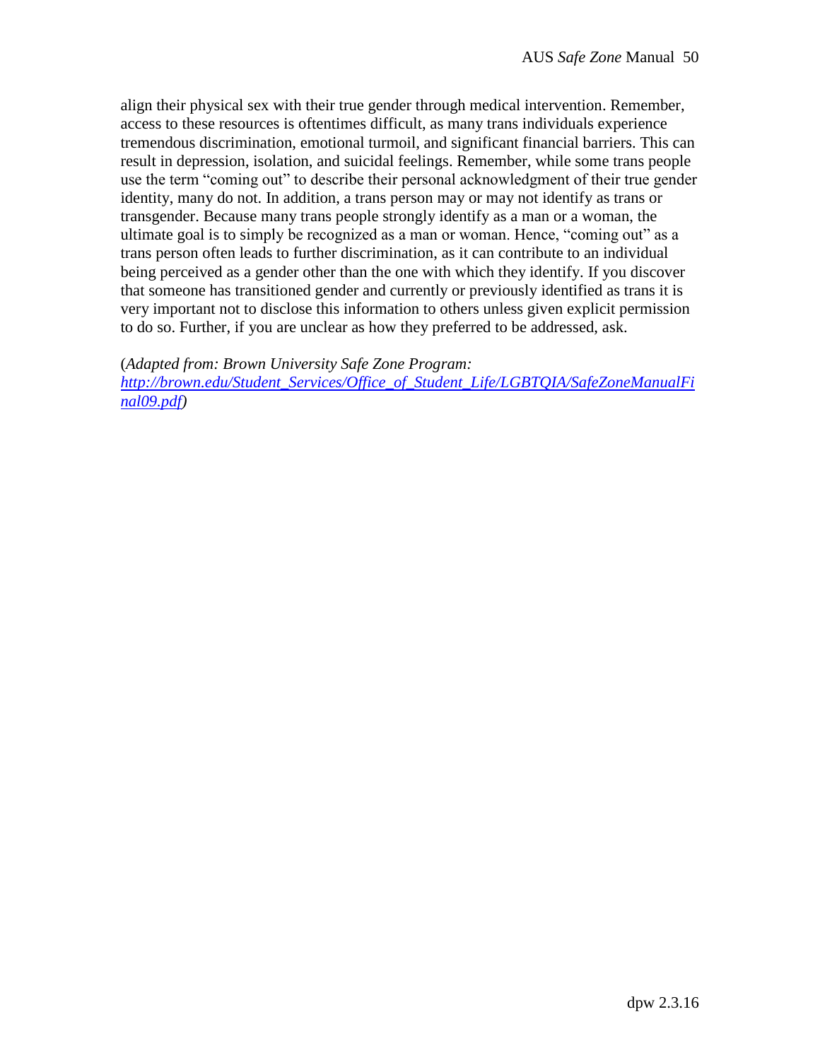align their physical sex with their true gender through medical intervention. Remember, access to these resources is oftentimes difficult, as many trans individuals experience tremendous discrimination, emotional turmoil, and significant financial barriers. This can result in depression, isolation, and suicidal feelings. Remember, while some trans people use the term "coming out" to describe their personal acknowledgment of their true gender identity, many do not. In addition, a trans person may or may not identify as trans or transgender. Because many trans people strongly identify as a man or a woman, the ultimate goal is to simply be recognized as a man or woman. Hence, "coming out" as a trans person often leads to further discrimination, as it can contribute to an individual being perceived as a gender other than the one with which they identify. If you discover that someone has transitioned gender and currently or previously identified as trans it is very important not to disclose this information to others unless given explicit permission to do so. Further, if you are unclear as how they preferred to be addressed, ask.

(*Adapted from: Brown University Safe Zone Program: [http://brown.edu/Student_Services/Office_of_Student_Life/LGBTQIA/SafeZoneManualFinal09.pdf](http://brown.edu/Student_Services/Office_of_Student_Life/LGBTQIA/SafeZoneManualFinal09.pdf)*)

dpw 2.3.16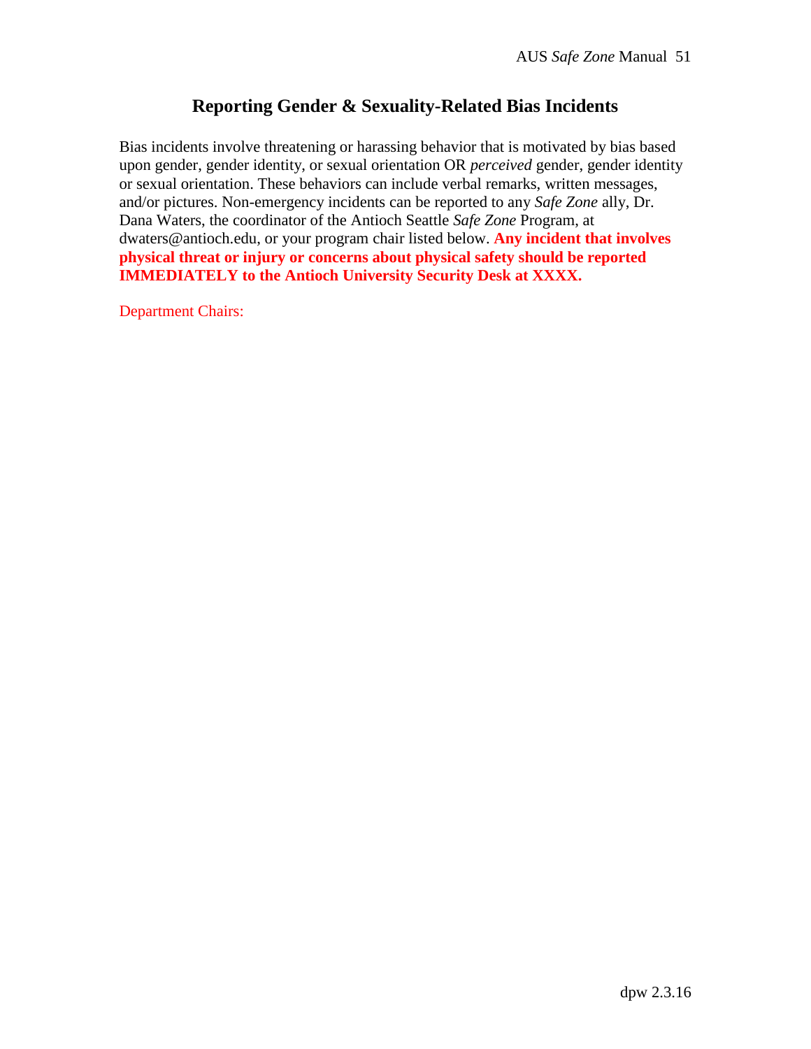## Reporting Gender & Sexuality-Related Bias Incidents

Bias incidents involve threatening or harassing behavior that is motivated by bias based upon gender, gender identity, or sexual orientation OR *perceived* gender, gender identity or sexual orientation. These behaviors can include verbal remarks, written messages, and/or pictures. Non-emergency incidents can be reported to any *Safe Zone* ally, Dr. Dana Waters, the coordinator of the Antioch Seattle *Safe Zone* Program, at dwaters@antioch.edu, or your program chair listed below. **Any incident that involves physical threat or injury or concerns about physical safety should be reported IMMEDIATELY to the Antioch University Security Desk at XXXX.**

Department Chairs:

dpw 2.3.16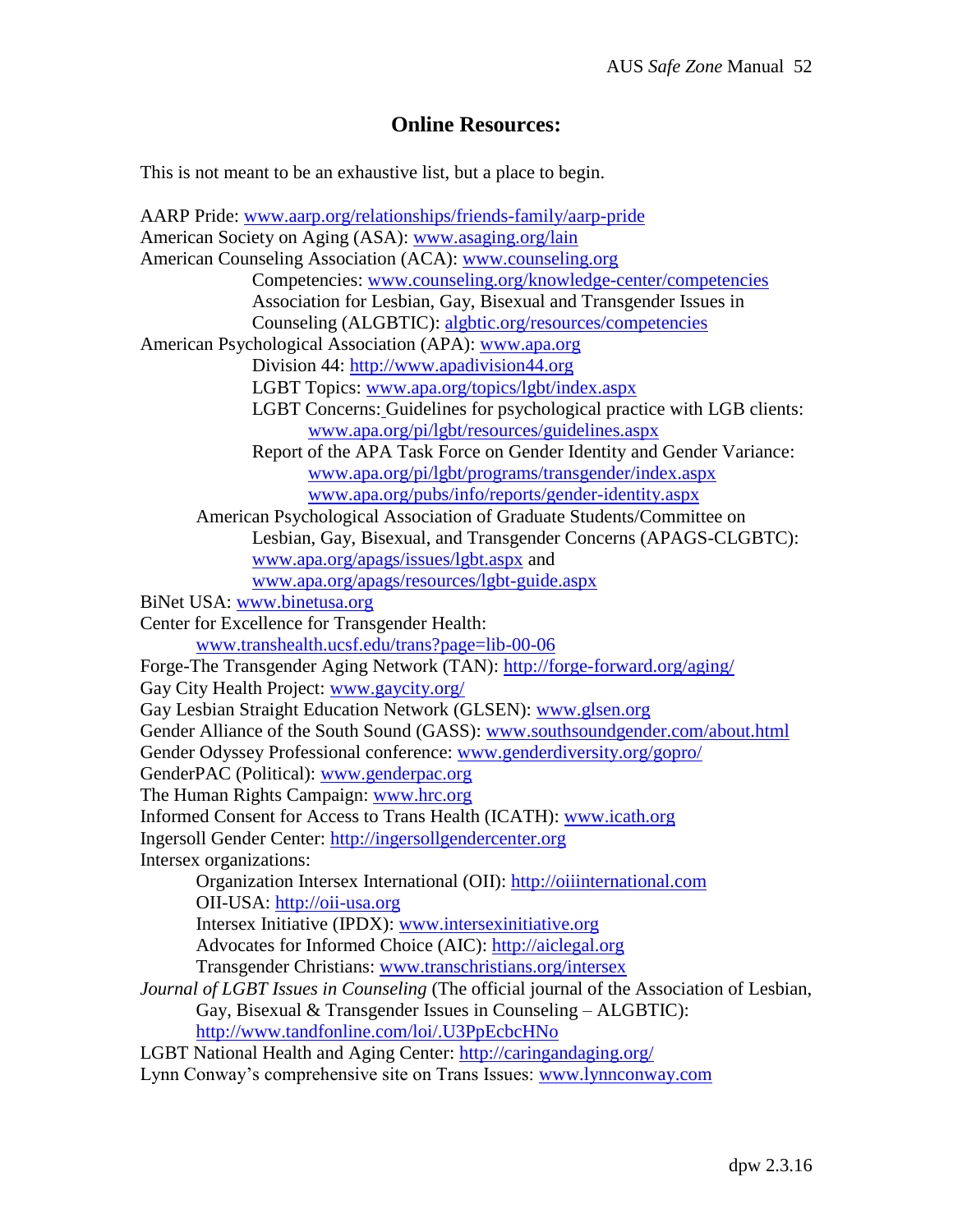## Online Resources:

This is not meant to be an exhaustive list, but a place to begin.

AARP Pride: www.aarp.org/relationships/friends-family/aarp-pride
American Society on Aging (ASA): www.asaging.org/lain
American Counseling Association (ACA): www.counseling.org
- Competencies: www.counseling.org/knowledge-center/competencies
- Association for Lesbian, Gay, Bisexual and Transgender Issues in Counseling (ALGBTIC): algbtic.org/resources/competencies

American Psychological Association (APA): www.apa.org
- Division 44: http://www.apadivision44.org
- LGBT Topics: www.apa.org/topics/lgbt/index.aspx
- LGBT Concerns: Guidelines for psychological practice with LGB clients: www.apa.org/pi/lgbt/resources/guidelines.aspx
- Report of the APA Task Force on Gender Identity and Gender Variance: www.apa.org/pi/lgbt/programs/transgender/index.aspx www.apa.org/pubs/info/reports/gender-identity.aspx
- American Psychological Association of Graduate Students/Committee on Lesbian, Gay, Bisexual, and Transgender Concerns (APAGS-CLGBTC): www.apa.org/apags/issues/lgbt.aspx and www.apa.org/apags/resources/lgbt-guide.aspx

BiNet USA: www.binetusa.org
Center for Excellence for Transgender Health: www.transhealth.ucsf.edu/trans?page=lib-00-06
Forge-The Transgender Aging Network (TAN): http://forge-forward.org/aging/
Gay City Health Project: www.gaycity.org/
Gay Lesbian Straight Education Network (GLSEN): www.glsen.org
Gender Alliance of the South Sound (GASS): www.southsoundgender.com/about.html
Gender Odyssey Professional conference: www.genderdiversity.org/gopro/
GenderPAC (Political): www.genderpac.org
The Human Rights Campaign: www.hrc.org
Informed Consent for Access to Trans Health (ICATH): www.icath.org
Ingersoll Gender Center: http://ingersollgendercenter.org
Intersex organizations:
- Organization Intersex International (OII): http://oiiinternational.com
- OII-USA: http://oii-usa.org
- Intersex Initiative (IPDX): www.intersexinitiative.org
- Advocates for Informed Choice (AIC): http://aiclegal.org
- Transgender Christians: www.transchristians.org/intersex

*Journal of LGBT Issues in Counseling* (The official journal of the Association of Lesbian, Gay, Bisexual & Transgender Issues in Counseling – ALGBTIC): http://www.tandfonline.com/loi/.U3PpEcbcHNo
LGBT National Health and Aging Center: http://caringandaging.org/
Lynn Conway's comprehensive site on Trans Issues: www.lynnconway.com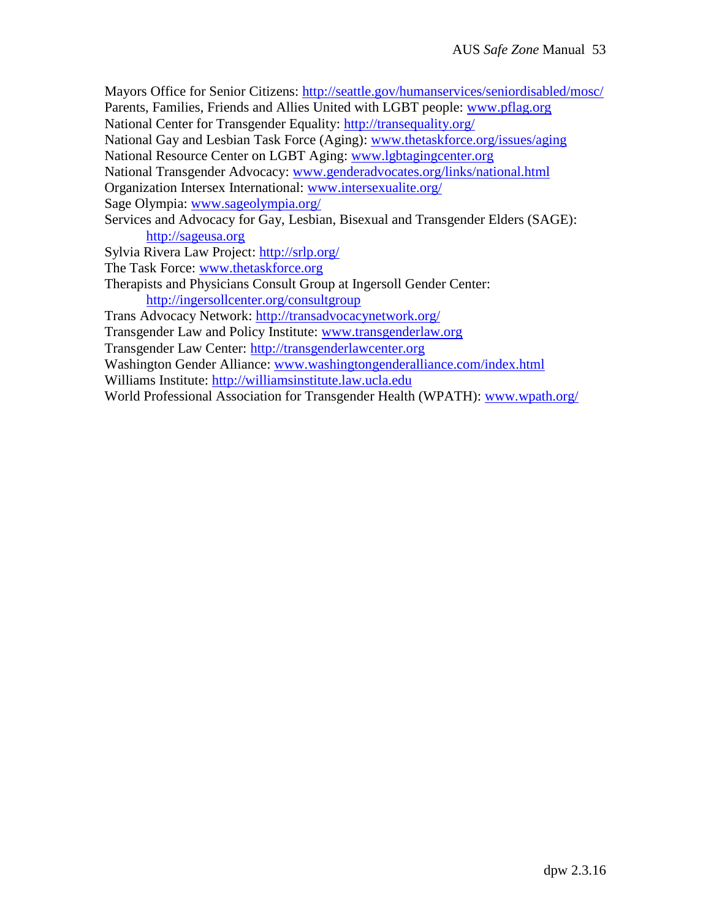Mayors Office for Senior Citizens: http://seattle.gov/humanservices/seniordisabled/mosc/
Parents, Families, Friends and Allies United with LGBT people: www.pflag.org
National Center for Transgender Equality: http://transequality.org/
National Gay and Lesbian Task Force (Aging): www.thetaskforce.org/issues/aging
National Resource Center on LGBT Aging: www.lgbtagingcenter.org
National Transgender Advocacy: www.genderadvocates.org/links/national.html
Organization Intersex International: www.intersexualite.org/
Sage Olympia: www.sageolympia.org/
Services and Advocacy for Gay, Lesbian, Bisexual and Transgender Elders (SAGE):
    http://sageusa.org
Sylvia Rivera Law Project: http://srlp.org/
The Task Force: www.thetaskforce.org
Therapists and Physicians Consult Group at Ingersoll Gender Center:
    http://ingersollcenter.org/consultgroup
Trans Advocacy Network: http://transadvocacynetwork.org/
Transgender Law and Policy Institute: www.transgenderlaw.org
Transgender Law Center: http://transgenderlawcenter.org
Washington Gender Alliance: www.washingtongenderalliance.com/index.html
Williams Institute: http://williamsinstitute.law.ucla.edu
World Professional Association for Transgender Health (WPATH): www.wpath.org/

dpw 2.3.16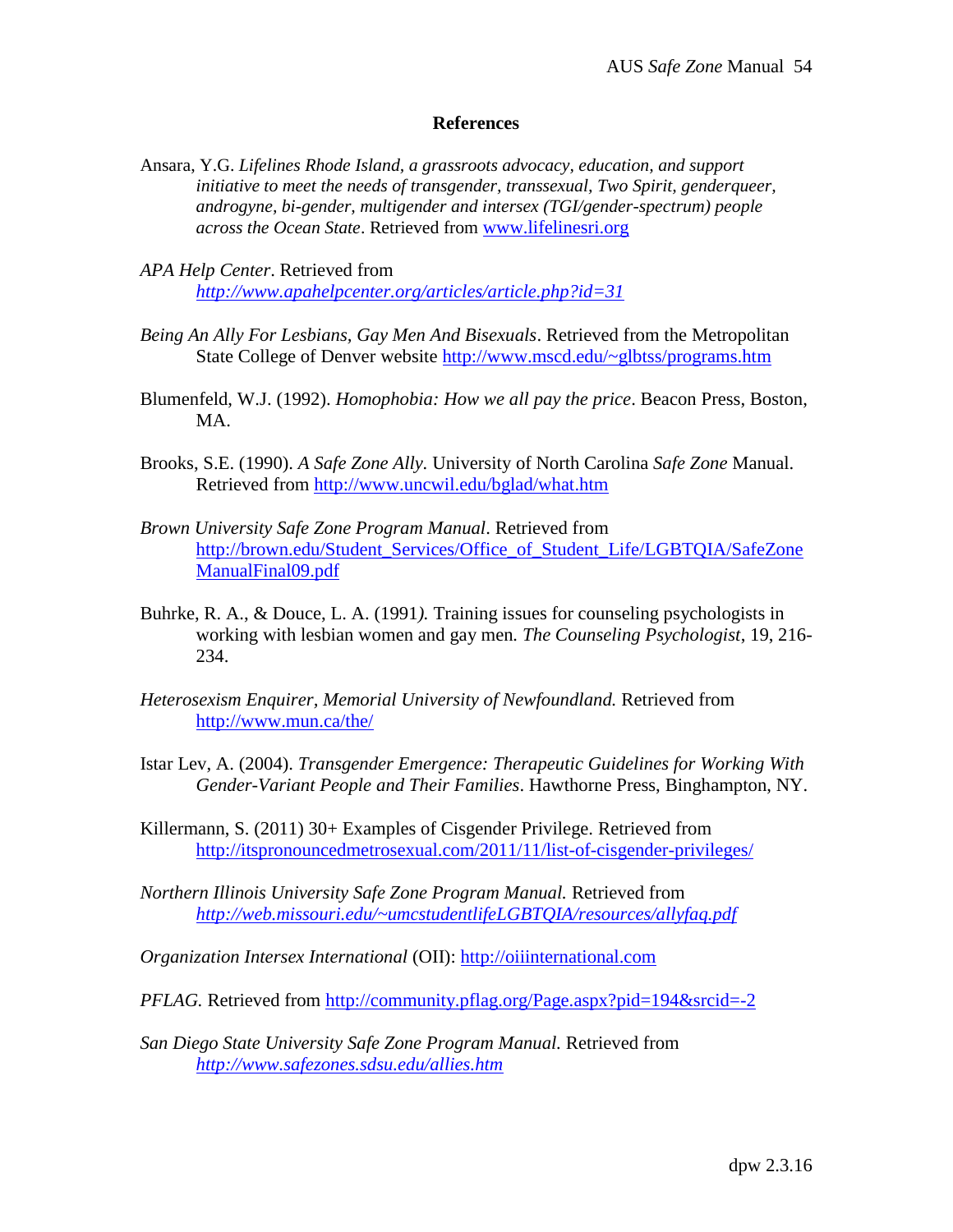## References

Ansara, Y.G. *Lifelines Rhode Island, a grassroots advocacy, education, and support initiative to meet the needs of transgender, transsexual, Two Spirit, genderqueer, androgyne, bi-gender, multigender and intersex (TGI/gender-spectrum) people across the Ocean State*. Retrieved from www.lifelinesri.org

*APA Help Center*. Retrieved from *http://www.apahelpcenter.org/articles/article.php?id=31*

*Being An Ally For Lesbians, Gay Men And Bisexuals*. Retrieved from the Metropolitan State College of Denver website http://www.mscd.edu/~glbtss/programs.htm

Blumenfeld, W.J. (1992). *Homophobia: How we all pay the price*. Beacon Press, Boston, MA.

Brooks, S.E. (1990). *A Safe Zone Ally*. University of North Carolina *Safe Zone* Manual. Retrieved from http://www.uncwil.edu/bglad/what.htm

*Brown University Safe Zone Program Manual*. Retrieved from http://brown.edu/Student_Services/Office_of_Student_Life/LGBTQIA/SafeZoneManualFinal09.pdf

Buhrke, R. A., & Douce, L. A. (1991). Training issues for counseling psychologists in working with lesbian women and gay men. *The Counseling Psychologist*, 19, 216-234.

*Heterosexism Enquirer, Memorial University of Newfoundland.* Retrieved from http://www.mun.ca/the/

Istar Lev, A. (2004). *Transgender Emergence: Therapeutic Guidelines for Working With Gender-Variant People and Their Families*. Hawthorne Press, Binghampton, NY.

Killermann, S. (2011) 30+ Examples of Cisgender Privilege. Retrieved from http://itspronouncedmetrosexual.com/2011/11/list-of-cisgender-privileges/

*Northern Illinois University Safe Zone Program Manual.* Retrieved from *http://web.missouri.edu/~umcstudentlifeLGBTQIA/resources/allyfaq.pdf*

*Organization Intersex International* (OII): http://oiiinternational.com

*PFLAG.* Retrieved from http://community.pflag.org/Page.aspx?pid=194&srcid=-2

*San Diego State University Safe Zone Program Manual*. Retrieved from *http://www.safezones.sdsu.edu/allies.htm*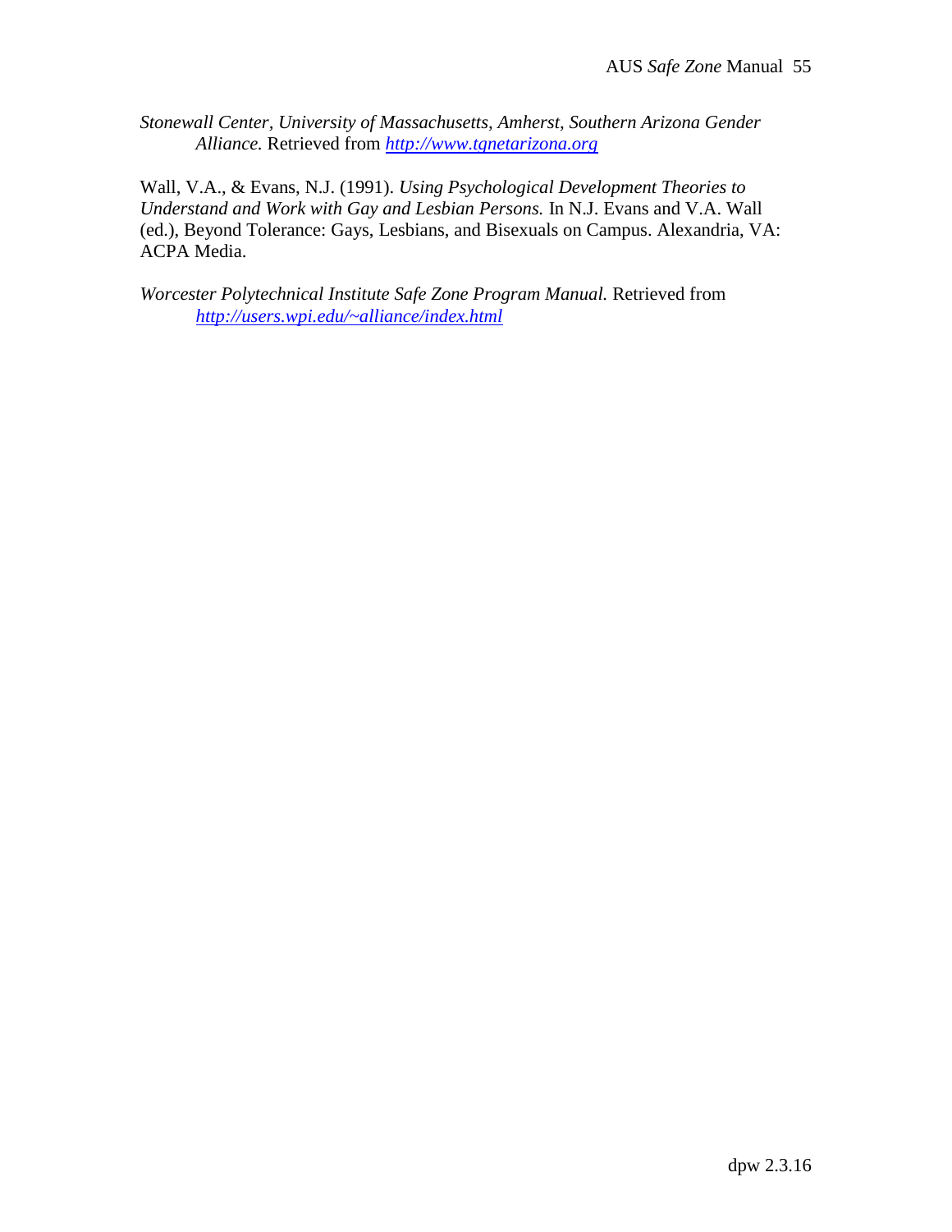*Stonewall Center, University of Massachusetts, Amherst, Southern Arizona Gender Alliance.* Retrieved from *http://www.tgnetarizona.org*

Wall, V.A., & Evans, N.J. (1991). *Using Psychological Development Theories to Understand and Work with Gay and Lesbian Persons.* In N.J. Evans and V.A. Wall (ed.), Beyond Tolerance: Gays, Lesbians, and Bisexuals on Campus. Alexandria, VA: ACPA Media.

*Worcester Polytechnical Institute Safe Zone Program Manual.* Retrieved from *http://users.wpi.edu/~alliance/index.html*

dpw 2.3.16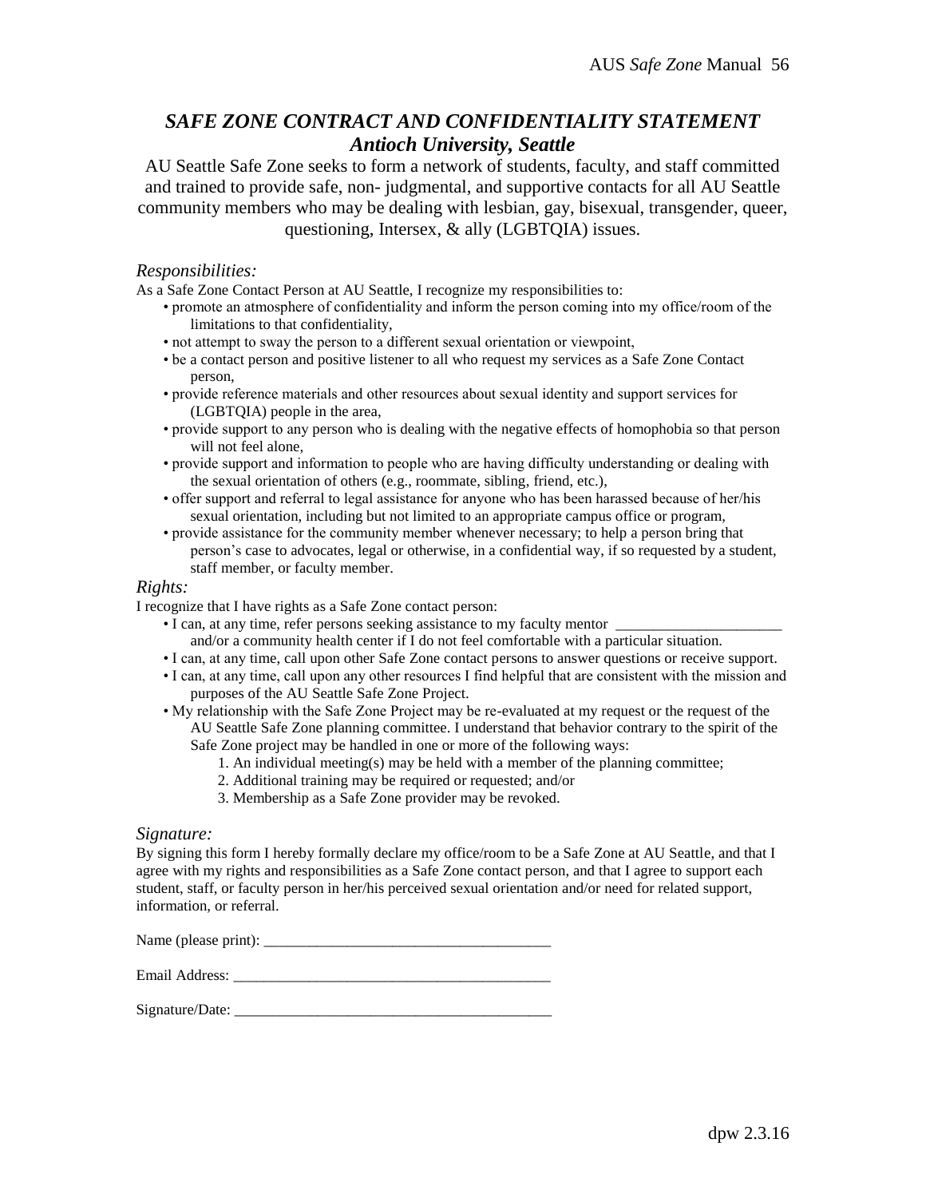## *SAFE ZONE CONTRACT AND CONFIDENTIALITY STATEMENT*
## *Antioch University, Seattle*

AU Seattle Safe Zone seeks to form a network of students, faculty, and staff committed and trained to provide safe, non- judgmental, and supportive contacts for all AU Seattle community members who may be dealing with lesbian, gay, bisexual, transgender, queer, questioning, Intersex, & ally (LGBTQIA) issues.

### *Responsibilities:*

As a Safe Zone Contact Person at AU Seattle, I recognize my responsibilities to:

- promote an atmosphere of confidentiality and inform the person coming into my office/room of the limitations to that confidentiality,
- not attempt to sway the person to a different sexual orientation or viewpoint,
- be a contact person and positive listener to all who request my services as a Safe Zone Contact person,
- provide reference materials and other resources about sexual identity and support services for (LGBTQIA) people in the area,
- provide support to any person who is dealing with the negative effects of homophobia so that person will not feel alone,
- provide support and information to people who are having difficulty understanding or dealing with the sexual orientation of others (e.g., roommate, sibling, friend, etc.),
- offer support and referral to legal assistance for anyone who has been harassed because of her/his sexual orientation, including but not limited to an appropriate campus office or program,
- provide assistance for the community member whenever necessary; to help a person bring that person's case to advocates, legal or otherwise, in a confidential way, if so requested by a student, staff member, or faculty member.

### *Rights:*

I recognize that I have rights as a Safe Zone contact person:

- I can, at any time, refer persons seeking assistance to my faculty mentor ______________________ and/or a community health center if I do not feel comfortable with a particular situation.
- I can, at any time, call upon other Safe Zone contact persons to answer questions or receive support.
- I can, at any time, call upon any other resources I find helpful that are consistent with the mission and purposes of the AU Seattle Safe Zone Project.
- My relationship with the Safe Zone Project may be re-evaluated at my request or the request of the AU Seattle Safe Zone planning committee. I understand that behavior contrary to the spirit of the Safe Zone project may be handled in one or more of the following ways:
  1. An individual meeting(s) may be held with a member of the planning committee;
  2. Additional training may be required or requested; and/or
  3. Membership as a Safe Zone provider may be revoked.

### *Signature:*

By signing this form I hereby formally declare my office/room to be a Safe Zone at AU Seattle, and that I agree with my rights and responsibilities as a Safe Zone contact person, and that I agree to support each student, staff, or faculty person in her/his perceived sexual orientation and/or need for related support, information, or referral.

Name (please print): ________________________________________

Email Address: ____________________________________________

Signature/Date: ____________________________________________

dpw 2.3.16